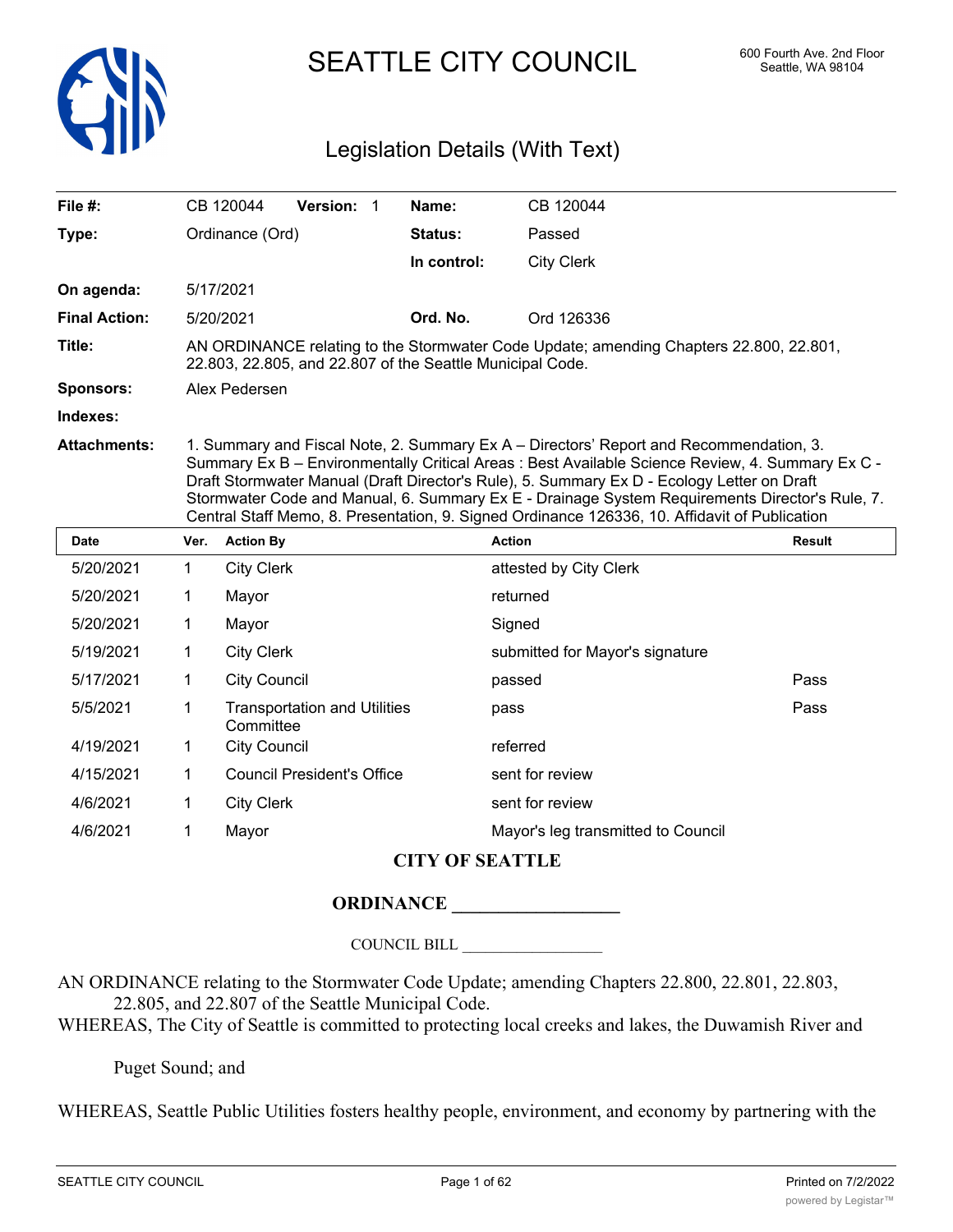# SEATTLE CITY COUNCIL

600 Fourth Ave. 2nd Floor
Seattle, WA 98104

## Legislation Details (With Text)

| | | | |
|---|---|---|---|
| **File #:** | CB 120044 **Version:** 1 | **Name:** | CB 120044 |
| **Type:** | Ordinance (Ord) | **Status:** | Passed |
| | | **In control:** | City Clerk |
| **On agenda:** | 5/17/2021 | | |
| **Final Action:** | 5/20/2021 | **Ord. No.** | Ord 126336 |
| **Title:** | AN ORDINANCE relating to the Stormwater Code Update; amending Chapters 22.800, 22.801, 22.803, 22.805, and 22.807 of the Seattle Municipal Code. | | |
| **Sponsors:** | Alex Pedersen | | |
| **Indexes:** | | | |
| **Attachments:** | 1. Summary and Fiscal Note, 2. Summary Ex A – Directors' Report and Recommendation, 3. Summary Ex B – Environmentally Critical Areas : Best Available Science Review, 4. Summary Ex C - Draft Stormwater Manual (Draft Director's Rule), 5. Summary Ex D - Ecology Letter on Draft Stormwater Code and Manual, 6. Summary Ex E - Drainage System Requirements Director's Rule, 7. Central Staff Memo, 8. Presentation, 9. Signed Ordinance 126336, 10. Affidavit of Publication | | |

| Date | Ver. | Action By | Action | Result |
|---|---|---|---|---|
| 5/20/2021 | 1 | City Clerk | attested by City Clerk | |
| 5/20/2021 | 1 | Mayor | returned | |
| 5/20/2021 | 1 | Mayor | Signed | |
| 5/19/2021 | 1 | City Clerk | submitted for Mayor's signature | |
| 5/17/2021 | 1 | City Council | passed | Pass |
| 5/5/2021 | 1 | Transportation and Utilities Committee | pass | Pass |
| 4/19/2021 | 1 | City Council | referred | |
| 4/15/2021 | 1 | Council President's Office | sent for review | |
| 4/6/2021 | 1 | City Clerk | sent for review | |
| 4/6/2021 | 1 | Mayor | Mayor's leg transmitted to Council | |

**CITY OF SEATTLE**

**ORDINANCE __________________**

COUNCIL BILL __________________

AN ORDINANCE relating to the Stormwater Code Update; amending Chapters 22.800, 22.801, 22.803, 22.805, and 22.807 of the Seattle Municipal Code.

WHEREAS, The City of Seattle is committed to protecting local creeks and lakes, the Duwamish River and Puget Sound; and

WHEREAS, Seattle Public Utilities fosters healthy people, environment, and economy by partnering with the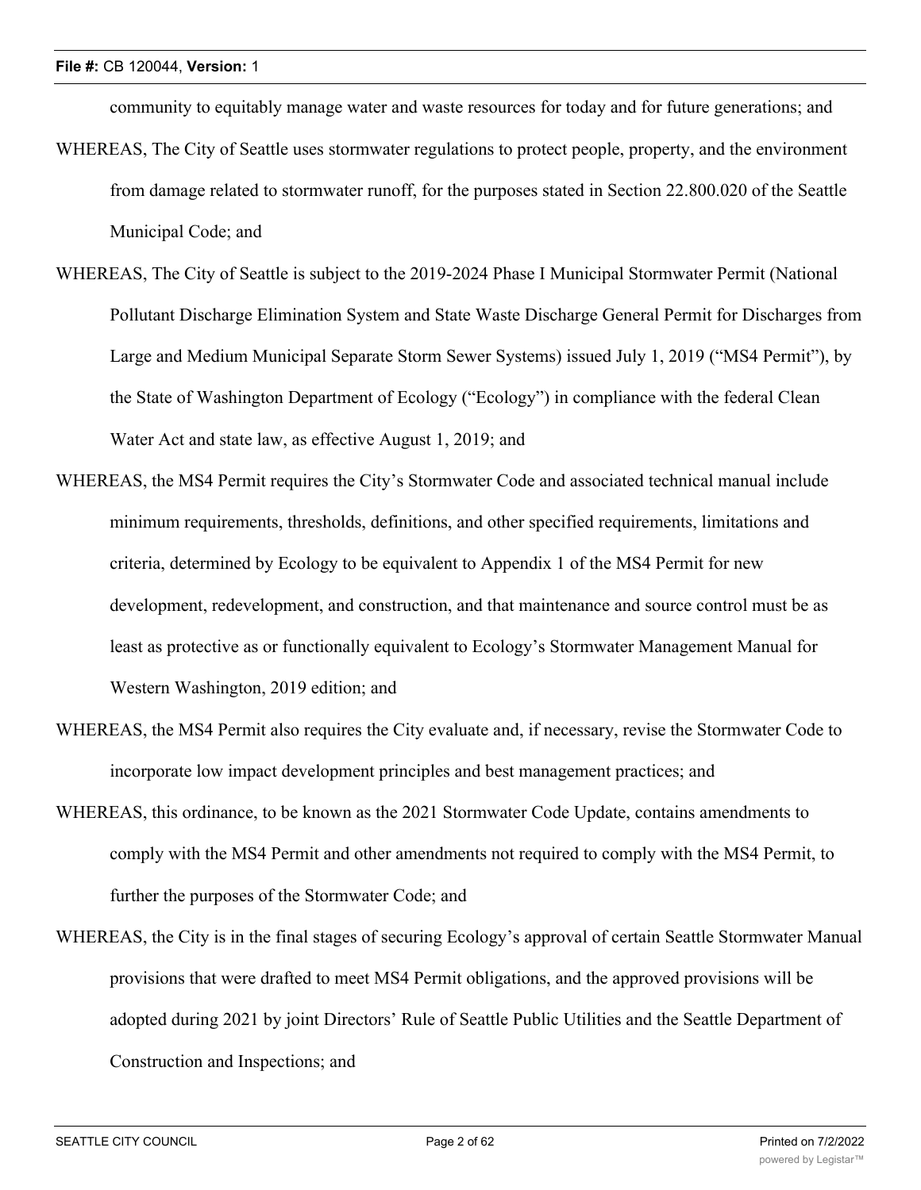community to equitably manage water and waste resources for today and for future generations; and

WHEREAS, The City of Seattle uses stormwater regulations to protect people, property, and the environment from damage related to stormwater runoff, for the purposes stated in Section 22.800.020 of the Seattle Municipal Code; and

WHEREAS, The City of Seattle is subject to the 2019-2024 Phase I Municipal Stormwater Permit (National Pollutant Discharge Elimination System and State Waste Discharge General Permit for Discharges from Large and Medium Municipal Separate Storm Sewer Systems) issued July 1, 2019 ("MS4 Permit"), by the State of Washington Department of Ecology ("Ecology") in compliance with the federal Clean Water Act and state law, as effective August 1, 2019; and

WHEREAS, the MS4 Permit requires the City's Stormwater Code and associated technical manual include minimum requirements, thresholds, definitions, and other specified requirements, limitations and criteria, determined by Ecology to be equivalent to Appendix 1 of the MS4 Permit for new development, redevelopment, and construction, and that maintenance and source control must be as least as protective as or functionally equivalent to Ecology's Stormwater Management Manual for Western Washington, 2019 edition; and

WHEREAS, the MS4 Permit also requires the City evaluate and, if necessary, revise the Stormwater Code to incorporate low impact development principles and best management practices; and

WHEREAS, this ordinance, to be known as the 2021 Stormwater Code Update, contains amendments to comply with the MS4 Permit and other amendments not required to comply with the MS4 Permit, to further the purposes of the Stormwater Code; and

WHEREAS, the City is in the final stages of securing Ecology's approval of certain Seattle Stormwater Manual provisions that were drafted to meet MS4 Permit obligations, and the approved provisions will be adopted during 2021 by joint Directors' Rule of Seattle Public Utilities and the Seattle Department of Construction and Inspections; and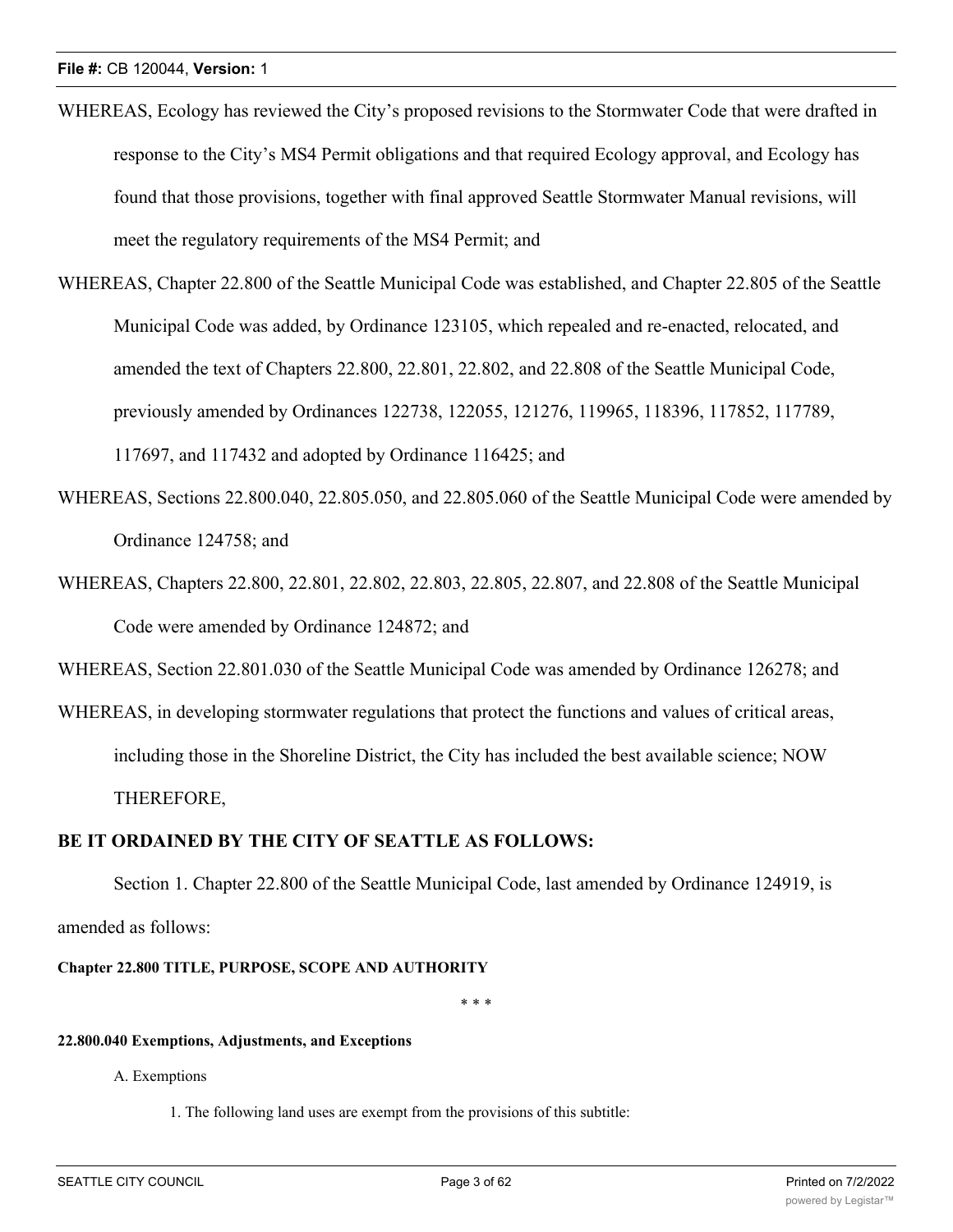WHEREAS, Ecology has reviewed the City's proposed revisions to the Stormwater Code that were drafted in response to the City's MS4 Permit obligations and that required Ecology approval, and Ecology has found that those provisions, together with final approved Seattle Stormwater Manual revisions, will meet the regulatory requirements of the MS4 Permit; and

WHEREAS, Chapter 22.800 of the Seattle Municipal Code was established, and Chapter 22.805 of the Seattle Municipal Code was added, by Ordinance 123105, which repealed and re-enacted, relocated, and amended the text of Chapters 22.800, 22.801, 22.802, and 22.808 of the Seattle Municipal Code, previously amended by Ordinances 122738, 122055, 121276, 119965, 118396, 117852, 117789, 117697, and 117432 and adopted by Ordinance 116425; and

WHEREAS, Sections 22.800.040, 22.805.050, and 22.805.060 of the Seattle Municipal Code were amended by Ordinance 124758; and

WHEREAS, Chapters 22.800, 22.801, 22.802, 22.803, 22.805, 22.807, and 22.808 of the Seattle Municipal Code were amended by Ordinance 124872; and

WHEREAS, Section 22.801.030 of the Seattle Municipal Code was amended by Ordinance 126278; and

WHEREAS, in developing stormwater regulations that protect the functions and values of critical areas, including those in the Shoreline District, the City has included the best available science; NOW THEREFORE,

**BE IT ORDAINED BY THE CITY OF SEATTLE AS FOLLOWS:**

Section 1. Chapter 22.800 of the Seattle Municipal Code, last amended by Ordinance 124919, is amended as follows:

**Chapter 22.800 TITLE, PURPOSE, SCOPE AND AUTHORITY**

\* \* \*

**22.800.040 Exemptions, Adjustments, and Exceptions**

A. Exemptions

1. The following land uses are exempt from the provisions of this subtitle: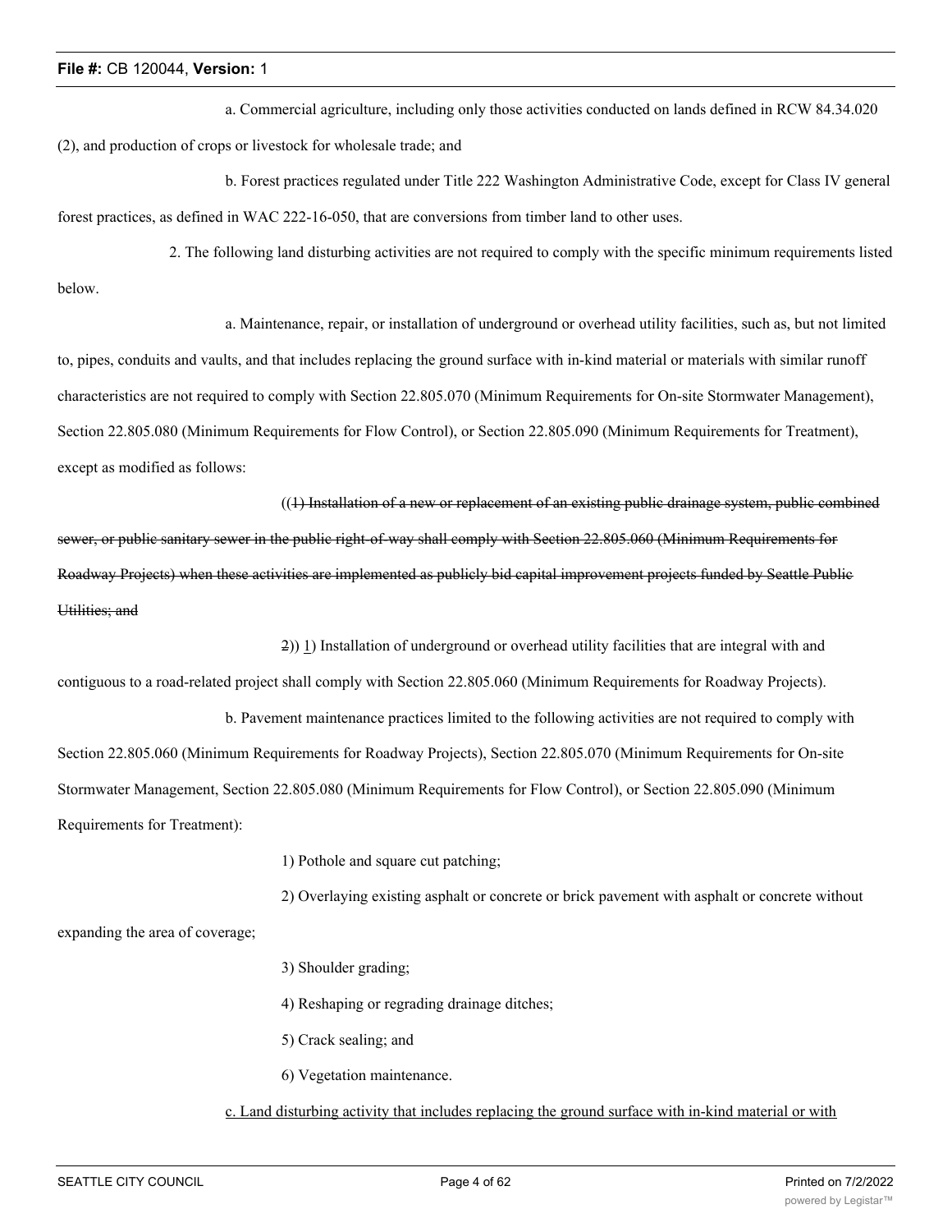a. Commercial agriculture, including only those activities conducted on lands defined in RCW 84.34.020 (2), and production of crops or livestock for wholesale trade; and

b. Forest practices regulated under Title 222 Washington Administrative Code, except for Class IV general forest practices, as defined in WAC 222-16-050, that are conversions from timber land to other uses.

2. The following land disturbing activities are not required to comply with the specific minimum requirements listed below.

a. Maintenance, repair, or installation of underground or overhead utility facilities, such as, but not limited to, pipes, conduits and vaults, and that includes replacing the ground surface with in-kind material or materials with similar runoff characteristics are not required to comply with Section 22.805.070 (Minimum Requirements for On-site Stormwater Management), Section 22.805.080 (Minimum Requirements for Flow Control), or Section 22.805.090 (Minimum Requirements for Treatment), except as modified as follows:

((~~1) Installation of a new or replacement of an existing public drainage system, public combined sewer, or public sanitary sewer in the public right-of-way shall comply with Section 22.805.060 (Minimum Requirements for Roadway Projects) when these activities are implemented as publicly bid capital improvement projects funded by Seattle Public Utilities; and~~

~~2~~)) <u>1</u>) Installation of underground or overhead utility facilities that are integral with and contiguous to a road-related project shall comply with Section 22.805.060 (Minimum Requirements for Roadway Projects).

b. Pavement maintenance practices limited to the following activities are not required to comply with Section 22.805.060 (Minimum Requirements for Roadway Projects), Section 22.805.070 (Minimum Requirements for On-site Stormwater Management, Section 22.805.080 (Minimum Requirements for Flow Control), or Section 22.805.090 (Minimum Requirements for Treatment):

1) Pothole and square cut patching;

2) Overlaying existing asphalt or concrete or brick pavement with asphalt or concrete without expanding the area of coverage;

3) Shoulder grading;

4) Reshaping or regrading drainage ditches;

5) Crack sealing; and

6) Vegetation maintenance.

<u>c. Land disturbing activity that includes replacing the ground surface with in-kind material or with</u>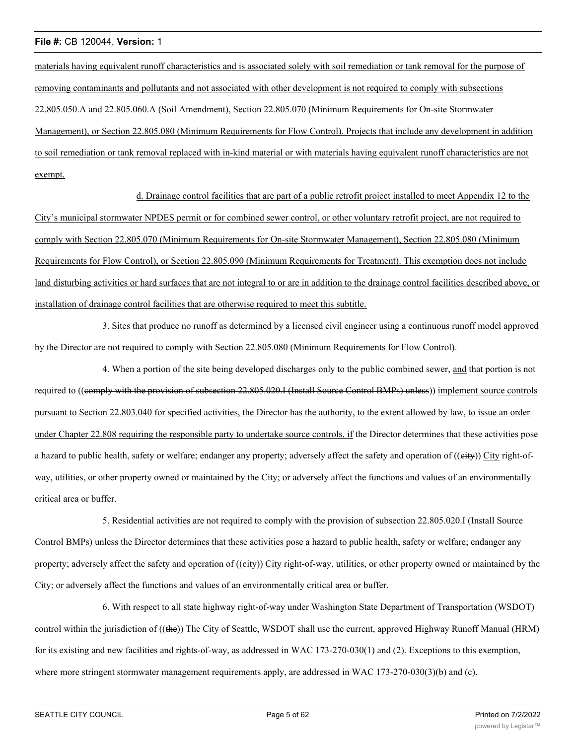materials having equivalent runoff characteristics and is associated solely with soil remediation or tank removal for the purpose of removing contaminants and pollutants and not associated with other development is not required to comply with subsections 22.805.050.A and 22.805.060.A (Soil Amendment), Section 22.805.070 (Minimum Requirements for On-site Stormwater Management), or Section 22.805.080 (Minimum Requirements for Flow Control). Projects that include any development in addition to soil remediation or tank removal replaced with in-kind material or with materials having equivalent runoff characteristics are not exempt.

d. Drainage control facilities that are part of a public retrofit project installed to meet Appendix 12 to the City's municipal stormwater NPDES permit or for combined sewer control, or other voluntary retrofit project, are not required to comply with Section 22.805.070 (Minimum Requirements for On-site Stormwater Management), Section 22.805.080 (Minimum Requirements for Flow Control), or Section 22.805.090 (Minimum Requirements for Treatment). This exemption does not include land disturbing activities or hard surfaces that are not integral to or are in addition to the drainage control facilities described above, or installation of drainage control facilities that are otherwise required to meet this subtitle.

3. Sites that produce no runoff as determined by a licensed civil engineer using a continuous runoff model approved by the Director are not required to comply with Section 22.805.080 (Minimum Requirements for Flow Control).

4. When a portion of the site being developed discharges only to the public combined sewer, and that portion is not required to ((comply with the provision of subsection 22.805.020.I (Install Source Control BMPs) unless)) implement source controls pursuant to Section 22.803.040 for specified activities, the Director has the authority, to the extent allowed by law, to issue an order under Chapter 22.808 requiring the responsible party to undertake source controls, if the Director determines that these activities pose a hazard to public health, safety or welfare; endanger any property; adversely affect the safety and operation of ((city)) City right-of-way, utilities, or other property owned or maintained by the City; or adversely affect the functions and values of an environmentally critical area or buffer.

5. Residential activities are not required to comply with the provision of subsection 22.805.020.I (Install Source Control BMPs) unless the Director determines that these activities pose a hazard to public health, safety or welfare; endanger any property; adversely affect the safety and operation of ((city)) City right-of-way, utilities, or other property owned or maintained by the City; or adversely affect the functions and values of an environmentally critical area or buffer.

6. With respect to all state highway right-of-way under Washington State Department of Transportation (WSDOT) control within the jurisdiction of ((the)) The City of Seattle, WSDOT shall use the current, approved Highway Runoff Manual (HRM) for its existing and new facilities and rights-of-way, as addressed in WAC 173-270-030(1) and (2). Exceptions to this exemption, where more stringent stormwater management requirements apply, are addressed in WAC 173-270-030(3)(b) and (c).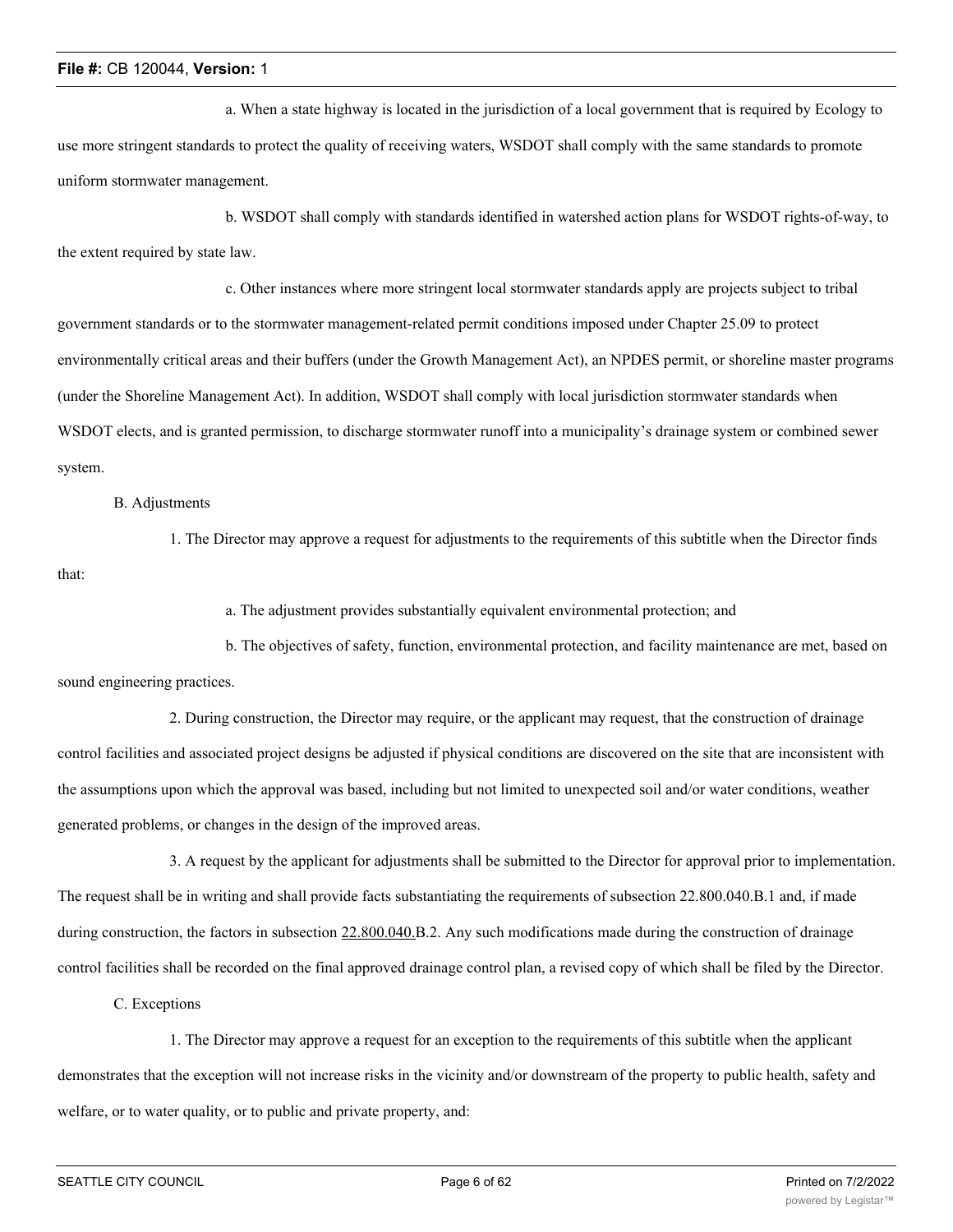a. When a state highway is located in the jurisdiction of a local government that is required by Ecology to use more stringent standards to protect the quality of receiving waters, WSDOT shall comply with the same standards to promote uniform stormwater management.

b. WSDOT shall comply with standards identified in watershed action plans for WSDOT rights-of-way, to the extent required by state law.

c. Other instances where more stringent local stormwater standards apply are projects subject to tribal government standards or to the stormwater management-related permit conditions imposed under Chapter 25.09 to protect environmentally critical areas and their buffers (under the Growth Management Act), an NPDES permit, or shoreline master programs (under the Shoreline Management Act). In addition, WSDOT shall comply with local jurisdiction stormwater standards when WSDOT elects, and is granted permission, to discharge stormwater runoff into a municipality's drainage system or combined sewer system.

B. Adjustments

1. The Director may approve a request for adjustments to the requirements of this subtitle when the Director finds that:

a. The adjustment provides substantially equivalent environmental protection; and

b. The objectives of safety, function, environmental protection, and facility maintenance are met, based on sound engineering practices.

2. During construction, the Director may require, or the applicant may request, that the construction of drainage control facilities and associated project designs be adjusted if physical conditions are discovered on the site that are inconsistent with the assumptions upon which the approval was based, including but not limited to unexpected soil and/or water conditions, weather generated problems, or changes in the design of the improved areas.

3. A request by the applicant for adjustments shall be submitted to the Director for approval prior to implementation. The request shall be in writing and shall provide facts substantiating the requirements of subsection 22.800.040.B.1 and, if made during construction, the factors in subsection 22.800.040.B.2. Any such modifications made during the construction of drainage control facilities shall be recorded on the final approved drainage control plan, a revised copy of which shall be filed by the Director.

C. Exceptions

1. The Director may approve a request for an exception to the requirements of this subtitle when the applicant demonstrates that the exception will not increase risks in the vicinity and/or downstream of the property to public health, safety and welfare, or to water quality, or to public and private property, and: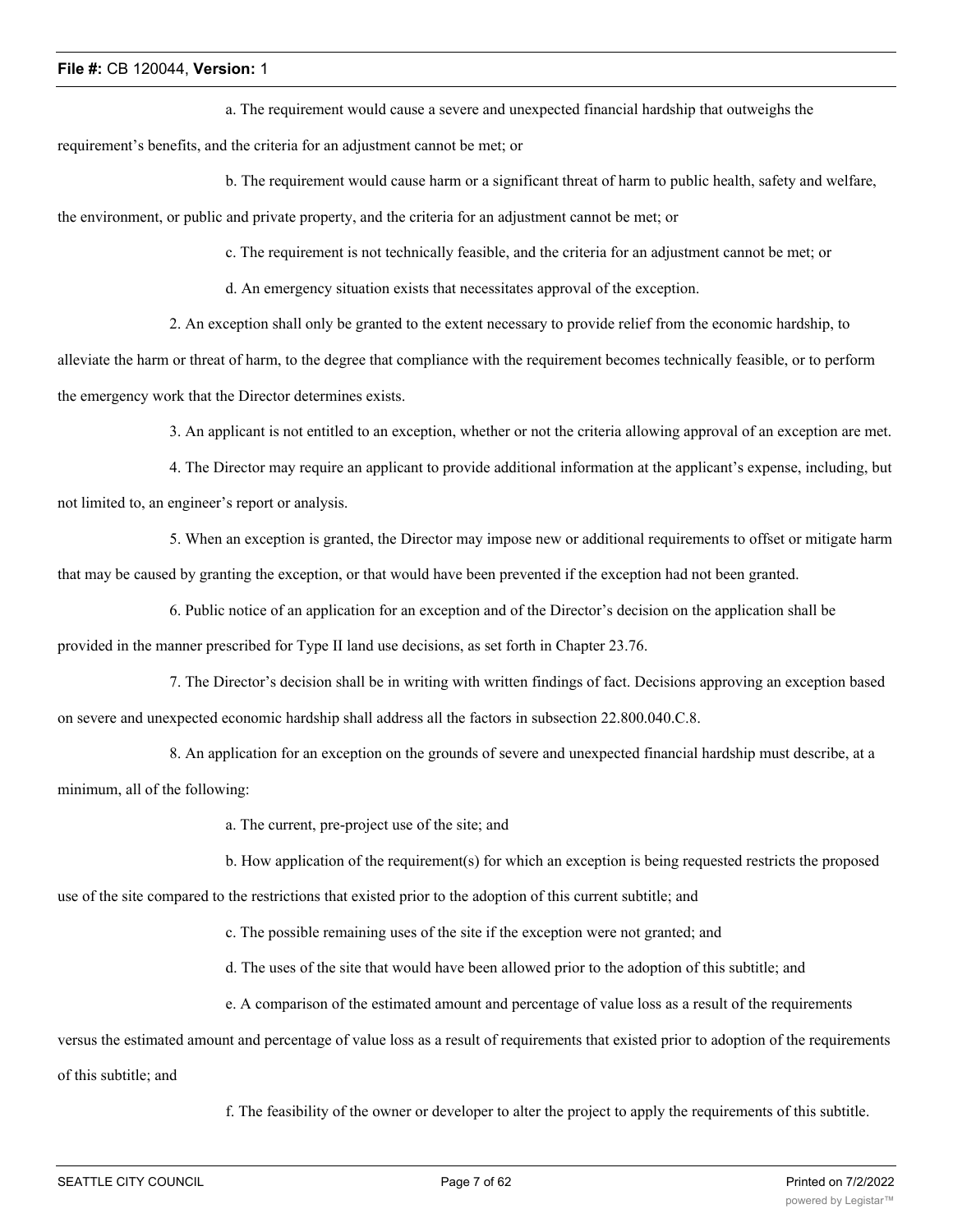a. The requirement would cause a severe and unexpected financial hardship that outweighs the requirement's benefits, and the criteria for an adjustment cannot be met; or

b. The requirement would cause harm or a significant threat of harm to public health, safety and welfare, the environment, or public and private property, and the criteria for an adjustment cannot be met; or

c. The requirement is not technically feasible, and the criteria for an adjustment cannot be met; or

d. An emergency situation exists that necessitates approval of the exception.

2. An exception shall only be granted to the extent necessary to provide relief from the economic hardship, to alleviate the harm or threat of harm, to the degree that compliance with the requirement becomes technically feasible, or to perform the emergency work that the Director determines exists.

3. An applicant is not entitled to an exception, whether or not the criteria allowing approval of an exception are met.

4. The Director may require an applicant to provide additional information at the applicant's expense, including, but not limited to, an engineer's report or analysis.

5. When an exception is granted, the Director may impose new or additional requirements to offset or mitigate harm that may be caused by granting the exception, or that would have been prevented if the exception had not been granted.

6. Public notice of an application for an exception and of the Director's decision on the application shall be provided in the manner prescribed for Type II land use decisions, as set forth in Chapter 23.76.

7. The Director's decision shall be in writing with written findings of fact. Decisions approving an exception based on severe and unexpected economic hardship shall address all the factors in subsection 22.800.040.C.8.

8. An application for an exception on the grounds of severe and unexpected financial hardship must describe, at a minimum, all of the following:

a. The current, pre-project use of the site; and

b. How application of the requirement(s) for which an exception is being requested restricts the proposed use of the site compared to the restrictions that existed prior to the adoption of this current subtitle; and

c. The possible remaining uses of the site if the exception were not granted; and

d. The uses of the site that would have been allowed prior to the adoption of this subtitle; and

e. A comparison of the estimated amount and percentage of value loss as a result of the requirements versus the estimated amount and percentage of value loss as a result of requirements that existed prior to adoption of the requirements of this subtitle; and

f. The feasibility of the owner or developer to alter the project to apply the requirements of this subtitle.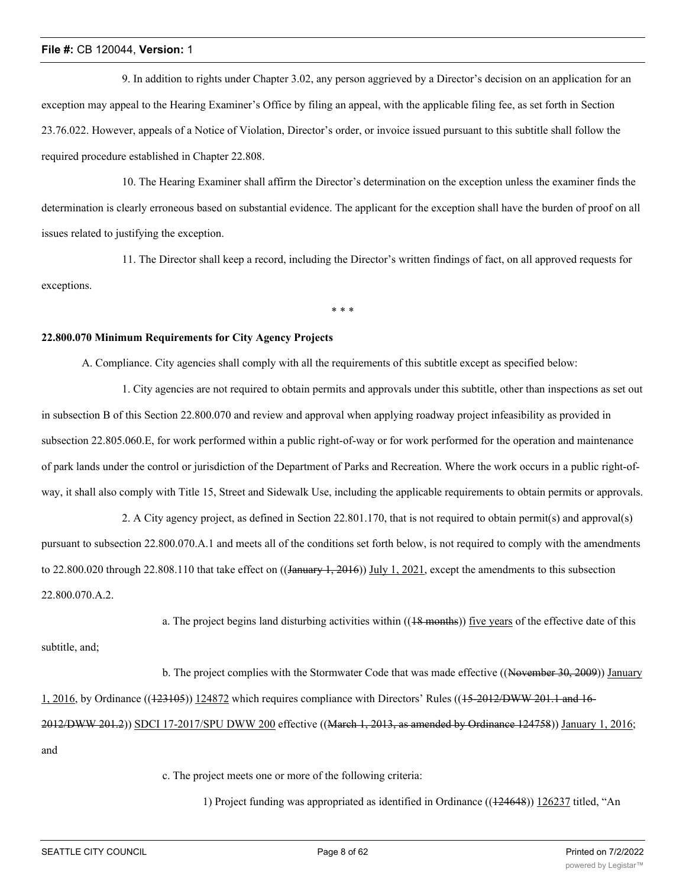9. In addition to rights under Chapter 3.02, any person aggrieved by a Director's decision on an application for an exception may appeal to the Hearing Examiner's Office by filing an appeal, with the applicable filing fee, as set forth in Section 23.76.022. However, appeals of a Notice of Violation, Director's order, or invoice issued pursuant to this subtitle shall follow the required procedure established in Chapter 22.808.

10. The Hearing Examiner shall affirm the Director's determination on the exception unless the examiner finds the determination is clearly erroneous based on substantial evidence. The applicant for the exception shall have the burden of proof on all issues related to justifying the exception.

11. The Director shall keep a record, including the Director's written findings of fact, on all approved requests for exceptions.

\* \* \*

**22.800.070 Minimum Requirements for City Agency Projects**

A. Compliance. City agencies shall comply with all the requirements of this subtitle except as specified below:

1. City agencies are not required to obtain permits and approvals under this subtitle, other than inspections as set out in subsection B of this Section 22.800.070 and review and approval when applying roadway project infeasibility as provided in subsection 22.805.060.E, for work performed within a public right-of-way or for work performed for the operation and maintenance of park lands under the control or jurisdiction of the Department of Parks and Recreation. Where the work occurs in a public right-of-way, it shall also comply with Title 15, Street and Sidewalk Use, including the applicable requirements to obtain permits or approvals.

2. A City agency project, as defined in Section 22.801.170, that is not required to obtain permit(s) and approval(s) pursuant to subsection 22.800.070.A.1 and meets all of the conditions set forth below, is not required to comply with the amendments to 22.800.020 through 22.808.110 that take effect on ((~~January 1, 2016~~)) <u>July 1, 2021</u>, except the amendments to this subsection 22.800.070.A.2.

a. The project begins land disturbing activities within ((~~18 months~~)) <u>five years</u> of the effective date of this subtitle, and;

b. The project complies with the Stormwater Code that was made effective ((~~November 30, 2009~~)) <u>January 1, 2016</u>, by Ordinance ((~~123105~~)) <u>124872</u> which requires compliance with Directors' Rules ((~~15-2012/DWW 201.1 and 16-2012/DWW 201.2~~)) <u>SDCI 17-2017/SPU DWW 200</u> effective ((~~March 1, 2013, as amended by Ordinance 124758~~)) <u>January 1, 2016</u>; and

c. The project meets one or more of the following criteria:

1) Project funding was appropriated as identified in Ordinance ((~~124648~~)) <u>126237</u> titled, "An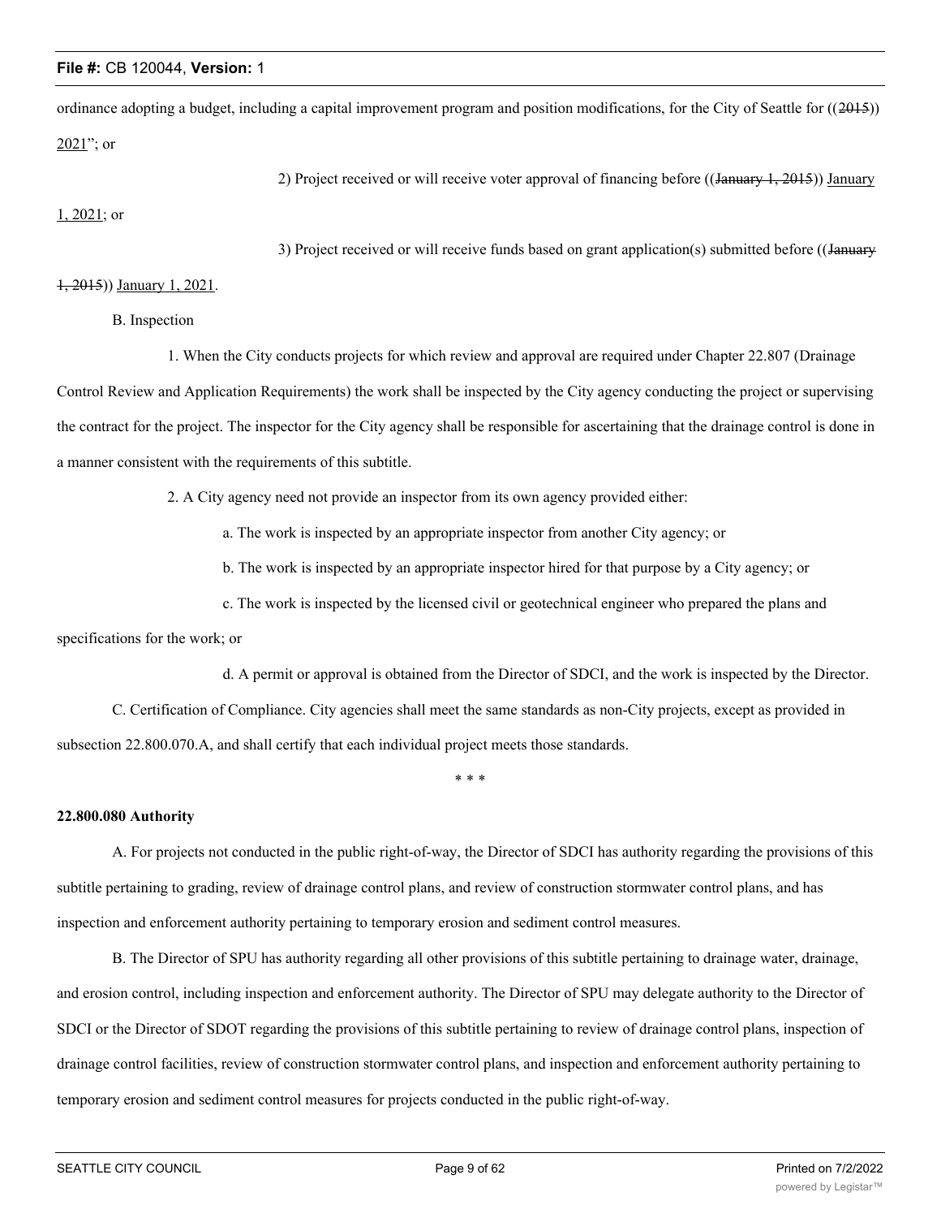ordinance adopting a budget, including a capital improvement program and position modifications, for the City of Seattle for ((~~2015~~)) <u>2021</u>"; or

2) Project received or will receive voter approval of financing before ((~~January 1, 2015~~)) <u>January 1, 2021</u>; or

3) Project received or will receive funds based on grant application(s) submitted before ((~~January 1, 2015~~)) <u>January 1, 2021</u>.

B. Inspection

1. When the City conducts projects for which review and approval are required under Chapter 22.807 (Drainage Control Review and Application Requirements) the work shall be inspected by the City agency conducting the project or supervising the contract for the project. The inspector for the City agency shall be responsible for ascertaining that the drainage control is done in a manner consistent with the requirements of this subtitle.

2. A City agency need not provide an inspector from its own agency provided either:

a. The work is inspected by an appropriate inspector from another City agency; or

b. The work is inspected by an appropriate inspector hired for that purpose by a City agency; or

c. The work is inspected by the licensed civil or geotechnical engineer who prepared the plans and specifications for the work; or

d. A permit or approval is obtained from the Director of SDCI, and the work is inspected by the Director.

C. Certification of Compliance. City agencies shall meet the same standards as non-City projects, except as provided in subsection 22.800.070.A, and shall certify that each individual project meets those standards.

\* \* \*

**22.800.080 Authority**

A. For projects not conducted in the public right-of-way, the Director of SDCI has authority regarding the provisions of this subtitle pertaining to grading, review of drainage control plans, and review of construction stormwater control plans, and has inspection and enforcement authority pertaining to temporary erosion and sediment control measures.

B. The Director of SPU has authority regarding all other provisions of this subtitle pertaining to drainage water, drainage, and erosion control, including inspection and enforcement authority. The Director of SPU may delegate authority to the Director of SDCI or the Director of SDOT regarding the provisions of this subtitle pertaining to review of drainage control plans, inspection of drainage control facilities, review of construction stormwater control plans, and inspection and enforcement authority pertaining to temporary erosion and sediment control measures for projects conducted in the public right-of-way.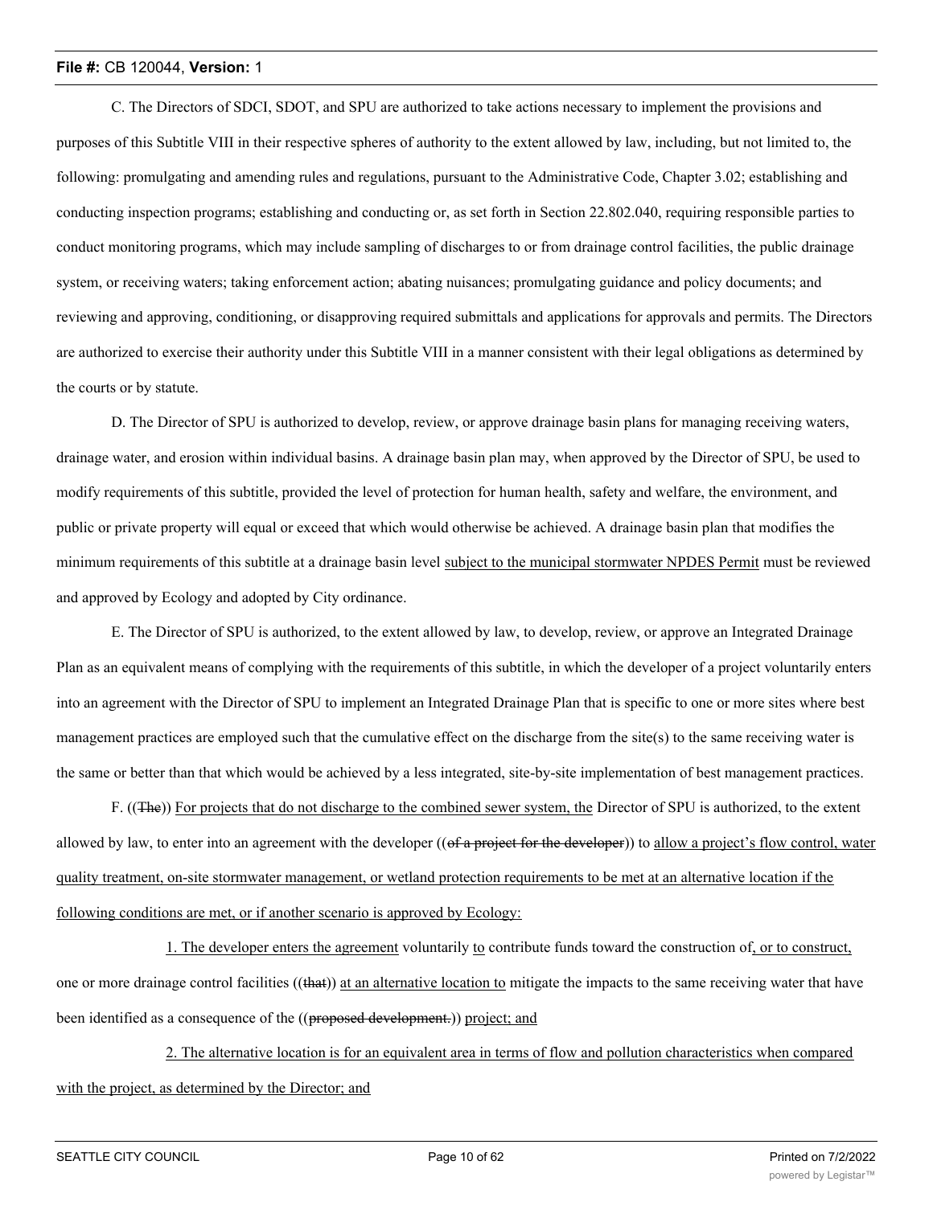C. The Directors of SDCI, SDOT, and SPU are authorized to take actions necessary to implement the provisions and purposes of this Subtitle VIII in their respective spheres of authority to the extent allowed by law, including, but not limited to, the following: promulgating and amending rules and regulations, pursuant to the Administrative Code, Chapter 3.02; establishing and conducting inspection programs; establishing and conducting or, as set forth in Section 22.802.040, requiring responsible parties to conduct monitoring programs, which may include sampling of discharges to or from drainage control facilities, the public drainage system, or receiving waters; taking enforcement action; abating nuisances; promulgating guidance and policy documents; and reviewing and approving, conditioning, or disapproving required submittals and applications for approvals and permits. The Directors are authorized to exercise their authority under this Subtitle VIII in a manner consistent with their legal obligations as determined by the courts or by statute.

D. The Director of SPU is authorized to develop, review, or approve drainage basin plans for managing receiving waters, drainage water, and erosion within individual basins. A drainage basin plan may, when approved by the Director of SPU, be used to modify requirements of this subtitle, provided the level of protection for human health, safety and welfare, the environment, and public or private property will equal or exceed that which would otherwise be achieved. A drainage basin plan that modifies the minimum requirements of this subtitle at a drainage basin level subject to the municipal stormwater NPDES Permit must be reviewed and approved by Ecology and adopted by City ordinance.

E. The Director of SPU is authorized, to the extent allowed by law, to develop, review, or approve an Integrated Drainage Plan as an equivalent means of complying with the requirements of this subtitle, in which the developer of a project voluntarily enters into an agreement with the Director of SPU to implement an Integrated Drainage Plan that is specific to one or more sites where best management practices are employed such that the cumulative effect on the discharge from the site(s) to the same receiving water is the same or better than that which would be achieved by a less integrated, site-by-site implementation of best management practices.

F. ((~~The~~)) For projects that do not discharge to the combined sewer system, the Director of SPU is authorized, to the extent allowed by law, to enter into an agreement with the developer ((~~of a project for the developer~~)) to allow a project's flow control, water quality treatment, on-site stormwater management, or wetland protection requirements to be met at an alternative location if the following conditions are met, or if another scenario is approved by Ecology:

1. The developer enters the agreement voluntarily to contribute funds toward the construction of, or to construct, one or more drainage control facilities ((~~that~~)) at an alternative location to mitigate the impacts to the same receiving water that have been identified as a consequence of the ((~~proposed development.~~)) project; and

2. The alternative location is for an equivalent area in terms of flow and pollution characteristics when compared with the project, as determined by the Director; and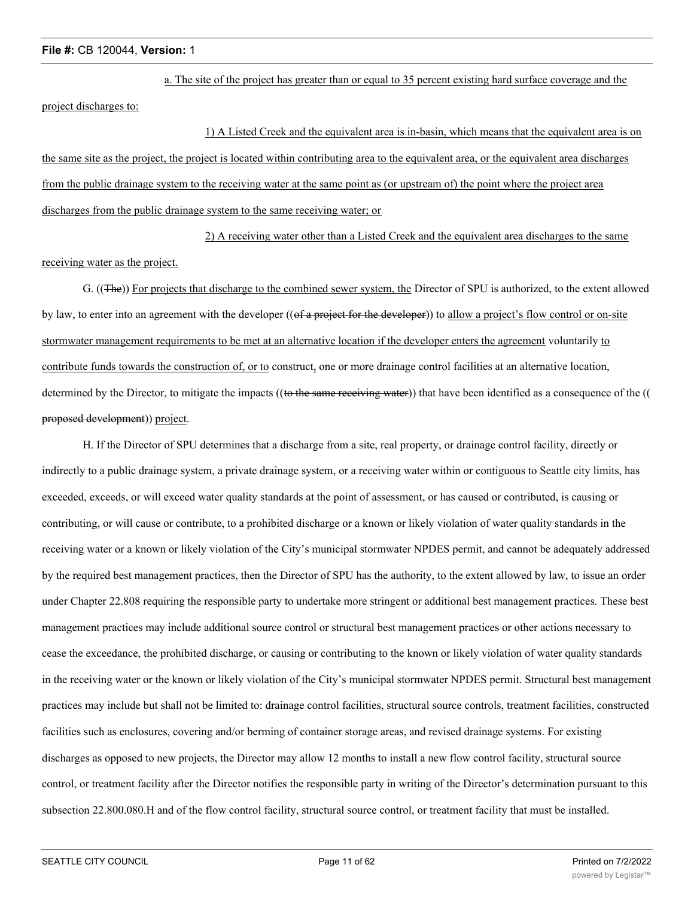a. The site of the project has greater than or equal to 35 percent existing hard surface coverage and the project discharges to:

1) A Listed Creek and the equivalent area is in-basin, which means that the equivalent area is on the same site as the project, the project is located within contributing area to the equivalent area, or the equivalent area discharges from the public drainage system to the receiving water at the same point as (or upstream of) the point where the project area discharges from the public drainage system to the same receiving water; or

2) A receiving water other than a Listed Creek and the equivalent area discharges to the same receiving water as the project.

G. ((The)) For projects that discharge to the combined sewer system, the Director of SPU is authorized, to the extent allowed by law, to enter into an agreement with the developer ((of a project for the developer)) to allow a project's flow control or on-site stormwater management requirements to be met at an alternative location if the developer enters the agreement voluntarily to contribute funds towards the construction of, or to construct, one or more drainage control facilities at an alternative location, determined by the Director, to mitigate the impacts ((to the same receiving water)) that have been identified as a consequence of the ((proposed development)) project.

H. If the Director of SPU determines that a discharge from a site, real property, or drainage control facility, directly or indirectly to a public drainage system, a private drainage system, or a receiving water within or contiguous to Seattle city limits, has exceeded, exceeds, or will exceed water quality standards at the point of assessment, or has caused or contributed, is causing or contributing, or will cause or contribute, to a prohibited discharge or a known or likely violation of water quality standards in the receiving water or a known or likely violation of the City's municipal stormwater NPDES permit, and cannot be adequately addressed by the required best management practices, then the Director of SPU has the authority, to the extent allowed by law, to issue an order under Chapter 22.808 requiring the responsible party to undertake more stringent or additional best management practices. These best management practices may include additional source control or structural best management practices or other actions necessary to cease the exceedance, the prohibited discharge, or causing or contributing to the known or likely violation of water quality standards in the receiving water or the known or likely violation of the City's municipal stormwater NPDES permit. Structural best management practices may include but shall not be limited to: drainage control facilities, structural source controls, treatment facilities, constructed facilities such as enclosures, covering and/or berming of container storage areas, and revised drainage systems. For existing discharges as opposed to new projects, the Director may allow 12 months to install a new flow control facility, structural source control, or treatment facility after the Director notifies the responsible party in writing of the Director's determination pursuant to this subsection 22.800.080.H and of the flow control facility, structural source control, or treatment facility that must be installed.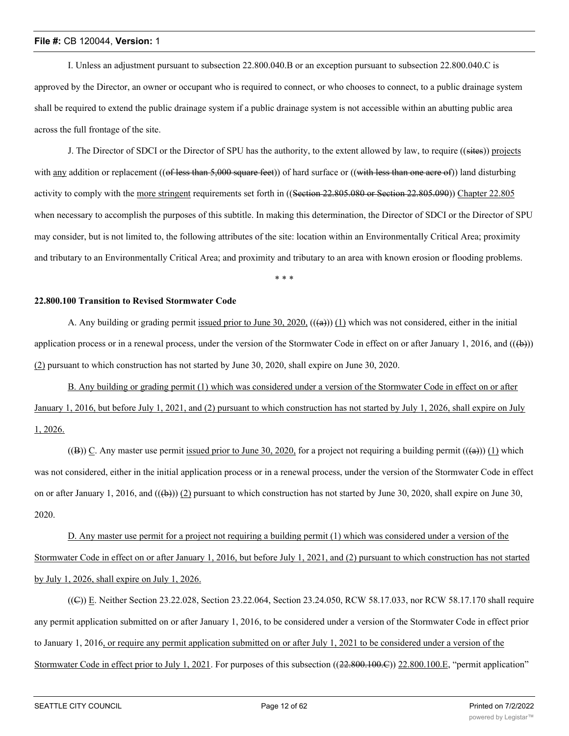I. Unless an adjustment pursuant to subsection 22.800.040.B or an exception pursuant to subsection 22.800.040.C is approved by the Director, an owner or occupant who is required to connect, or who chooses to connect, to a public drainage system shall be required to extend the public drainage system if a public drainage system is not accessible within an abutting public area across the full frontage of the site.

J. The Director of SDCI or the Director of SPU has the authority, to the extent allowed by law, to require ((sites)) projects with any addition or replacement ((of less than 5,000 square feet)) of hard surface or ((with less than one acre of)) land disturbing activity to comply with the more stringent requirements set forth in ((Section 22.805.080 or Section 22.805.090)) Chapter 22.805 when necessary to accomplish the purposes of this subtitle. In making this determination, the Director of SDCI or the Director of SPU may consider, but is not limited to, the following attributes of the site: location within an Environmentally Critical Area; proximity and tributary to an Environmentally Critical Area; and proximity and tributary to an area with known erosion or flooding problems.

\* \* \*

**22.800.100 Transition to Revised Stormwater Code**

A. Any building or grading permit issued prior to June 30, 2020, (((a))) (1) which was not considered, either in the initial application process or in a renewal process, under the version of the Stormwater Code in effect on or after January 1, 2016, and (((b))) (2) pursuant to which construction has not started by June 30, 2020, shall expire on June 30, 2020.

B. Any building or grading permit (1) which was considered under a version of the Stormwater Code in effect on or after January 1, 2016, but before July 1, 2021, and (2) pursuant to which construction has not started by July 1, 2026, shall expire on July 1, 2026.

((B)) C. Any master use permit issued prior to June 30, 2020, for a project not requiring a building permit (((a))) (1) which was not considered, either in the initial application process or in a renewal process, under the version of the Stormwater Code in effect on or after January 1, 2016, and (((b))) (2) pursuant to which construction has not started by June 30, 2020, shall expire on June 30, 2020.

D. Any master use permit for a project not requiring a building permit (1) which was considered under a version of the Stormwater Code in effect on or after January 1, 2016, but before July 1, 2021, and (2) pursuant to which construction has not started by July 1, 2026, shall expire on July 1, 2026.

((C)) E. Neither Section 23.22.028, Section 23.22.064, Section 23.24.050, RCW 58.17.033, nor RCW 58.17.170 shall require any permit application submitted on or after January 1, 2016, to be considered under a version of the Stormwater Code in effect prior to January 1, 2016, or require any permit application submitted on or after July 1, 2021 to be considered under a version of the Stormwater Code in effect prior to July 1, 2021. For purposes of this subsection ((22.800.100.C)) 22.800.100.E, "permit application"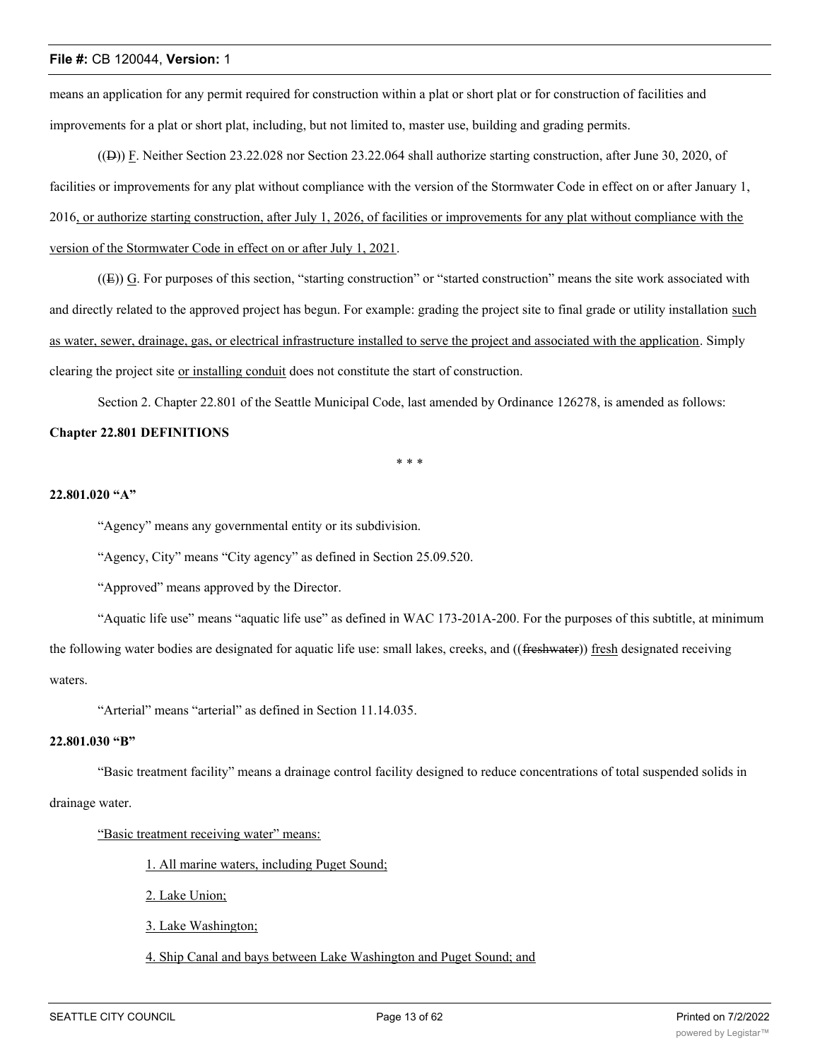means an application for any permit required for construction within a plat or short plat or for construction of facilities and improvements for a plat or short plat, including, but not limited to, master use, building and grading permits.

((~~D~~)) <u>F</u>. Neither Section 23.22.028 nor Section 23.22.064 shall authorize starting construction, after June 30, 2020, of facilities or improvements for any plat without compliance with the version of the Stormwater Code in effect on or after January 1, 2016<u>, or authorize starting construction, after July 1, 2026, of facilities or improvements for any plat without compliance with the version of the Stormwater Code in effect on or after July 1, 2021</u>.

((~~E~~)) <u>G</u>. For purposes of this section, "starting construction" or "started construction" means the site work associated with and directly related to the approved project has begun. For example: grading the project site to final grade or utility installation <u>such as water, sewer, drainage, gas, or electrical infrastructure installed to serve the project and associated with the application</u>. Simply clearing the project site <u>or installing conduit</u> does not constitute the start of construction.

Section 2. Chapter 22.801 of the Seattle Municipal Code, last amended by Ordinance 126278, is amended as follows:

**Chapter 22.801 DEFINITIONS**

\* \* \*

**22.801.020 "A"**

"Agency" means any governmental entity or its subdivision.

"Agency, City" means "City agency" as defined in Section 25.09.520.

"Approved" means approved by the Director.

"Aquatic life use" means "aquatic life use" as defined in WAC 173-201A-200. For the purposes of this subtitle, at minimum the following water bodies are designated for aquatic life use: small lakes, creeks, and ((~~freshwater~~)) <u>fresh</u> designated receiving waters.

"Arterial" means "arterial" as defined in Section 11.14.035.

**22.801.030 "B"**

"Basic treatment facility" means a drainage control facility designed to reduce concentrations of total suspended solids in drainage water.

<u>"Basic treatment receiving water" means:</u>

<u>1. All marine waters, including Puget Sound;</u>

<u>2. Lake Union;</u>

<u>3. Lake Washington;</u>

<u>4. Ship Canal and bays between Lake Washington and Puget Sound; and</u>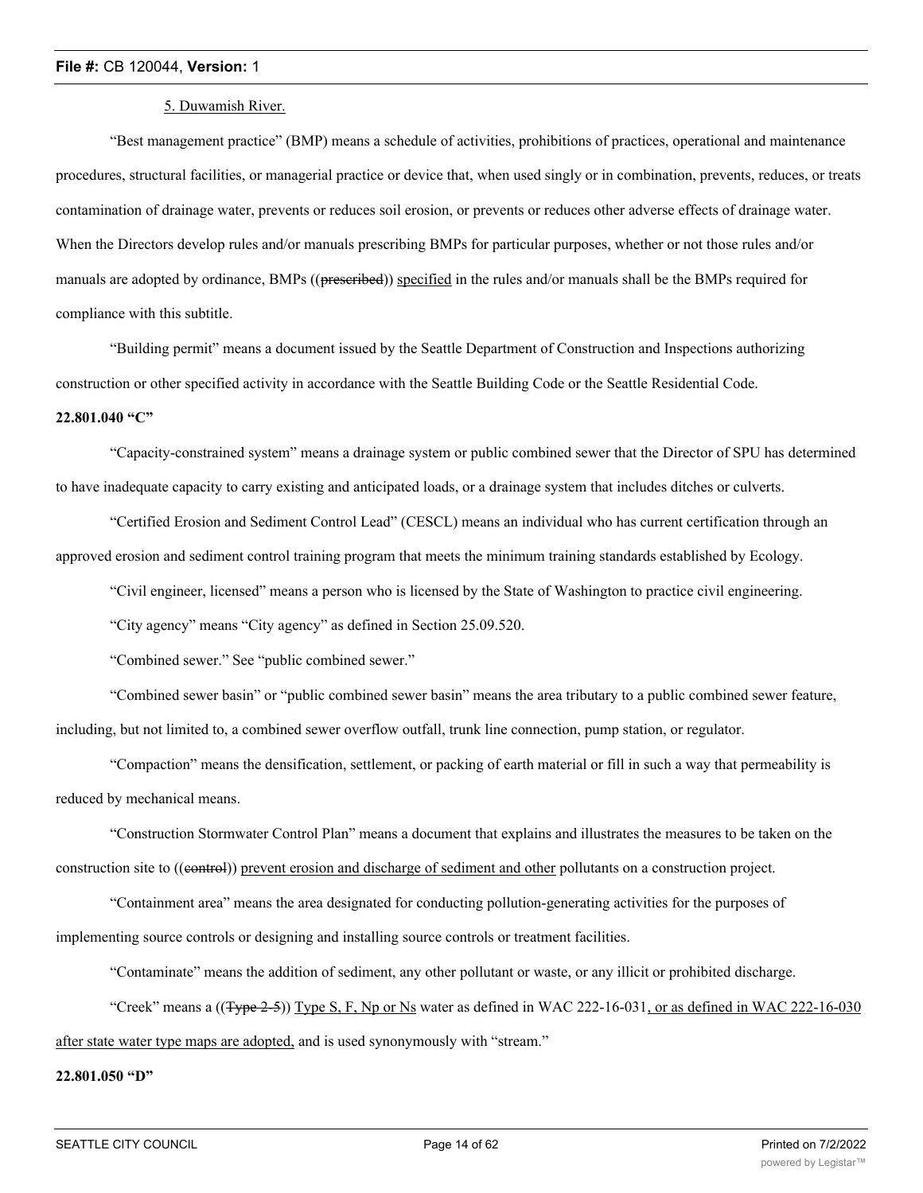5. Duwamish River.

"Best management practice" (BMP) means a schedule of activities, prohibitions of practices, operational and maintenance procedures, structural facilities, or managerial practice or device that, when used singly or in combination, prevents, reduces, or treats contamination of drainage water, prevents or reduces soil erosion, or prevents or reduces other adverse effects of drainage water. When the Directors develop rules and/or manuals prescribing BMPs for particular purposes, whether or not those rules and/or manuals are adopted by ordinance, BMPs ((~~prescribed~~)) specified in the rules and/or manuals shall be the BMPs required for compliance with this subtitle.

"Building permit" means a document issued by the Seattle Department of Construction and Inspections authorizing construction or other specified activity in accordance with the Seattle Building Code or the Seattle Residential Code.

**22.801.040 "C"**

"Capacity-constrained system" means a drainage system or public combined sewer that the Director of SPU has determined to have inadequate capacity to carry existing and anticipated loads, or a drainage system that includes ditches or culverts.

"Certified Erosion and Sediment Control Lead" (CESCL) means an individual who has current certification through an approved erosion and sediment control training program that meets the minimum training standards established by Ecology.

"Civil engineer, licensed" means a person who is licensed by the State of Washington to practice civil engineering.

"City agency" means "City agency" as defined in Section 25.09.520.

"Combined sewer." See "public combined sewer."

"Combined sewer basin" or "public combined sewer basin" means the area tributary to a public combined sewer feature, including, but not limited to, a combined sewer overflow outfall, trunk line connection, pump station, or regulator.

"Compaction" means the densification, settlement, or packing of earth material or fill in such a way that permeability is reduced by mechanical means.

"Construction Stormwater Control Plan" means a document that explains and illustrates the measures to be taken on the construction site to ((~~control~~)) prevent erosion and discharge of sediment and other pollutants on a construction project.

"Containment area" means the area designated for conducting pollution-generating activities for the purposes of implementing source controls or designing and installing source controls or treatment facilities.

"Contaminate" means the addition of sediment, any other pollutant or waste, or any illicit or prohibited discharge.

"Creek" means a ((~~Type 2-5~~)) Type S, F, Np or Ns water as defined in WAC 222-16-031, or as defined in WAC 222-16-030 after state water type maps are adopted, and is used synonymously with "stream."

**22.801.050 "D"**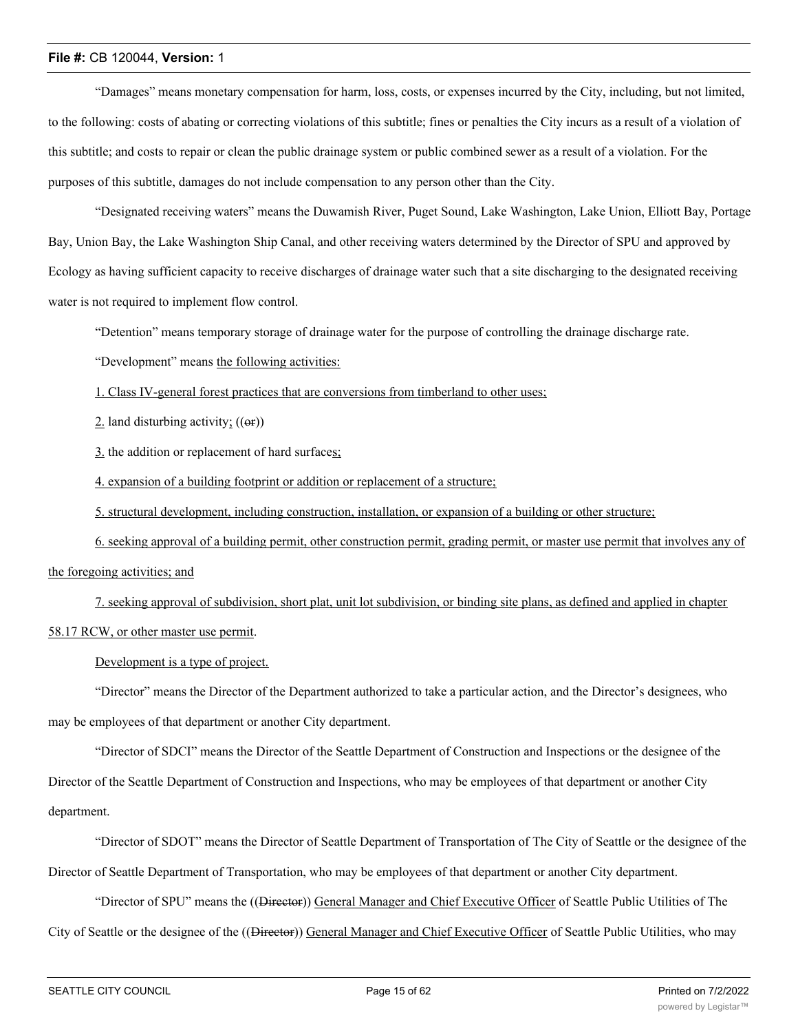"Damages" means monetary compensation for harm, loss, costs, or expenses incurred by the City, including, but not limited, to the following: costs of abating or correcting violations of this subtitle; fines or penalties the City incurs as a result of a violation of this subtitle; and costs to repair or clean the public drainage system or public combined sewer as a result of a violation. For the purposes of this subtitle, damages do not include compensation to any person other than the City.

"Designated receiving waters" means the Duwamish River, Puget Sound, Lake Washington, Lake Union, Elliott Bay, Portage Bay, Union Bay, the Lake Washington Ship Canal, and other receiving waters determined by the Director of SPU and approved by Ecology as having sufficient capacity to receive discharges of drainage water such that a site discharging to the designated receiving water is not required to implement flow control.

"Detention" means temporary storage of drainage water for the purpose of controlling the drainage discharge rate.

"Development" means the following activities:

1. Class IV-general forest practices that are conversions from timberland to other uses;

2. land disturbing activity; ((or))

3. the addition or replacement of hard surfaces;

4. expansion of a building footprint or addition or replacement of a structure;

5. structural development, including construction, installation, or expansion of a building or other structure;

6. seeking approval of a building permit, other construction permit, grading permit, or master use permit that involves any of the foregoing activities; and

7. seeking approval of subdivision, short plat, unit lot subdivision, or binding site plans, as defined and applied in chapter 58.17 RCW, or other master use permit.

Development is a type of project.

"Director" means the Director of the Department authorized to take a particular action, and the Director's designees, who may be employees of that department or another City department.

"Director of SDCI" means the Director of the Seattle Department of Construction and Inspections or the designee of the Director of the Seattle Department of Construction and Inspections, who may be employees of that department or another City department.

"Director of SDOT" means the Director of Seattle Department of Transportation of The City of Seattle or the designee of the Director of Seattle Department of Transportation, who may be employees of that department or another City department.

"Director of SPU" means the ((Director)) General Manager and Chief Executive Officer of Seattle Public Utilities of The City of Seattle or the designee of the ((Director)) General Manager and Chief Executive Officer of Seattle Public Utilities, who may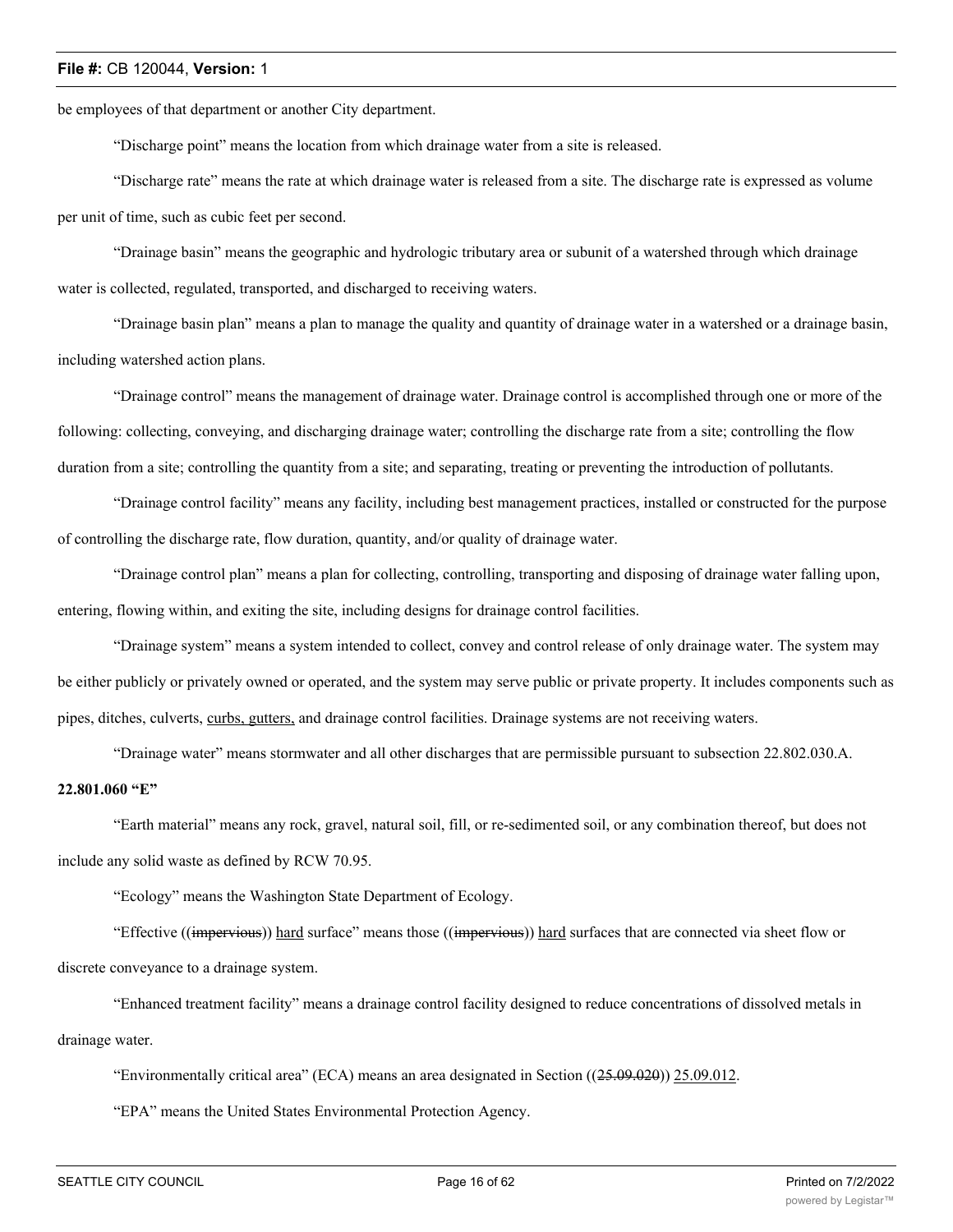be employees of that department or another City department.

"Discharge point" means the location from which drainage water from a site is released.

"Discharge rate" means the rate at which drainage water is released from a site. The discharge rate is expressed as volume per unit of time, such as cubic feet per second.

"Drainage basin" means the geographic and hydrologic tributary area or subunit of a watershed through which drainage water is collected, regulated, transported, and discharged to receiving waters.

"Drainage basin plan" means a plan to manage the quality and quantity of drainage water in a watershed or a drainage basin, including watershed action plans.

"Drainage control" means the management of drainage water. Drainage control is accomplished through one or more of the following: collecting, conveying, and discharging drainage water; controlling the discharge rate from a site; controlling the flow duration from a site; controlling the quantity from a site; and separating, treating or preventing the introduction of pollutants.

"Drainage control facility" means any facility, including best management practices, installed or constructed for the purpose of controlling the discharge rate, flow duration, quantity, and/or quality of drainage water.

"Drainage control plan" means a plan for collecting, controlling, transporting and disposing of drainage water falling upon, entering, flowing within, and exiting the site, including designs for drainage control facilities.

"Drainage system" means a system intended to collect, convey and control release of only drainage water. The system may be either publicly or privately owned or operated, and the system may serve public or private property. It includes components such as pipes, ditches, culverts, curbs, gutters, and drainage control facilities. Drainage systems are not receiving waters.

"Drainage water" means stormwater and all other discharges that are permissible pursuant to subsection 22.802.030.A.

**22.801.060 "E"**

"Earth material" means any rock, gravel, natural soil, fill, or re-sedimented soil, or any combination thereof, but does not include any solid waste as defined by RCW 70.95.

"Ecology" means the Washington State Department of Ecology.

"Effective ((~~impervious~~)) hard surface" means those ((~~impervious~~)) hard surfaces that are connected via sheet flow or discrete conveyance to a drainage system.

"Enhanced treatment facility" means a drainage control facility designed to reduce concentrations of dissolved metals in drainage water.

"Environmentally critical area" (ECA) means an area designated in Section ((~~25.09.020~~)) 25.09.012.

"EPA" means the United States Environmental Protection Agency.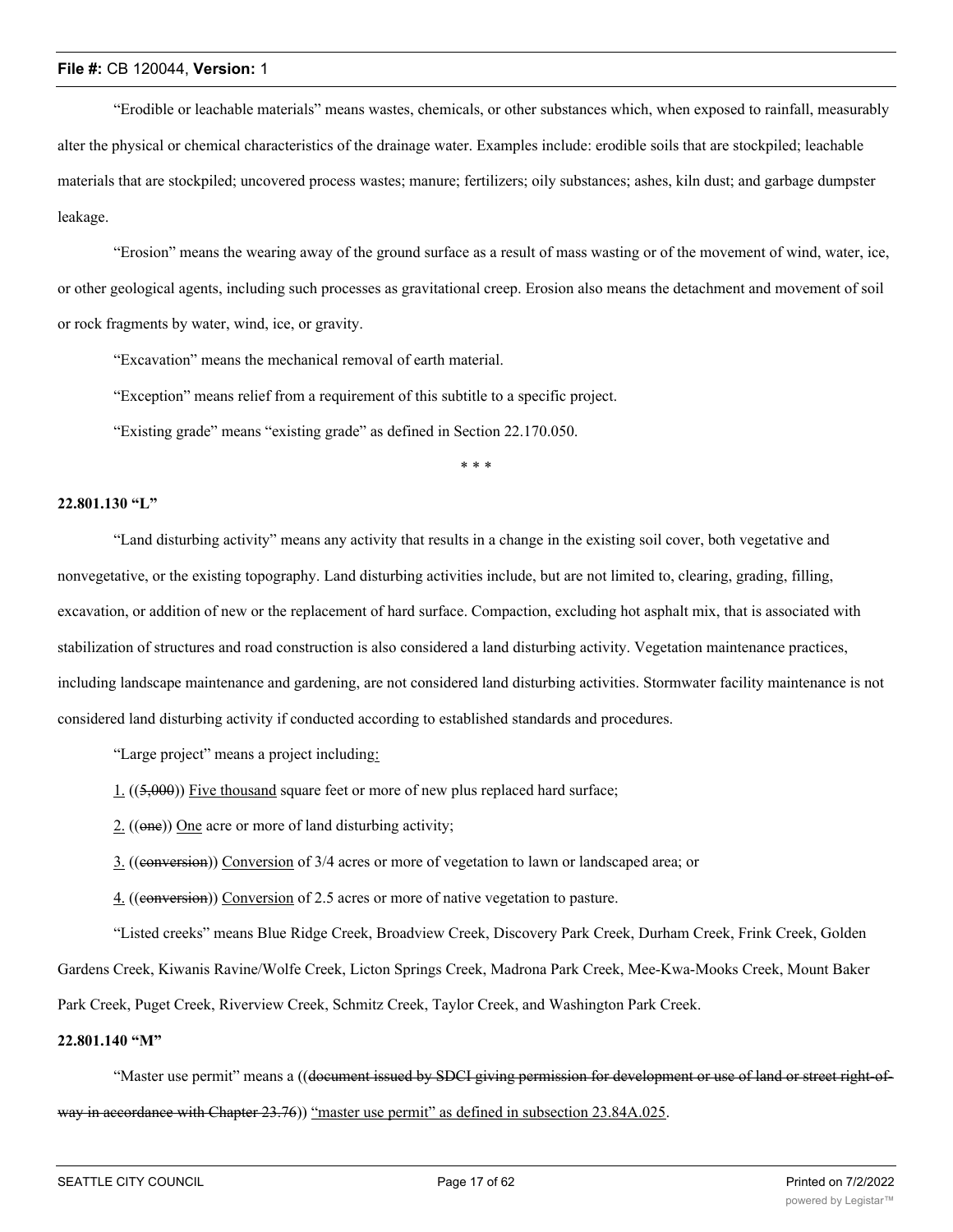"Erodible or leachable materials" means wastes, chemicals, or other substances which, when exposed to rainfall, measurably alter the physical or chemical characteristics of the drainage water. Examples include: erodible soils that are stockpiled; leachable materials that are stockpiled; uncovered process wastes; manure; fertilizers; oily substances; ashes, kiln dust; and garbage dumpster leakage.

"Erosion" means the wearing away of the ground surface as a result of mass wasting or of the movement of wind, water, ice, or other geological agents, including such processes as gravitational creep. Erosion also means the detachment and movement of soil or rock fragments by water, wind, ice, or gravity.

"Excavation" means the mechanical removal of earth material.

"Exception" means relief from a requirement of this subtitle to a specific project.

"Existing grade" means "existing grade" as defined in Section 22.170.050.

\* \* \*

**22.801.130 "L"**

"Land disturbing activity" means any activity that results in a change in the existing soil cover, both vegetative and nonvegetative, or the existing topography. Land disturbing activities include, but are not limited to, clearing, grading, filling, excavation, or addition of new or the replacement of hard surface. Compaction, excluding hot asphalt mix, that is associated with stabilization of structures and road construction is also considered a land disturbing activity. Vegetation maintenance practices, including landscape maintenance and gardening, are not considered land disturbing activities. Stormwater facility maintenance is not considered land disturbing activity if conducted according to established standards and procedures.

"Large project" means a project including<u>:</u>

<u>1.</u> ((~~5,000~~)) <u>Five thousand</u> square feet or more of new plus replaced hard surface;

<u>2.</u> ((~~one~~)) <u>One</u> acre or more of land disturbing activity;

<u>3.</u> ((~~conversion~~)) <u>Conversion</u> of 3/4 acres or more of vegetation to lawn or landscaped area; or

<u>4.</u> ((~~conversion~~)) <u>Conversion</u> of 2.5 acres or more of native vegetation to pasture.

"Listed creeks" means Blue Ridge Creek, Broadview Creek, Discovery Park Creek, Durham Creek, Frink Creek, Golden Gardens Creek, Kiwanis Ravine/Wolfe Creek, Licton Springs Creek, Madrona Park Creek, Mee-Kwa-Mooks Creek, Mount Baker Park Creek, Puget Creek, Riverview Creek, Schmitz Creek, Taylor Creek, and Washington Park Creek.

**22.801.140 "M"**

"Master use permit" means a ((~~document issued by SDCI giving permission for development or use of land or street right-of-way in accordance with Chapter 23.76~~)) <u>"master use permit" as defined in subsection 23.84A.025</u>.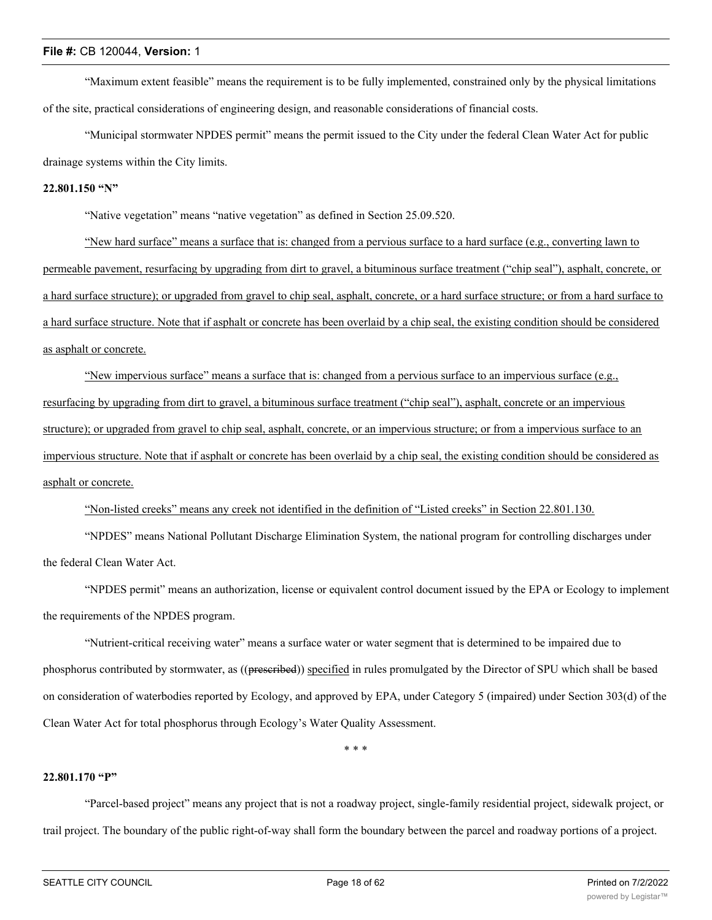"Maximum extent feasible" means the requirement is to be fully implemented, constrained only by the physical limitations of the site, practical considerations of engineering design, and reasonable considerations of financial costs.

"Municipal stormwater NPDES permit" means the permit issued to the City under the federal Clean Water Act for public drainage systems within the City limits.

**22.801.150 "N"**

"Native vegetation" means "native vegetation" as defined in Section 25.09.520.

"New hard surface" means a surface that is: changed from a pervious surface to a hard surface (e.g., converting lawn to permeable pavement, resurfacing by upgrading from dirt to gravel, a bituminous surface treatment ("chip seal"), asphalt, concrete, or a hard surface structure); or upgraded from gravel to chip seal, asphalt, concrete, or a hard surface structure; or from a hard surface to a hard surface structure. Note that if asphalt or concrete has been overlaid by a chip seal, the existing condition should be considered as asphalt or concrete.

"New impervious surface" means a surface that is: changed from a pervious surface to an impervious surface (e.g., resurfacing by upgrading from dirt to gravel, a bituminous surface treatment ("chip seal"), asphalt, concrete or an impervious structure); or upgraded from gravel to chip seal, asphalt, concrete, or an impervious structure; or from a impervious surface to an impervious structure. Note that if asphalt or concrete has been overlaid by a chip seal, the existing condition should be considered as asphalt or concrete.

"Non-listed creeks" means any creek not identified in the definition of "Listed creeks" in Section 22.801.130.

"NPDES" means National Pollutant Discharge Elimination System, the national program for controlling discharges under the federal Clean Water Act.

"NPDES permit" means an authorization, license or equivalent control document issued by the EPA or Ecology to implement the requirements of the NPDES program.

"Nutrient-critical receiving water" means a surface water or water segment that is determined to be impaired due to phosphorus contributed by stormwater, as ((~~prescribed~~)) specified in rules promulgated by the Director of SPU which shall be based on consideration of waterbodies reported by Ecology, and approved by EPA, under Category 5 (impaired) under Section 303(d) of the Clean Water Act for total phosphorus through Ecology's Water Quality Assessment.

\* \* \*

**22.801.170 "P"**

"Parcel-based project" means any project that is not a roadway project, single-family residential project, sidewalk project, or trail project. The boundary of the public right-of-way shall form the boundary between the parcel and roadway portions of a project.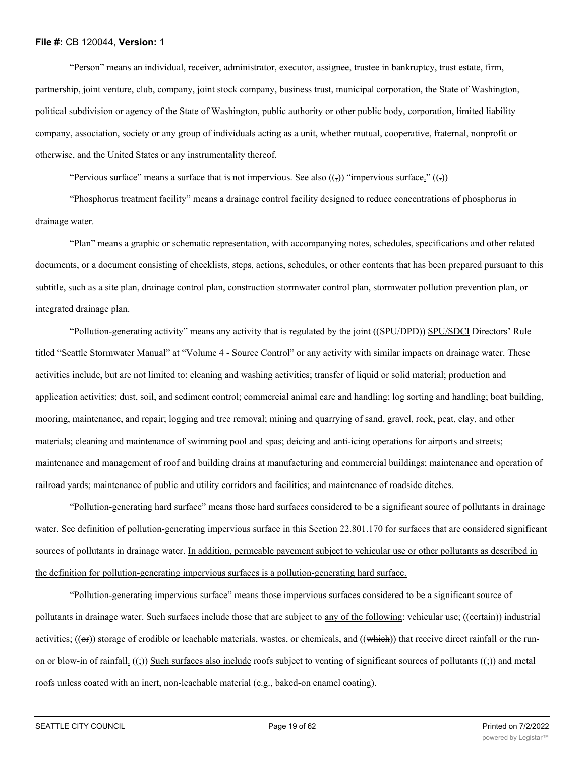"Person" means an individual, receiver, administrator, executor, assignee, trustee in bankruptcy, trust estate, firm, partnership, joint venture, club, company, joint stock company, business trust, municipal corporation, the State of Washington, political subdivision or agency of the State of Washington, public authority or other public body, corporation, limited liability company, association, society or any group of individuals acting as a unit, whether mutual, cooperative, fraternal, nonprofit or otherwise, and the United States or any instrumentality thereof.

"Pervious surface" means a surface that is not impervious. See also ((,)) "impervious surface." ((.))

"Phosphorus treatment facility" means a drainage control facility designed to reduce concentrations of phosphorus in drainage water.

"Plan" means a graphic or schematic representation, with accompanying notes, schedules, specifications and other related documents, or a document consisting of checklists, steps, actions, schedules, or other contents that has been prepared pursuant to this subtitle, such as a site plan, drainage control plan, construction stormwater control plan, stormwater pollution prevention plan, or integrated drainage plan.

"Pollution-generating activity" means any activity that is regulated by the joint ((~~SPU/DPD~~)) <u>SPU/SDCI</u> Directors' Rule titled "Seattle Stormwater Manual" at "Volume 4 - Source Control" or any activity with similar impacts on drainage water. These activities include, but are not limited to: cleaning and washing activities; transfer of liquid or solid material; production and application activities; dust, soil, and sediment control; commercial animal care and handling; log sorting and handling; boat building, mooring, maintenance, and repair; logging and tree removal; mining and quarrying of sand, gravel, rock, peat, clay, and other materials; cleaning and maintenance of swimming pool and spas; deicing and anti-icing operations for airports and streets; maintenance and management of roof and building drains at manufacturing and commercial buildings; maintenance and operation of railroad yards; maintenance of public and utility corridors and facilities; and maintenance of roadside ditches.

"Pollution-generating hard surface" means those hard surfaces considered to be a significant source of pollutants in drainage water. See definition of pollution-generating impervious surface in this Section 22.801.170 for surfaces that are considered significant sources of pollutants in drainage water. <u>In addition, permeable pavement subject to vehicular use or other pollutants as described in the definition for pollution-generating impervious surfaces is a pollution-generating hard surface.</u>

"Pollution-generating impervious surface" means those impervious surfaces considered to be a significant source of pollutants in drainage water. Such surfaces include those that are subject to <u>any of the following</u>: vehicular use; ((~~certain~~)) industrial activities; ((~~or~~)) storage of erodible or leachable materials, wastes, or chemicals, and ((~~which~~)) <u>that</u> receive direct rainfall or the run-on or blow-in of rainfall<u>.</u> ((;)) <u>Such surfaces also include</u> roofs subject to venting of significant sources of pollutants ((;)) and metal roofs unless coated with an inert, non-leachable material (e.g., baked-on enamel coating).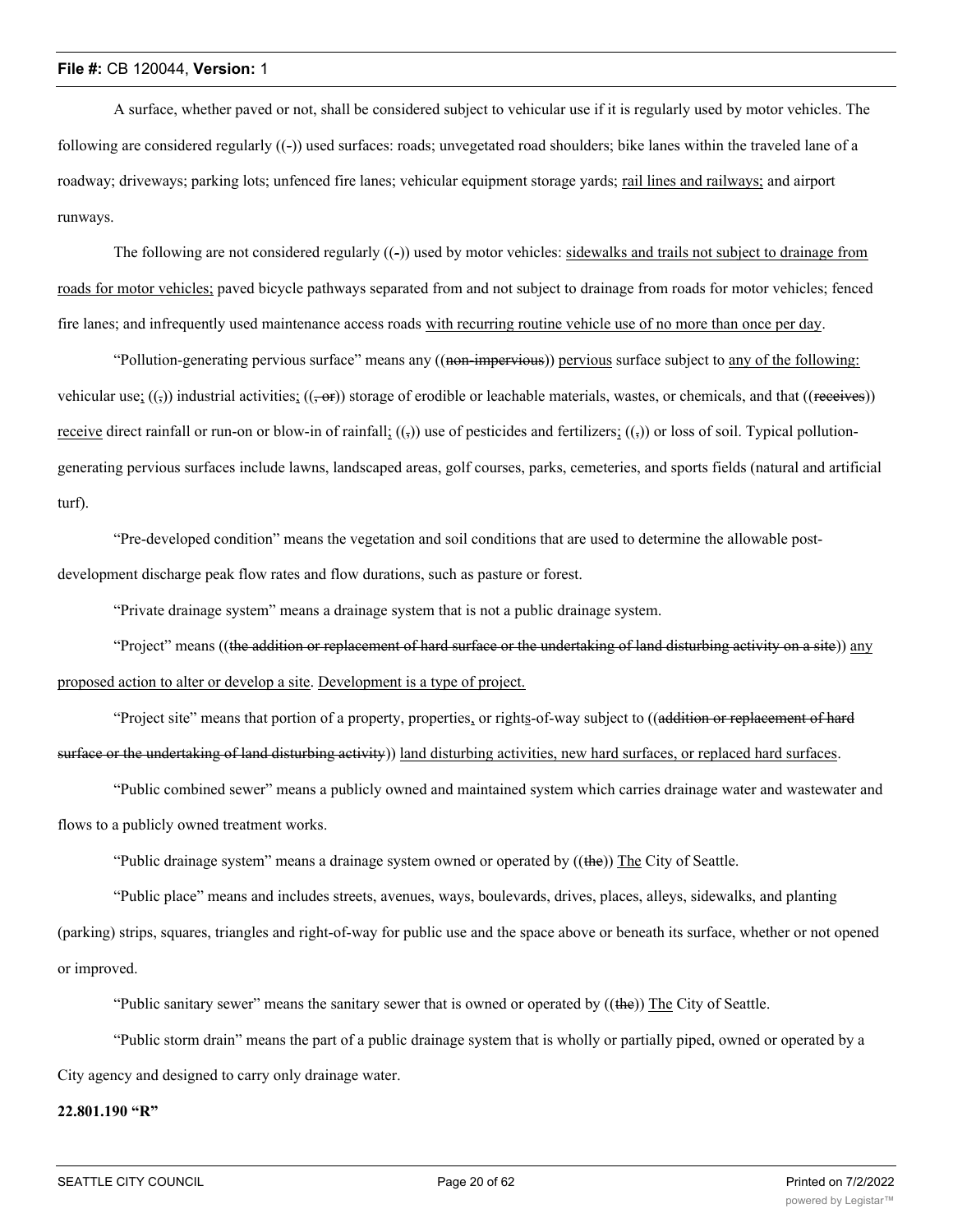A surface, whether paved or not, shall be considered subject to vehicular use if it is regularly used by motor vehicles. The following are considered regularly ((-)) used surfaces: roads; unvegetated road shoulders; bike lanes within the traveled lane of a roadway; driveways; parking lots; unfenced fire lanes; vehicular equipment storage yards; rail lines and railways; and airport runways.

The following are not considered regularly ((-)) used by motor vehicles: sidewalks and trails not subject to drainage from roads for motor vehicles; paved bicycle pathways separated from and not subject to drainage from roads for motor vehicles; fenced fire lanes; and infrequently used maintenance access roads with recurring routine vehicle use of no more than once per day.

"Pollution-generating pervious surface" means any ((~~non-impervious~~)) pervious surface subject to any of the following: vehicular use; ((~~,~~)) industrial activities; ((~~, or~~)) storage of erodible or leachable materials, wastes, or chemicals, and that ((~~receives~~)) receive direct rainfall or run-on or blow-in of rainfall; ((~~,~~)) use of pesticides and fertilizers; ((~~,~~)) or loss of soil. Typical pollution-generating pervious surfaces include lawns, landscaped areas, golf courses, parks, cemeteries, and sports fields (natural and artificial turf).

"Pre-developed condition" means the vegetation and soil conditions that are used to determine the allowable post-development discharge peak flow rates and flow durations, such as pasture or forest.

"Private drainage system" means a drainage system that is not a public drainage system.

"Project" means ((~~the addition or replacement of hard surface or the undertaking of land disturbing activity on a site~~)) any proposed action to alter or develop a site. Development is a type of project.

"Project site" means that portion of a property, properties, or rights-of-way subject to ((~~addition or replacement of hard surface or the undertaking of land disturbing activity~~)) land disturbing activities, new hard surfaces, or replaced hard surfaces.

"Public combined sewer" means a publicly owned and maintained system which carries drainage water and wastewater and flows to a publicly owned treatment works.

"Public drainage system" means a drainage system owned or operated by ((~~the~~)) The City of Seattle.

"Public place" means and includes streets, avenues, ways, boulevards, drives, places, alleys, sidewalks, and planting (parking) strips, squares, triangles and right-of-way for public use and the space above or beneath its surface, whether or not opened or improved.

"Public sanitary sewer" means the sanitary sewer that is owned or operated by ((~~the~~)) The City of Seattle.

"Public storm drain" means the part of a public drainage system that is wholly or partially piped, owned or operated by a City agency and designed to carry only drainage water.

**22.801.190 "R"**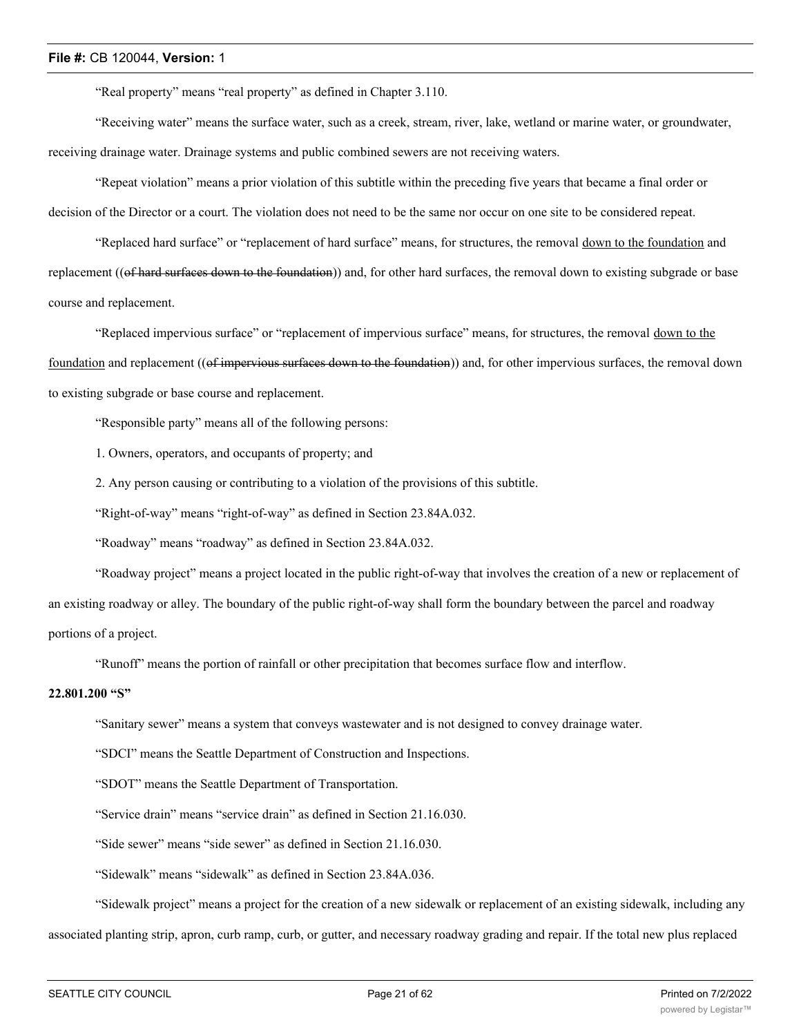"Real property" means "real property" as defined in Chapter 3.110.

"Receiving water" means the surface water, such as a creek, stream, river, lake, wetland or marine water, or groundwater, receiving drainage water. Drainage systems and public combined sewers are not receiving waters.

"Repeat violation" means a prior violation of this subtitle within the preceding five years that became a final order or decision of the Director or a court. The violation does not need to be the same nor occur on one site to be considered repeat.

"Replaced hard surface" or "replacement of hard surface" means, for structures, the removal <u>down to the foundation</u> and replacement ((~~of hard surfaces down to the foundation~~)) and, for other hard surfaces, the removal down to existing subgrade or base course and replacement.

"Replaced impervious surface" or "replacement of impervious surface" means, for structures, the removal <u>down to the foundation</u> and replacement ((~~of impervious surfaces down to the foundation~~)) and, for other impervious surfaces, the removal down to existing subgrade or base course and replacement.

"Responsible party" means all of the following persons:

1. Owners, operators, and occupants of property; and

2. Any person causing or contributing to a violation of the provisions of this subtitle.

"Right-of-way" means "right-of-way" as defined in Section 23.84A.032.

"Roadway" means "roadway" as defined in Section 23.84A.032.

"Roadway project" means a project located in the public right-of-way that involves the creation of a new or replacement of an existing roadway or alley. The boundary of the public right-of-way shall form the boundary between the parcel and roadway portions of a project.

"Runoff" means the portion of rainfall or other precipitation that becomes surface flow and interflow.

**22.801.200 "S"**

"Sanitary sewer" means a system that conveys wastewater and is not designed to convey drainage water.

"SDCI" means the Seattle Department of Construction and Inspections.

"SDOT" means the Seattle Department of Transportation.

"Service drain" means "service drain" as defined in Section 21.16.030.

"Side sewer" means "side sewer" as defined in Section 21.16.030.

"Sidewalk" means "sidewalk" as defined in Section 23.84A.036.

"Sidewalk project" means a project for the creation of a new sidewalk or replacement of an existing sidewalk, including any associated planting strip, apron, curb ramp, curb, or gutter, and necessary roadway grading and repair. If the total new plus replaced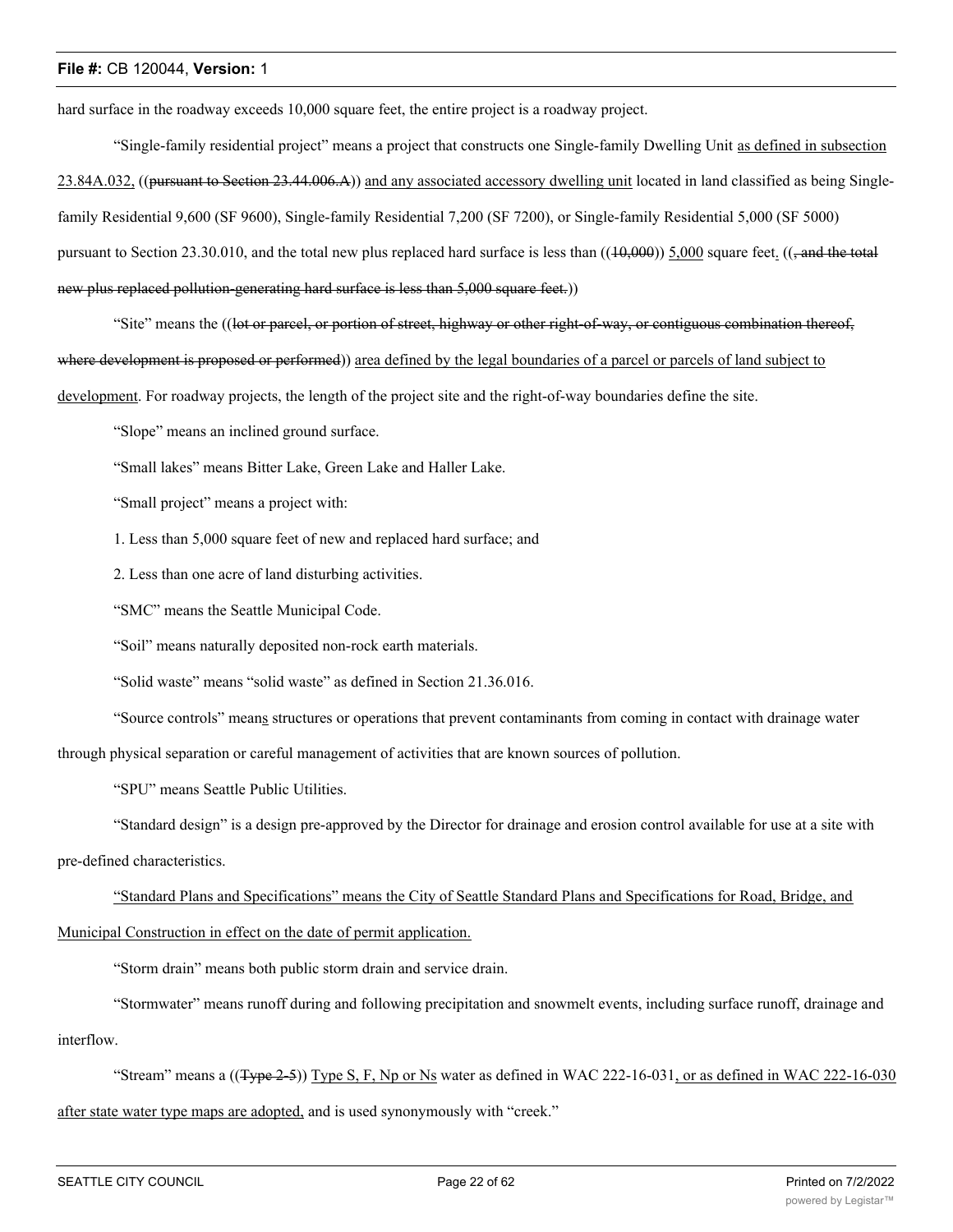hard surface in the roadway exceeds 10,000 square feet, the entire project is a roadway project.

"Single-family residential project" means a project that constructs one Single-family Dwelling Unit <u>as defined in subsection 23.84A.032,</u> ((~~pursuant to Section 23.44.006.A~~)) <u>and any associated accessory dwelling unit</u> located in land classified as being Single-family Residential 9,600 (SF 9600), Single-family Residential 7,200 (SF 7200), or Single-family Residential 5,000 (SF 5000) pursuant to Section 23.30.010, and the total new plus replaced hard surface is less than ((~~10,000~~)) <u>5,000</u> square feet<u>.</u> ((~~, and the total new plus replaced pollution-generating hard surface is less than 5,000 square feet.~~))

"Site" means the ((~~lot or parcel, or portion of street, highway or other right-of-way, or contiguous combination thereof, where development is proposed or performed~~)) <u>area defined by the legal boundaries of a parcel or parcels of land subject to development</u>. For roadway projects, the length of the project site and the right-of-way boundaries define the site.

"Slope" means an inclined ground surface.

"Small lakes" means Bitter Lake, Green Lake and Haller Lake.

"Small project" means a project with:

1. Less than 5,000 square feet of new and replaced hard surface; and

2. Less than one acre of land disturbing activities.

"SMC" means the Seattle Municipal Code.

"Soil" means naturally deposited non-rock earth materials.

"Solid waste" means "solid waste" as defined in Section 21.36.016.

"Source controls" mean<u>s</u> structures or operations that prevent contaminants from coming in contact with drainage water through physical separation or careful management of activities that are known sources of pollution.

"SPU" means Seattle Public Utilities.

"Standard design" is a design pre-approved by the Director for drainage and erosion control available for use at a site with pre-defined characteristics.

<u>"Standard Plans and Specifications" means the City of Seattle Standard Plans and Specifications for Road, Bridge, and Municipal Construction in effect on the date of permit application.</u>

"Storm drain" means both public storm drain and service drain.

"Stormwater" means runoff during and following precipitation and snowmelt events, including surface runoff, drainage and interflow.

"Stream" means a ((~~Type 2-5~~)) <u>Type S, F, Np or Ns</u> water as defined in WAC 222-16-031<u>, or as defined in WAC 222-16-030 after state water type maps are adopted,</u> and is used synonymously with "creek."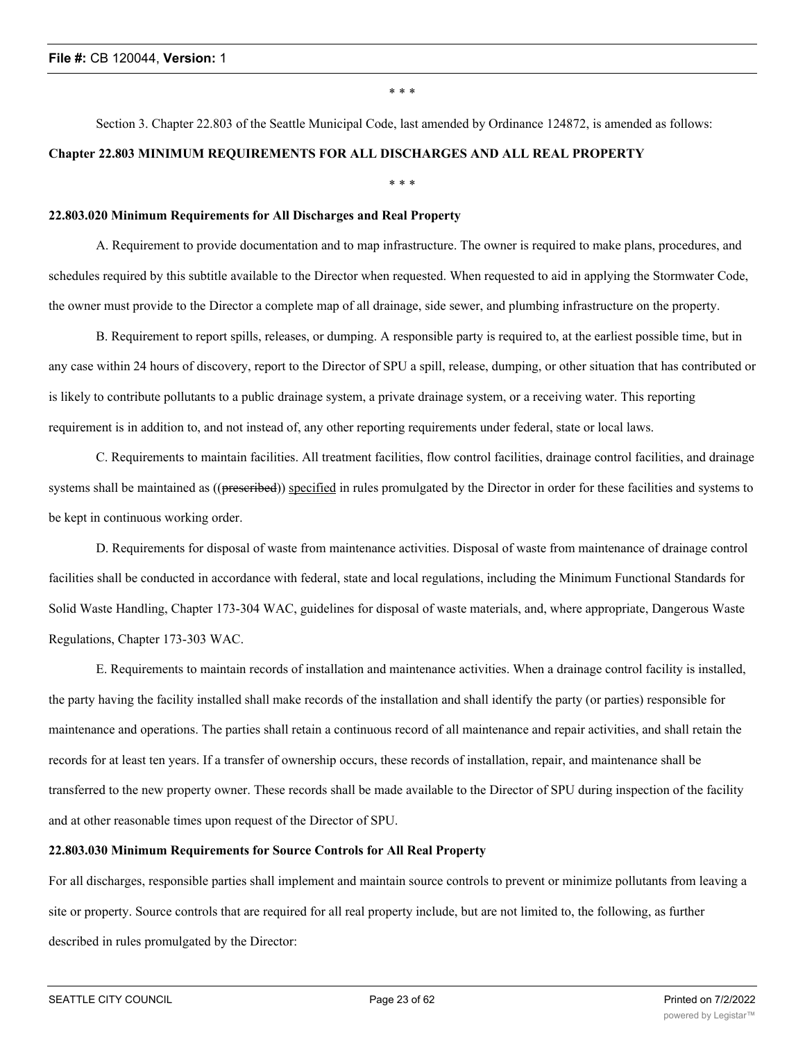\* \* \*

Section 3. Chapter 22.803 of the Seattle Municipal Code, last amended by Ordinance 124872, is amended as follows:

**Chapter 22.803 MINIMUM REQUIREMENTS FOR ALL DISCHARGES AND ALL REAL PROPERTY**

\* \* \*

**22.803.020 Minimum Requirements for All Discharges and Real Property**

A. Requirement to provide documentation and to map infrastructure. The owner is required to make plans, procedures, and schedules required by this subtitle available to the Director when requested. When requested to aid in applying the Stormwater Code, the owner must provide to the Director a complete map of all drainage, side sewer, and plumbing infrastructure on the property.

B. Requirement to report spills, releases, or dumping. A responsible party is required to, at the earliest possible time, but in any case within 24 hours of discovery, report to the Director of SPU a spill, release, dumping, or other situation that has contributed or is likely to contribute pollutants to a public drainage system, a private drainage system, or a receiving water. This reporting requirement is in addition to, and not instead of, any other reporting requirements under federal, state or local laws.

C. Requirements to maintain facilities. All treatment facilities, flow control facilities, drainage control facilities, and drainage systems shall be maintained as ((~~prescribed~~)) <u>specified</u> in rules promulgated by the Director in order for these facilities and systems to be kept in continuous working order.

D. Requirements for disposal of waste from maintenance activities. Disposal of waste from maintenance of drainage control facilities shall be conducted in accordance with federal, state and local regulations, including the Minimum Functional Standards for Solid Waste Handling, Chapter 173-304 WAC, guidelines for disposal of waste materials, and, where appropriate, Dangerous Waste Regulations, Chapter 173-303 WAC.

E. Requirements to maintain records of installation and maintenance activities. When a drainage control facility is installed, the party having the facility installed shall make records of the installation and shall identify the party (or parties) responsible for maintenance and operations. The parties shall retain a continuous record of all maintenance and repair activities, and shall retain the records for at least ten years. If a transfer of ownership occurs, these records of installation, repair, and maintenance shall be transferred to the new property owner. These records shall be made available to the Director of SPU during inspection of the facility and at other reasonable times upon request of the Director of SPU.

**22.803.030 Minimum Requirements for Source Controls for All Real Property**

For all discharges, responsible parties shall implement and maintain source controls to prevent or minimize pollutants from leaving a site or property. Source controls that are required for all real property include, but are not limited to, the following, as further described in rules promulgated by the Director: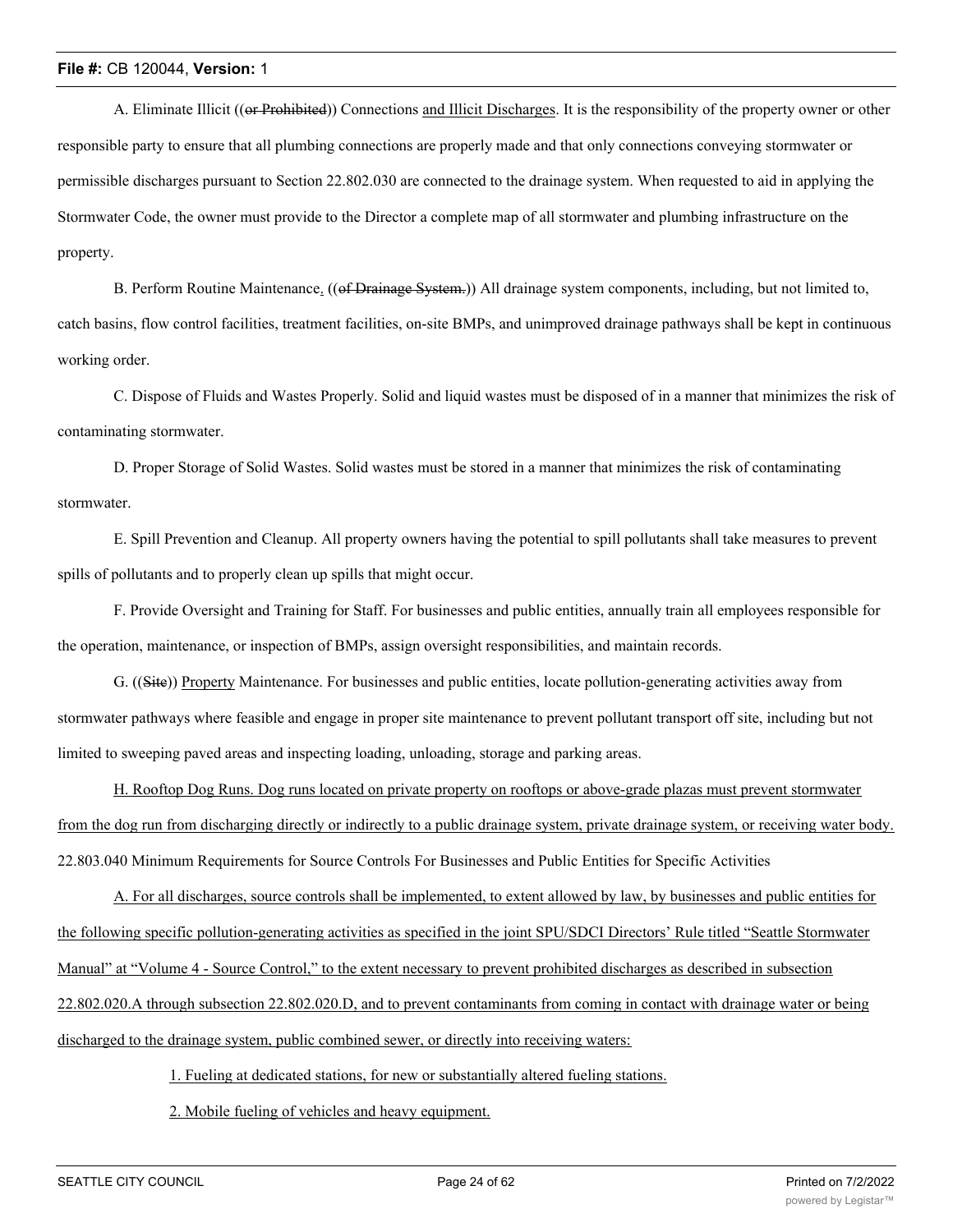A. Eliminate Illicit ((~~or Prohibited~~)) Connections <u>and Illicit Discharges</u>. It is the responsibility of the property owner or other responsible party to ensure that all plumbing connections are properly made and that only connections conveying stormwater or permissible discharges pursuant to Section 22.802.030 are connected to the drainage system. When requested to aid in applying the Stormwater Code, the owner must provide to the Director a complete map of all stormwater and plumbing infrastructure on the property.

B. Perform Routine Maintenance<u>.</u> ((~~of Drainage System.~~)) All drainage system components, including, but not limited to, catch basins, flow control facilities, treatment facilities, on-site BMPs, and unimproved drainage pathways shall be kept in continuous working order.

C. Dispose of Fluids and Wastes Properly. Solid and liquid wastes must be disposed of in a manner that minimizes the risk of contaminating stormwater.

D. Proper Storage of Solid Wastes. Solid wastes must be stored in a manner that minimizes the risk of contaminating stormwater.

E. Spill Prevention and Cleanup. All property owners having the potential to spill pollutants shall take measures to prevent spills of pollutants and to properly clean up spills that might occur.

F. Provide Oversight and Training for Staff. For businesses and public entities, annually train all employees responsible for the operation, maintenance, or inspection of BMPs, assign oversight responsibilities, and maintain records.

G. ((~~Site~~)) <u>Property</u> Maintenance. For businesses and public entities, locate pollution-generating activities away from stormwater pathways where feasible and engage in proper site maintenance to prevent pollutant transport off site, including but not limited to sweeping paved areas and inspecting loading, unloading, storage and parking areas.

<u>H. Rooftop Dog Runs. Dog runs located on private property on rooftops or above-grade plazas must prevent stormwater from the dog run from discharging directly or indirectly to a public drainage system, private drainage system, or receiving water body.</u>

22.803.040 Minimum Requirements for Source Controls For Businesses and Public Entities for Specific Activities

<u>A. For all discharges, source controls shall be implemented, to extent allowed by law, by businesses and public entities for the following specific pollution-generating activities as specified in the joint SPU/SDCI Directors' Rule titled "Seattle Stormwater Manual" at "Volume 4 - Source Control," to the extent necessary to prevent prohibited discharges as described in subsection 22.802.020.A through subsection 22.802.020.D, and to prevent contaminants from coming in contact with drainage water or being discharged to the drainage system, public combined sewer, or directly into receiving waters:</u>

<u>1. Fueling at dedicated stations, for new or substantially altered fueling stations.</u>

<u>2. Mobile fueling of vehicles and heavy equipment.</u>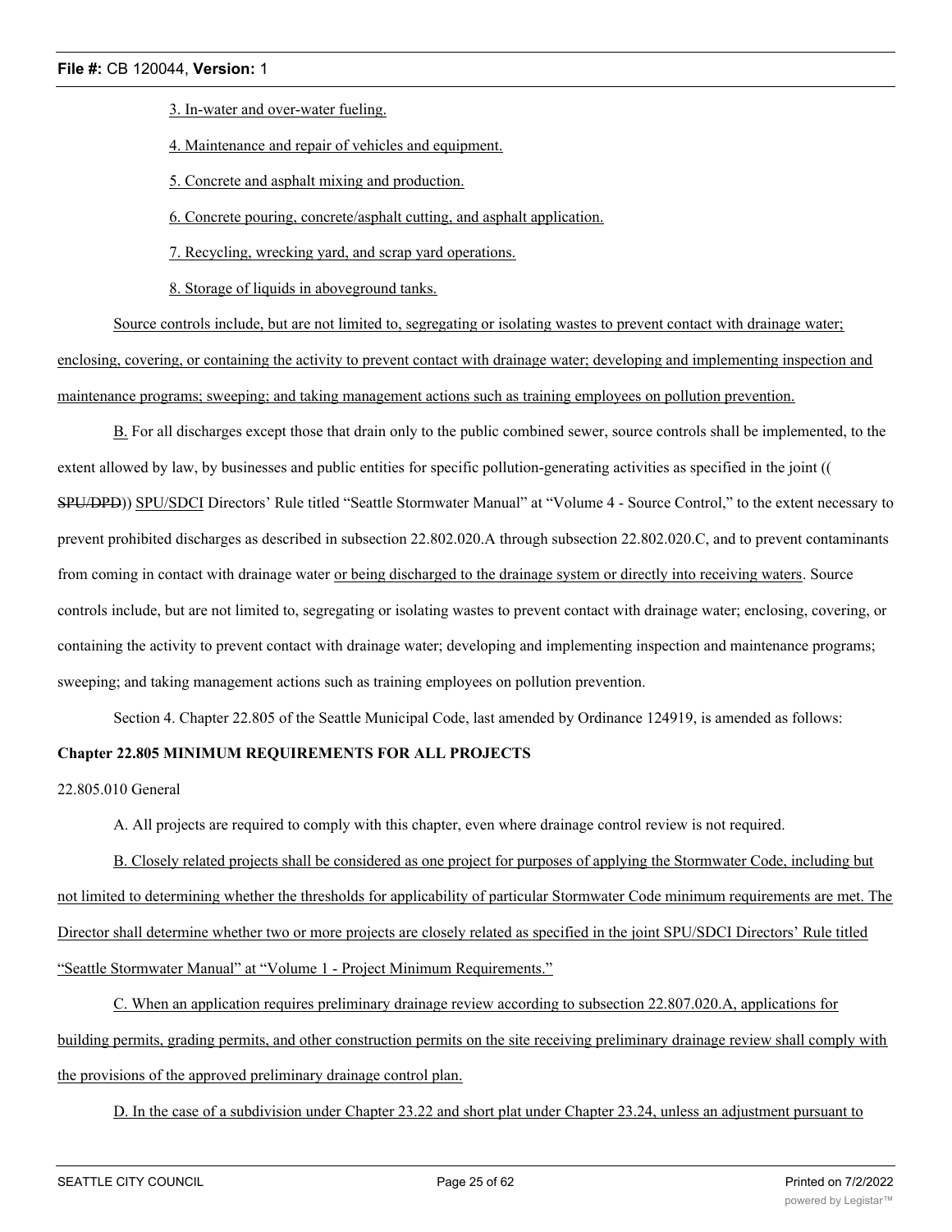3. In-water and over-water fueling.

4. Maintenance and repair of vehicles and equipment.

5. Concrete and asphalt mixing and production.

6. Concrete pouring, concrete/asphalt cutting, and asphalt application.

7. Recycling, wrecking yard, and scrap yard operations.

8. Storage of liquids in aboveground tanks.

Source controls include, but are not limited to, segregating or isolating wastes to prevent contact with drainage water; enclosing, covering, or containing the activity to prevent contact with drainage water; developing and implementing inspection and maintenance programs; sweeping; and taking management actions such as training employees on pollution prevention.

B. For all discharges except those that drain only to the public combined sewer, source controls shall be implemented, to the extent allowed by law, by businesses and public entities for specific pollution-generating activities as specified in the joint ((SPU/DPD)) SPU/SDCI Directors' Rule titled "Seattle Stormwater Manual" at "Volume 4 - Source Control," to the extent necessary to prevent prohibited discharges as described in subsection 22.802.020.A through subsection 22.802.020.C, and to prevent contaminants from coming in contact with drainage water or being discharged to the drainage system or directly into receiving waters. Source controls include, but are not limited to, segregating or isolating wastes to prevent contact with drainage water; enclosing, covering, or containing the activity to prevent contact with drainage water; developing and implementing inspection and maintenance programs; sweeping; and taking management actions such as training employees on pollution prevention.

Section 4. Chapter 22.805 of the Seattle Municipal Code, last amended by Ordinance 124919, is amended as follows:

**Chapter 22.805 MINIMUM REQUIREMENTS FOR ALL PROJECTS**

22.805.010 General

A. All projects are required to comply with this chapter, even where drainage control review is not required.

B. Closely related projects shall be considered as one project for purposes of applying the Stormwater Code, including but not limited to determining whether the thresholds for applicability of particular Stormwater Code minimum requirements are met. The Director shall determine whether two or more projects are closely related as specified in the joint SPU/SDCI Directors' Rule titled "Seattle Stormwater Manual" at "Volume 1 - Project Minimum Requirements."

C. When an application requires preliminary drainage review according to subsection 22.807.020.A, applications for building permits, grading permits, and other construction permits on the site receiving preliminary drainage review shall comply with the provisions of the approved preliminary drainage control plan.

D. In the case of a subdivision under Chapter 23.22 and short plat under Chapter 23.24, unless an adjustment pursuant to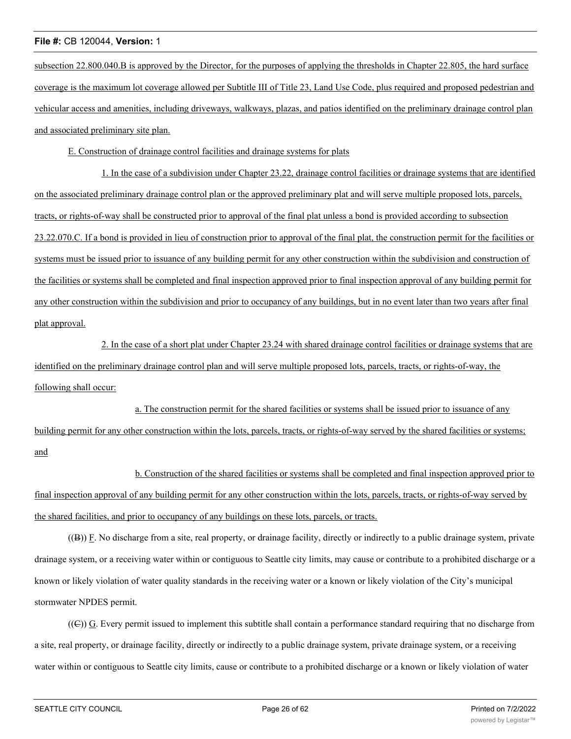subsection 22.800.040.B is approved by the Director, for the purposes of applying the thresholds in Chapter 22.805, the hard surface coverage is the maximum lot coverage allowed per Subtitle III of Title 23, Land Use Code, plus required and proposed pedestrian and vehicular access and amenities, including driveways, walkways, plazas, and patios identified on the preliminary drainage control plan and associated preliminary site plan.

E. Construction of drainage control facilities and drainage systems for plats

1. In the case of a subdivision under Chapter 23.22, drainage control facilities or drainage systems that are identified on the associated preliminary drainage control plan or the approved preliminary plat and will serve multiple proposed lots, parcels, tracts, or rights-of-way shall be constructed prior to approval of the final plat unless a bond is provided according to subsection 23.22.070.C. If a bond is provided in lieu of construction prior to approval of the final plat, the construction permit for the facilities or systems must be issued prior to issuance of any building permit for any other construction within the subdivision and construction of the facilities or systems shall be completed and final inspection approved prior to final inspection approval of any building permit for any other construction within the subdivision and prior to occupancy of any buildings, but in no event later than two years after final plat approval.

2. In the case of a short plat under Chapter 23.24 with shared drainage control facilities or drainage systems that are identified on the preliminary drainage control plan and will serve multiple proposed lots, parcels, tracts, or rights-of-way, the following shall occur:

a. The construction permit for the shared facilities or systems shall be issued prior to issuance of any building permit for any other construction within the lots, parcels, tracts, or rights-of-way served by the shared facilities or systems; and

b. Construction of the shared facilities or systems shall be completed and final inspection approved prior to final inspection approval of any building permit for any other construction within the lots, parcels, tracts, or rights-of-way served by the shared facilities, and prior to occupancy of any buildings on these lots, parcels, or tracts.

((B)) F. No discharge from a site, real property, or drainage facility, directly or indirectly to a public drainage system, private drainage system, or a receiving water within or contiguous to Seattle city limits, may cause or contribute to a prohibited discharge or a known or likely violation of water quality standards in the receiving water or a known or likely violation of the City's municipal stormwater NPDES permit.

((C)) G. Every permit issued to implement this subtitle shall contain a performance standard requiring that no discharge from a site, real property, or drainage facility, directly or indirectly to a public drainage system, private drainage system, or a receiving water within or contiguous to Seattle city limits, cause or contribute to a prohibited discharge or a known or likely violation of water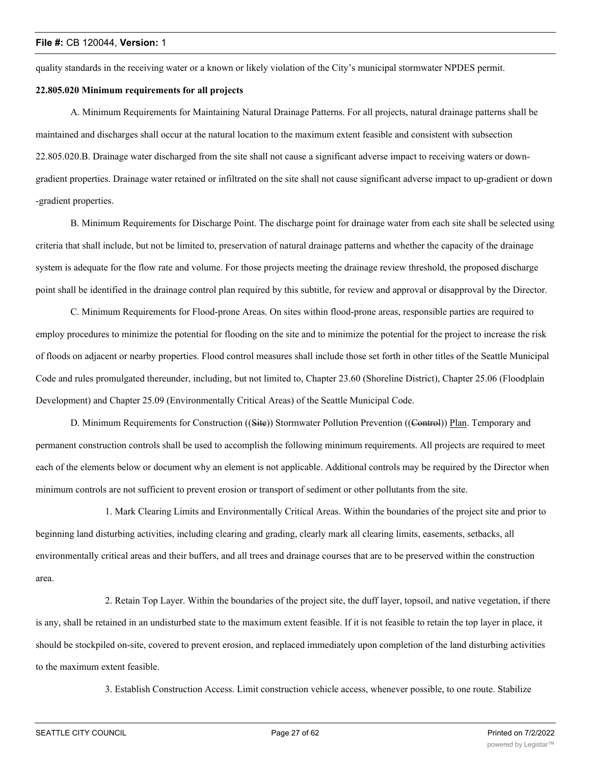quality standards in the receiving water or a known or likely violation of the City's municipal stormwater NPDES permit.

**22.805.020 Minimum requirements for all projects**

A. Minimum Requirements for Maintaining Natural Drainage Patterns. For all projects, natural drainage patterns shall be maintained and discharges shall occur at the natural location to the maximum extent feasible and consistent with subsection 22.805.020.B. Drainage water discharged from the site shall not cause a significant adverse impact to receiving waters or down-gradient properties. Drainage water retained or infiltrated on the site shall not cause significant adverse impact to up-gradient or down-gradient properties.

B. Minimum Requirements for Discharge Point. The discharge point for drainage water from each site shall be selected using criteria that shall include, but not be limited to, preservation of natural drainage patterns and whether the capacity of the drainage system is adequate for the flow rate and volume. For those projects meeting the drainage review threshold, the proposed discharge point shall be identified in the drainage control plan required by this subtitle, for review and approval or disapproval by the Director.

C. Minimum Requirements for Flood-prone Areas. On sites within flood-prone areas, responsible parties are required to employ procedures to minimize the potential for flooding on the site and to minimize the potential for the project to increase the risk of floods on adjacent or nearby properties. Flood control measures shall include those set forth in other titles of the Seattle Municipal Code and rules promulgated thereunder, including, but not limited to, Chapter 23.60 (Shoreline District), Chapter 25.06 (Floodplain Development) and Chapter 25.09 (Environmentally Critical Areas) of the Seattle Municipal Code.

D. Minimum Requirements for Construction ((~~Site~~)) Stormwater Pollution Prevention ((~~Control~~)) <u>Plan</u>. Temporary and permanent construction controls shall be used to accomplish the following minimum requirements. All projects are required to meet each of the elements below or document why an element is not applicable. Additional controls may be required by the Director when minimum controls are not sufficient to prevent erosion or transport of sediment or other pollutants from the site.

1. Mark Clearing Limits and Environmentally Critical Areas. Within the boundaries of the project site and prior to beginning land disturbing activities, including clearing and grading, clearly mark all clearing limits, easements, setbacks, all environmentally critical areas and their buffers, and all trees and drainage courses that are to be preserved within the construction area.

2. Retain Top Layer. Within the boundaries of the project site, the duff layer, topsoil, and native vegetation, if there is any, shall be retained in an undisturbed state to the maximum extent feasible. If it is not feasible to retain the top layer in place, it should be stockpiled on-site, covered to prevent erosion, and replaced immediately upon completion of the land disturbing activities to the maximum extent feasible.

3. Establish Construction Access. Limit construction vehicle access, whenever possible, to one route. Stabilize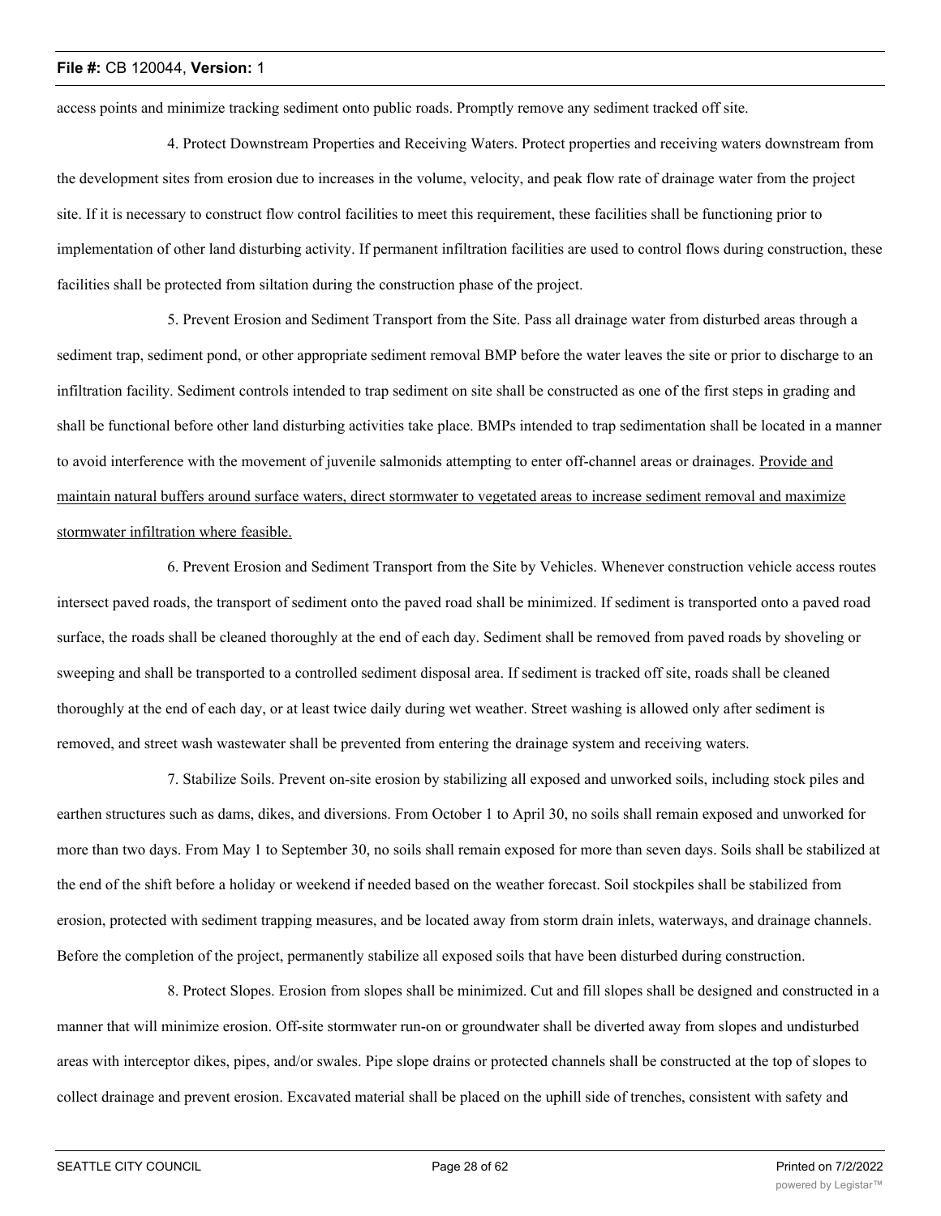access points and minimize tracking sediment onto public roads. Promptly remove any sediment tracked off site.

4. Protect Downstream Properties and Receiving Waters. Protect properties and receiving waters downstream from the development sites from erosion due to increases in the volume, velocity, and peak flow rate of drainage water from the project site. If it is necessary to construct flow control facilities to meet this requirement, these facilities shall be functioning prior to implementation of other land disturbing activity. If permanent infiltration facilities are used to control flows during construction, these facilities shall be protected from siltation during the construction phase of the project.

5. Prevent Erosion and Sediment Transport from the Site. Pass all drainage water from disturbed areas through a sediment trap, sediment pond, or other appropriate sediment removal BMP before the water leaves the site or prior to discharge to an infiltration facility. Sediment controls intended to trap sediment on site shall be constructed as one of the first steps in grading and shall be functional before other land disturbing activities take place. BMPs intended to trap sedimentation shall be located in a manner to avoid interference with the movement of juvenile salmonids attempting to enter off-channel areas or drainages. <u>Provide and maintain natural buffers around surface waters, direct stormwater to vegetated areas to increase sediment removal and maximize stormwater infiltration where feasible.</u>

6. Prevent Erosion and Sediment Transport from the Site by Vehicles. Whenever construction vehicle access routes intersect paved roads, the transport of sediment onto the paved road shall be minimized. If sediment is transported onto a paved road surface, the roads shall be cleaned thoroughly at the end of each day. Sediment shall be removed from paved roads by shoveling or sweeping and shall be transported to a controlled sediment disposal area. If sediment is tracked off site, roads shall be cleaned thoroughly at the end of each day, or at least twice daily during wet weather. Street washing is allowed only after sediment is removed, and street wash wastewater shall be prevented from entering the drainage system and receiving waters.

7. Stabilize Soils. Prevent on-site erosion by stabilizing all exposed and unworked soils, including stock piles and earthen structures such as dams, dikes, and diversions. From October 1 to April 30, no soils shall remain exposed and unworked for more than two days. From May 1 to September 30, no soils shall remain exposed for more than seven days. Soils shall be stabilized at the end of the shift before a holiday or weekend if needed based on the weather forecast. Soil stockpiles shall be stabilized from erosion, protected with sediment trapping measures, and be located away from storm drain inlets, waterways, and drainage channels. Before the completion of the project, permanently stabilize all exposed soils that have been disturbed during construction.

8. Protect Slopes. Erosion from slopes shall be minimized. Cut and fill slopes shall be designed and constructed in a manner that will minimize erosion. Off-site stormwater run-on or groundwater shall be diverted away from slopes and undisturbed areas with interceptor dikes, pipes, and/or swales. Pipe slope drains or protected channels shall be constructed at the top of slopes to collect drainage and prevent erosion. Excavated material shall be placed on the uphill side of trenches, consistent with safety and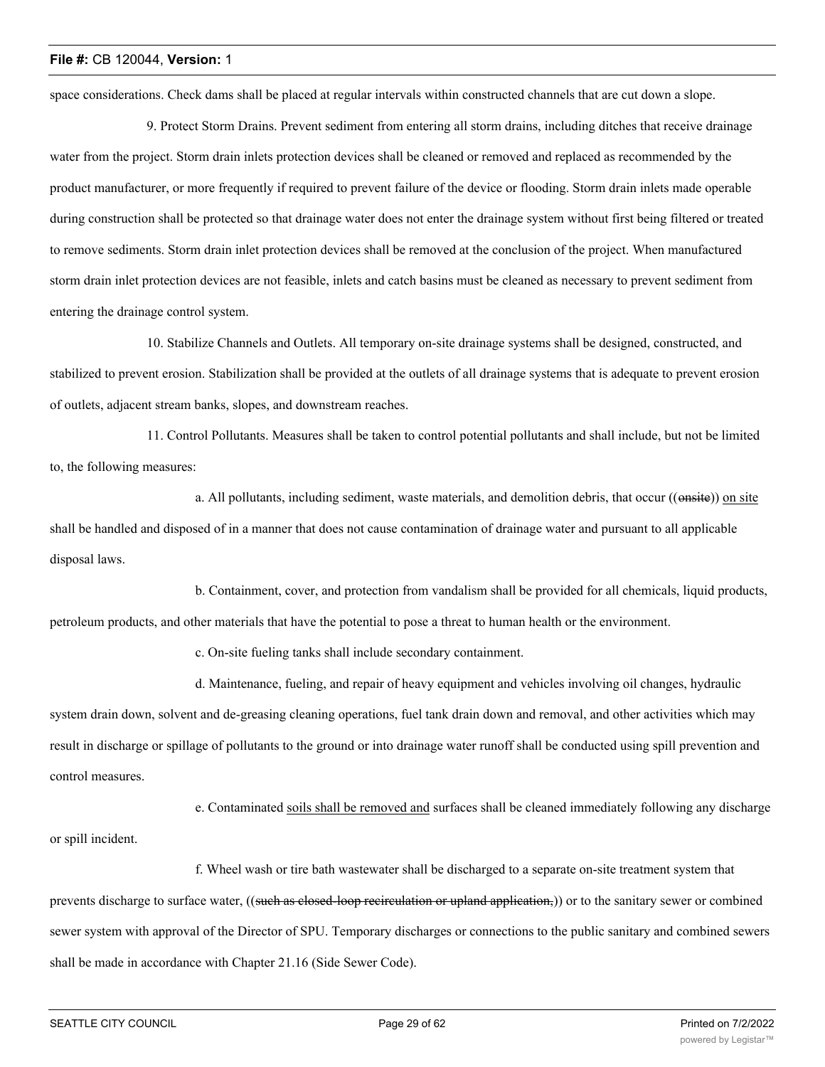space considerations. Check dams shall be placed at regular intervals within constructed channels that are cut down a slope.

9. Protect Storm Drains. Prevent sediment from entering all storm drains, including ditches that receive drainage water from the project. Storm drain inlets protection devices shall be cleaned or removed and replaced as recommended by the product manufacturer, or more frequently if required to prevent failure of the device or flooding. Storm drain inlets made operable during construction shall be protected so that drainage water does not enter the drainage system without first being filtered or treated to remove sediments. Storm drain inlet protection devices shall be removed at the conclusion of the project. When manufactured storm drain inlet protection devices are not feasible, inlets and catch basins must be cleaned as necessary to prevent sediment from entering the drainage control system.

10. Stabilize Channels and Outlets. All temporary on-site drainage systems shall be designed, constructed, and stabilized to prevent erosion. Stabilization shall be provided at the outlets of all drainage systems that is adequate to prevent erosion of outlets, adjacent stream banks, slopes, and downstream reaches.

11. Control Pollutants. Measures shall be taken to control potential pollutants and shall include, but not be limited to, the following measures:

a. All pollutants, including sediment, waste materials, and demolition debris, that occur ((~~onsite~~)) <u>on site</u> shall be handled and disposed of in a manner that does not cause contamination of drainage water and pursuant to all applicable disposal laws.

b. Containment, cover, and protection from vandalism shall be provided for all chemicals, liquid products, petroleum products, and other materials that have the potential to pose a threat to human health or the environment.

c. On-site fueling tanks shall include secondary containment.

d. Maintenance, fueling, and repair of heavy equipment and vehicles involving oil changes, hydraulic system drain down, solvent and de-greasing cleaning operations, fuel tank drain down and removal, and other activities which may result in discharge or spillage of pollutants to the ground or into drainage water runoff shall be conducted using spill prevention and control measures.

e. Contaminated <u>soils shall be removed and</u> surfaces shall be cleaned immediately following any discharge or spill incident.

f. Wheel wash or tire bath wastewater shall be discharged to a separate on-site treatment system that prevents discharge to surface water, ((~~such as closed-loop recirculation or upland application,~~)) or to the sanitary sewer or combined sewer system with approval of the Director of SPU. Temporary discharges or connections to the public sanitary and combined sewers shall be made in accordance with Chapter 21.16 (Side Sewer Code).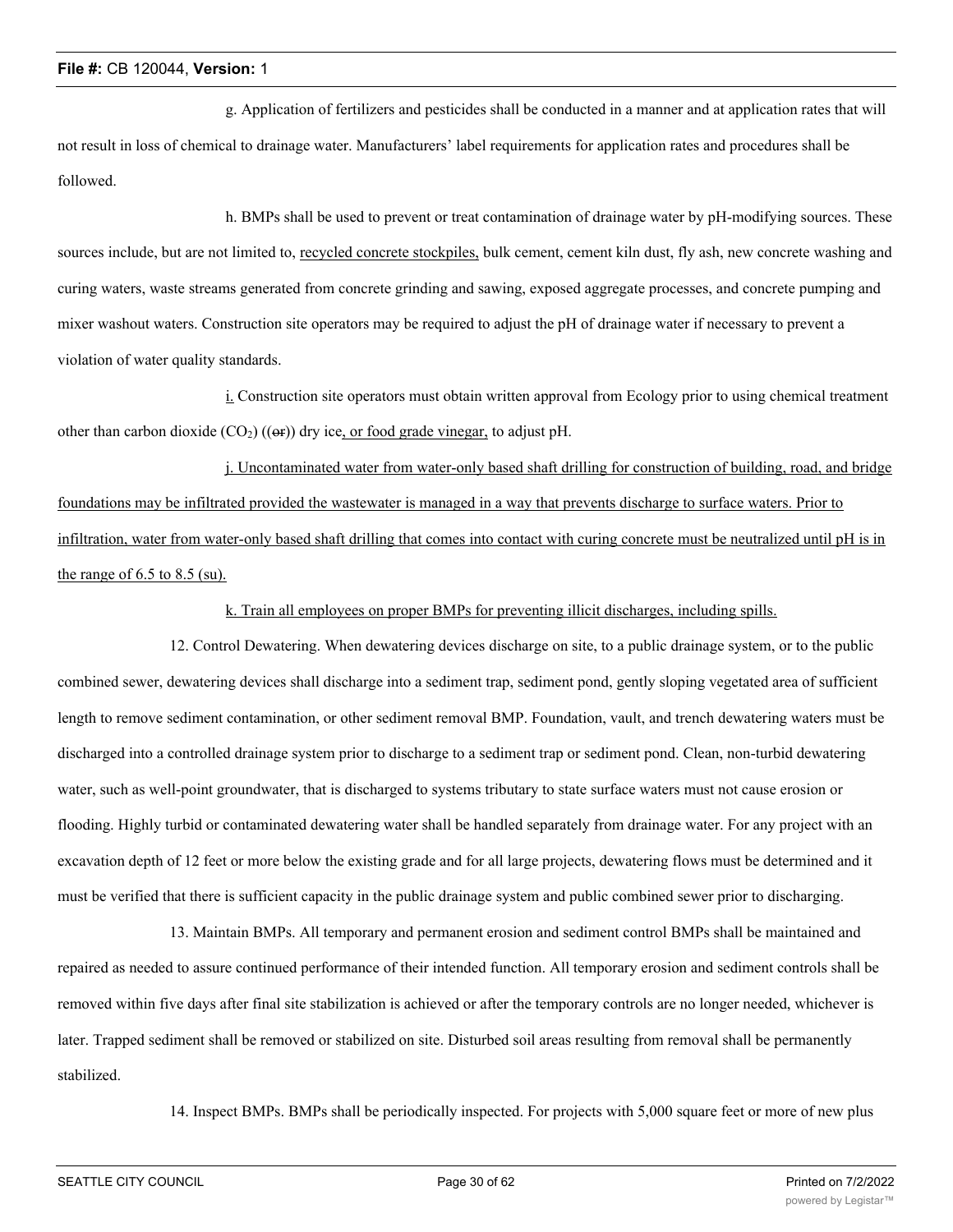g. Application of fertilizers and pesticides shall be conducted in a manner and at application rates that will not result in loss of chemical to drainage water. Manufacturers' label requirements for application rates and procedures shall be followed.

h. BMPs shall be used to prevent or treat contamination of drainage water by pH-modifying sources. These sources include, but are not limited to, recycled concrete stockpiles, bulk cement, cement kiln dust, fly ash, new concrete washing and curing waters, waste streams generated from concrete grinding and sawing, exposed aggregate processes, and concrete pumping and mixer washout waters. Construction site operators may be required to adjust the pH of drainage water if necessary to prevent a violation of water quality standards.

i. Construction site operators must obtain written approval from Ecology prior to using chemical treatment other than carbon dioxide ($CO_2$) ((~~or~~)) dry ice, or food grade vinegar, to adjust pH.

j. Uncontaminated water from water-only based shaft drilling for construction of building, road, and bridge foundations may be infiltrated provided the wastewater is managed in a way that prevents discharge to surface waters. Prior to infiltration, water from water-only based shaft drilling that comes into contact with curing concrete must be neutralized until pH is in the range of 6.5 to 8.5 (su).

k. Train all employees on proper BMPs for preventing illicit discharges, including spills.

12. Control Dewatering. When dewatering devices discharge on site, to a public drainage system, or to the public combined sewer, dewatering devices shall discharge into a sediment trap, sediment pond, gently sloping vegetated area of sufficient length to remove sediment contamination, or other sediment removal BMP. Foundation, vault, and trench dewatering waters must be discharged into a controlled drainage system prior to discharge to a sediment trap or sediment pond. Clean, non-turbid dewatering water, such as well-point groundwater, that is discharged to systems tributary to state surface waters must not cause erosion or flooding. Highly turbid or contaminated dewatering water shall be handled separately from drainage water. For any project with an excavation depth of 12 feet or more below the existing grade and for all large projects, dewatering flows must be determined and it must be verified that there is sufficient capacity in the public drainage system and public combined sewer prior to discharging.

13. Maintain BMPs. All temporary and permanent erosion and sediment control BMPs shall be maintained and repaired as needed to assure continued performance of their intended function. All temporary erosion and sediment controls shall be removed within five days after final site stabilization is achieved or after the temporary controls are no longer needed, whichever is later. Trapped sediment shall be removed or stabilized on site. Disturbed soil areas resulting from removal shall be permanently stabilized.

14. Inspect BMPs. BMPs shall be periodically inspected. For projects with 5,000 square feet or more of new plus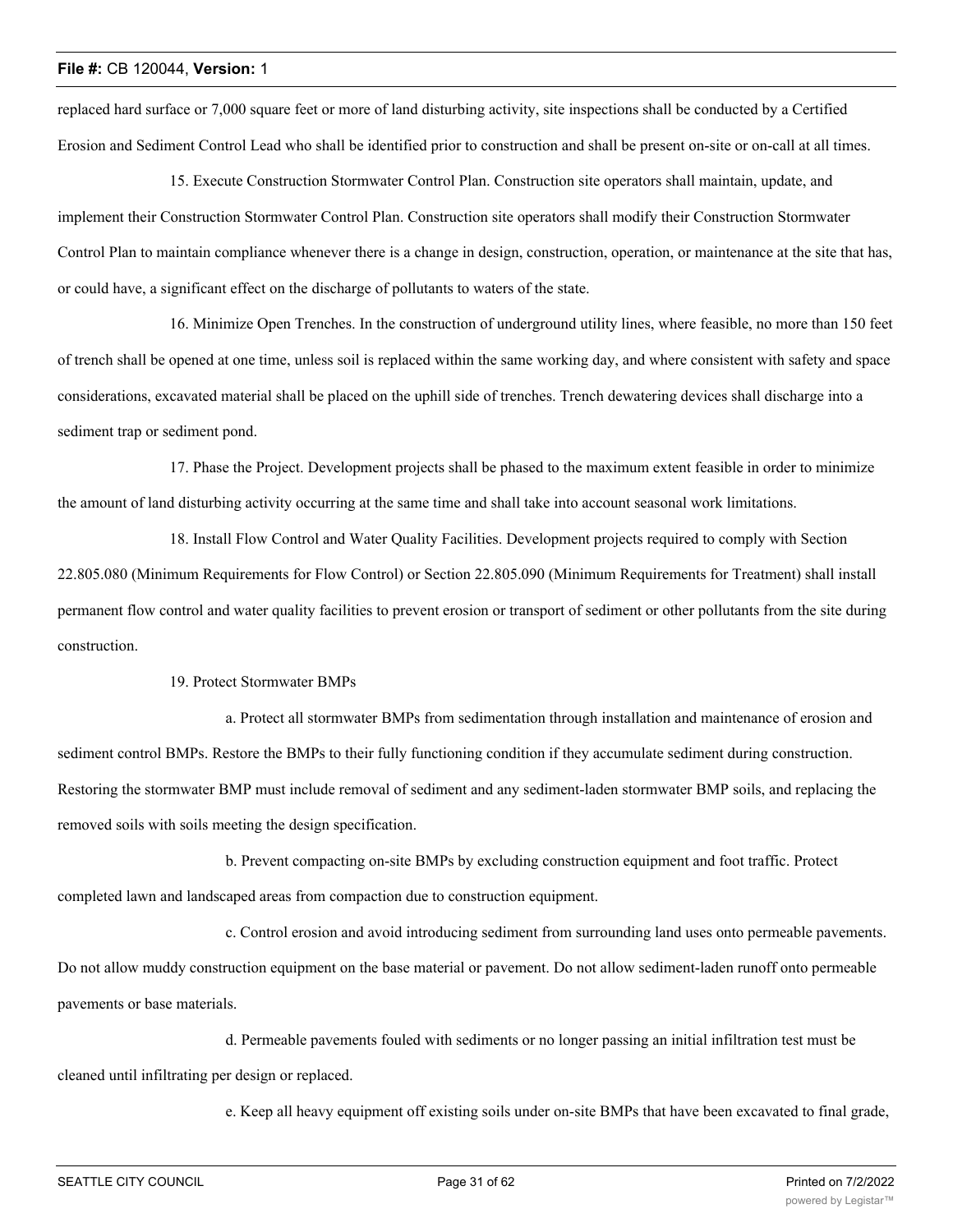replaced hard surface or 7,000 square feet or more of land disturbing activity, site inspections shall be conducted by a Certified Erosion and Sediment Control Lead who shall be identified prior to construction and shall be present on-site or on-call at all times.

15. Execute Construction Stormwater Control Plan. Construction site operators shall maintain, update, and implement their Construction Stormwater Control Plan. Construction site operators shall modify their Construction Stormwater Control Plan to maintain compliance whenever there is a change in design, construction, operation, or maintenance at the site that has, or could have, a significant effect on the discharge of pollutants to waters of the state.

16. Minimize Open Trenches. In the construction of underground utility lines, where feasible, no more than 150 feet of trench shall be opened at one time, unless soil is replaced within the same working day, and where consistent with safety and space considerations, excavated material shall be placed on the uphill side of trenches. Trench dewatering devices shall discharge into a sediment trap or sediment pond.

17. Phase the Project. Development projects shall be phased to the maximum extent feasible in order to minimize the amount of land disturbing activity occurring at the same time and shall take into account seasonal work limitations.

18. Install Flow Control and Water Quality Facilities. Development projects required to comply with Section 22.805.080 (Minimum Requirements for Flow Control) or Section 22.805.090 (Minimum Requirements for Treatment) shall install permanent flow control and water quality facilities to prevent erosion or transport of sediment or other pollutants from the site during construction.

19. Protect Stormwater BMPs

a. Protect all stormwater BMPs from sedimentation through installation and maintenance of erosion and sediment control BMPs. Restore the BMPs to their fully functioning condition if they accumulate sediment during construction. Restoring the stormwater BMP must include removal of sediment and any sediment-laden stormwater BMP soils, and replacing the removed soils with soils meeting the design specification.

b. Prevent compacting on-site BMPs by excluding construction equipment and foot traffic. Protect completed lawn and landscaped areas from compaction due to construction equipment.

c. Control erosion and avoid introducing sediment from surrounding land uses onto permeable pavements. Do not allow muddy construction equipment on the base material or pavement. Do not allow sediment-laden runoff onto permeable pavements or base materials.

d. Permeable pavements fouled with sediments or no longer passing an initial infiltration test must be cleaned until infiltrating per design or replaced.

e. Keep all heavy equipment off existing soils under on-site BMPs that have been excavated to final grade,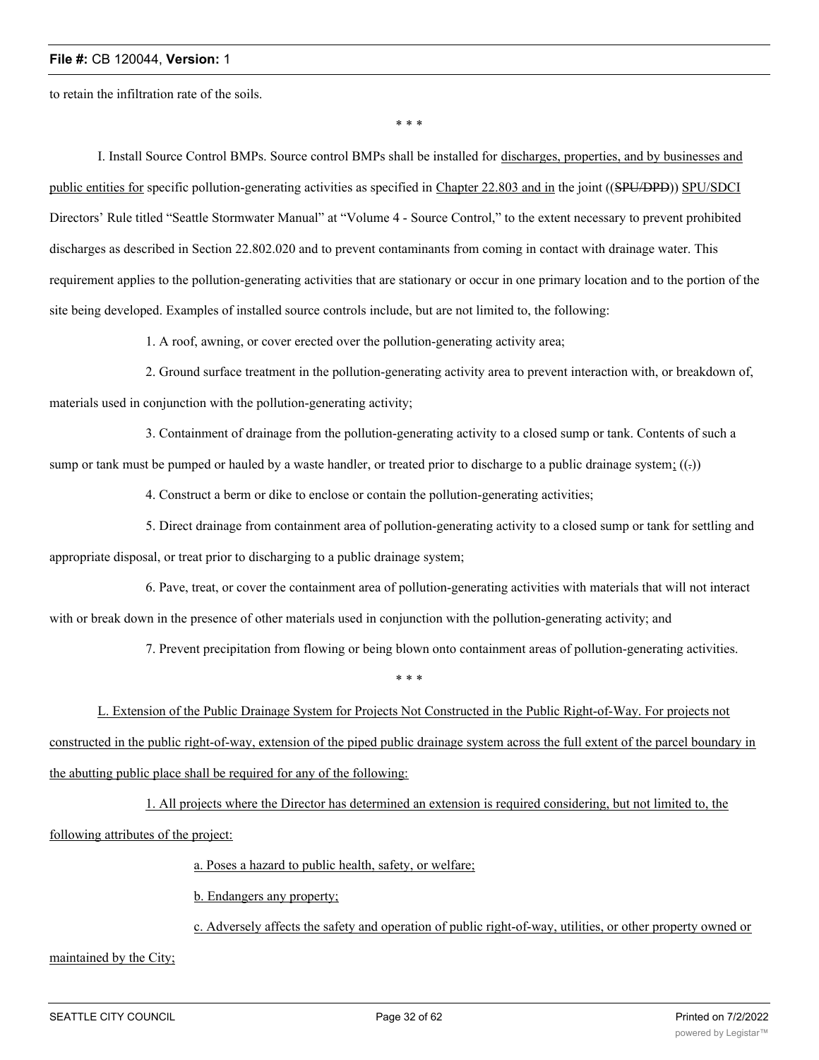to retain the infiltration rate of the soils.

\* \* \*

I. Install Source Control BMPs. Source control BMPs shall be installed for discharges, properties, and by businesses and public entities for specific pollution-generating activities as specified in Chapter 22.803 and in the joint ((~~SPU/DPD~~)) SPU/SDCI Directors' Rule titled "Seattle Stormwater Manual" at "Volume 4 - Source Control," to the extent necessary to prevent prohibited discharges as described in Section 22.802.020 and to prevent contaminants from coming in contact with drainage water. This requirement applies to the pollution-generating activities that are stationary or occur in one primary location and to the portion of the site being developed. Examples of installed source controls include, but are not limited to, the following:

1. A roof, awning, or cover erected over the pollution-generating activity area;

2. Ground surface treatment in the pollution-generating activity area to prevent interaction with, or breakdown of, materials used in conjunction with the pollution-generating activity;

3. Containment of drainage from the pollution-generating activity to a closed sump or tank. Contents of such a sump or tank must be pumped or hauled by a waste handler, or treated prior to discharge to a public drainage system; ((~~.~~))

4. Construct a berm or dike to enclose or contain the pollution-generating activities;

5. Direct drainage from containment area of pollution-generating activity to a closed sump or tank for settling and appropriate disposal, or treat prior to discharging to a public drainage system;

6. Pave, treat, or cover the containment area of pollution-generating activities with materials that will not interact with or break down in the presence of other materials used in conjunction with the pollution-generating activity; and

7. Prevent precipitation from flowing or being blown onto containment areas of pollution-generating activities.

\* \* \*

L. Extension of the Public Drainage System for Projects Not Constructed in the Public Right-of-Way. For projects not constructed in the public right-of-way, extension of the piped public drainage system across the full extent of the parcel boundary in the abutting public place shall be required for any of the following:

1. All projects where the Director has determined an extension is required considering, but not limited to, the following attributes of the project:

a. Poses a hazard to public health, safety, or welfare;

b. Endangers any property;

c. Adversely affects the safety and operation of public right-of-way, utilities, or other property owned or maintained by the City;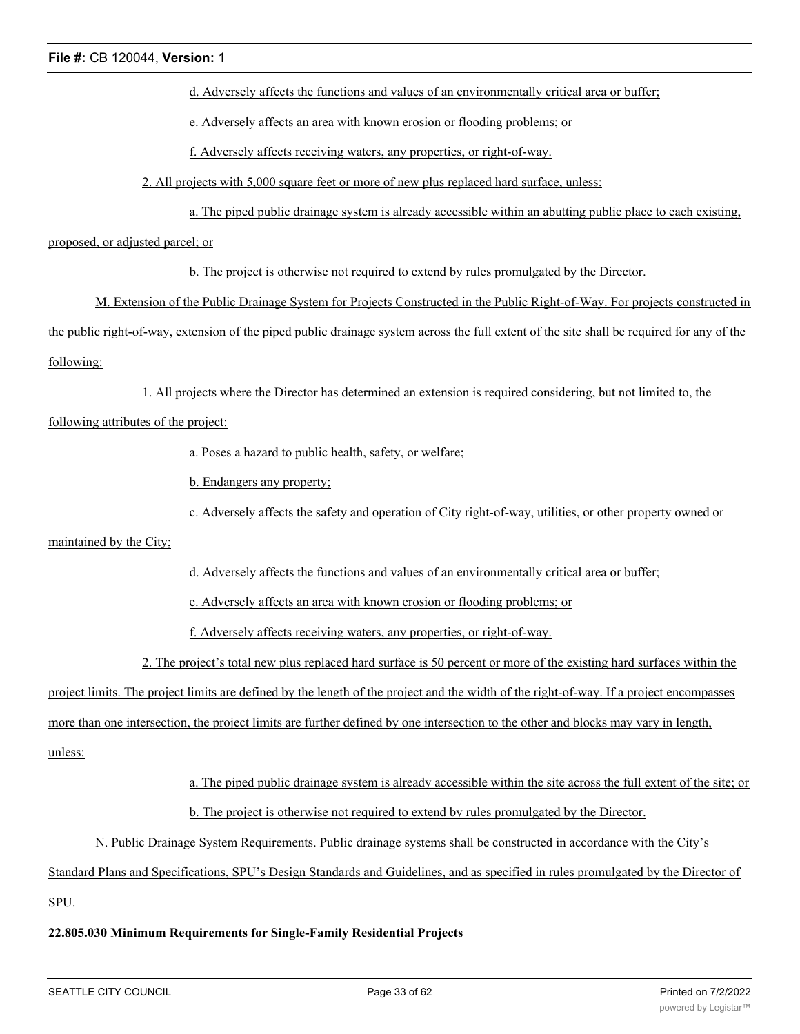d. Adversely affects the functions and values of an environmentally critical area or buffer;

e. Adversely affects an area with known erosion or flooding problems; or

f. Adversely affects receiving waters, any properties, or right-of-way.

2. All projects with 5,000 square feet or more of new plus replaced hard surface, unless:

a. The piped public drainage system is already accessible within an abutting public place to each existing, proposed, or adjusted parcel; or

b. The project is otherwise not required to extend by rules promulgated by the Director.

M. Extension of the Public Drainage System for Projects Constructed in the Public Right-of-Way. For projects constructed in the public right-of-way, extension of the piped public drainage system across the full extent of the site shall be required for any of the following:

1. All projects where the Director has determined an extension is required considering, but not limited to, the following attributes of the project:

a. Poses a hazard to public health, safety, or welfare;

b. Endangers any property;

c. Adversely affects the safety and operation of City right-of-way, utilities, or other property owned or maintained by the City;

d. Adversely affects the functions and values of an environmentally critical area or buffer;

e. Adversely affects an area with known erosion or flooding problems; or

f. Adversely affects receiving waters, any properties, or right-of-way.

2. The project's total new plus replaced hard surface is 50 percent or more of the existing hard surfaces within the project limits. The project limits are defined by the length of the project and the width of the right-of-way. If a project encompasses more than one intersection, the project limits are further defined by one intersection to the other and blocks may vary in length, unless:

a. The piped public drainage system is already accessible within the site across the full extent of the site; or

b. The project is otherwise not required to extend by rules promulgated by the Director.

N. Public Drainage System Requirements. Public drainage systems shall be constructed in accordance with the City's Standard Plans and Specifications, SPU's Design Standards and Guidelines, and as specified in rules promulgated by the Director of SPU.

**22.805.030 Minimum Requirements for Single-Family Residential Projects**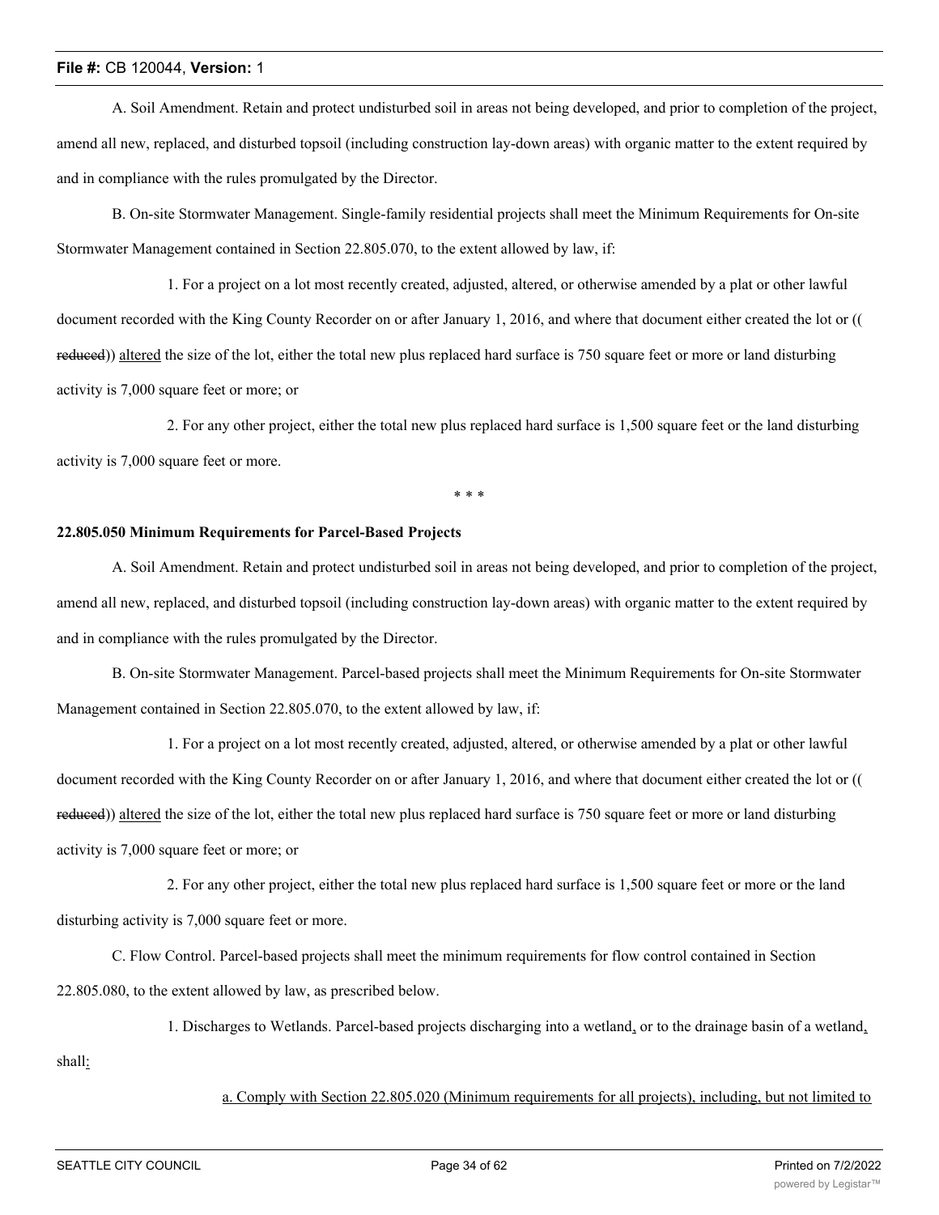A. Soil Amendment. Retain and protect undisturbed soil in areas not being developed, and prior to completion of the project, amend all new, replaced, and disturbed topsoil (including construction lay-down areas) with organic matter to the extent required by and in compliance with the rules promulgated by the Director.

B. On-site Stormwater Management. Single-family residential projects shall meet the Minimum Requirements for On-site Stormwater Management contained in Section 22.805.070, to the extent allowed by law, if:

1. For a project on a lot most recently created, adjusted, altered, or otherwise amended by a plat or other lawful document recorded with the King County Recorder on or after January 1, 2016, and where that document either created the lot or ((~~reduced~~)) altered the size of the lot, either the total new plus replaced hard surface is 750 square feet or more or land disturbing activity is 7,000 square feet or more; or

2. For any other project, either the total new plus replaced hard surface is 1,500 square feet or the land disturbing activity is 7,000 square feet or more.

\* \* \*

**22.805.050 Minimum Requirements for Parcel-Based Projects**

A. Soil Amendment. Retain and protect undisturbed soil in areas not being developed, and prior to completion of the project, amend all new, replaced, and disturbed topsoil (including construction lay-down areas) with organic matter to the extent required by and in compliance with the rules promulgated by the Director.

B. On-site Stormwater Management. Parcel-based projects shall meet the Minimum Requirements for On-site Stormwater Management contained in Section 22.805.070, to the extent allowed by law, if:

1. For a project on a lot most recently created, adjusted, altered, or otherwise amended by a plat or other lawful document recorded with the King County Recorder on or after January 1, 2016, and where that document either created the lot or ((~~reduced~~)) altered the size of the lot, either the total new plus replaced hard surface is 750 square feet or more or land disturbing activity is 7,000 square feet or more; or

2. For any other project, either the total new plus replaced hard surface is 1,500 square feet or more or the land disturbing activity is 7,000 square feet or more.

C. Flow Control. Parcel-based projects shall meet the minimum requirements for flow control contained in Section 22.805.080, to the extent allowed by law, as prescribed below.

1. Discharges to Wetlands. Parcel-based projects discharging into a wetland, or to the drainage basin of a wetland, shall:

a. Comply with Section 22.805.020 (Minimum requirements for all projects), including, but not limited to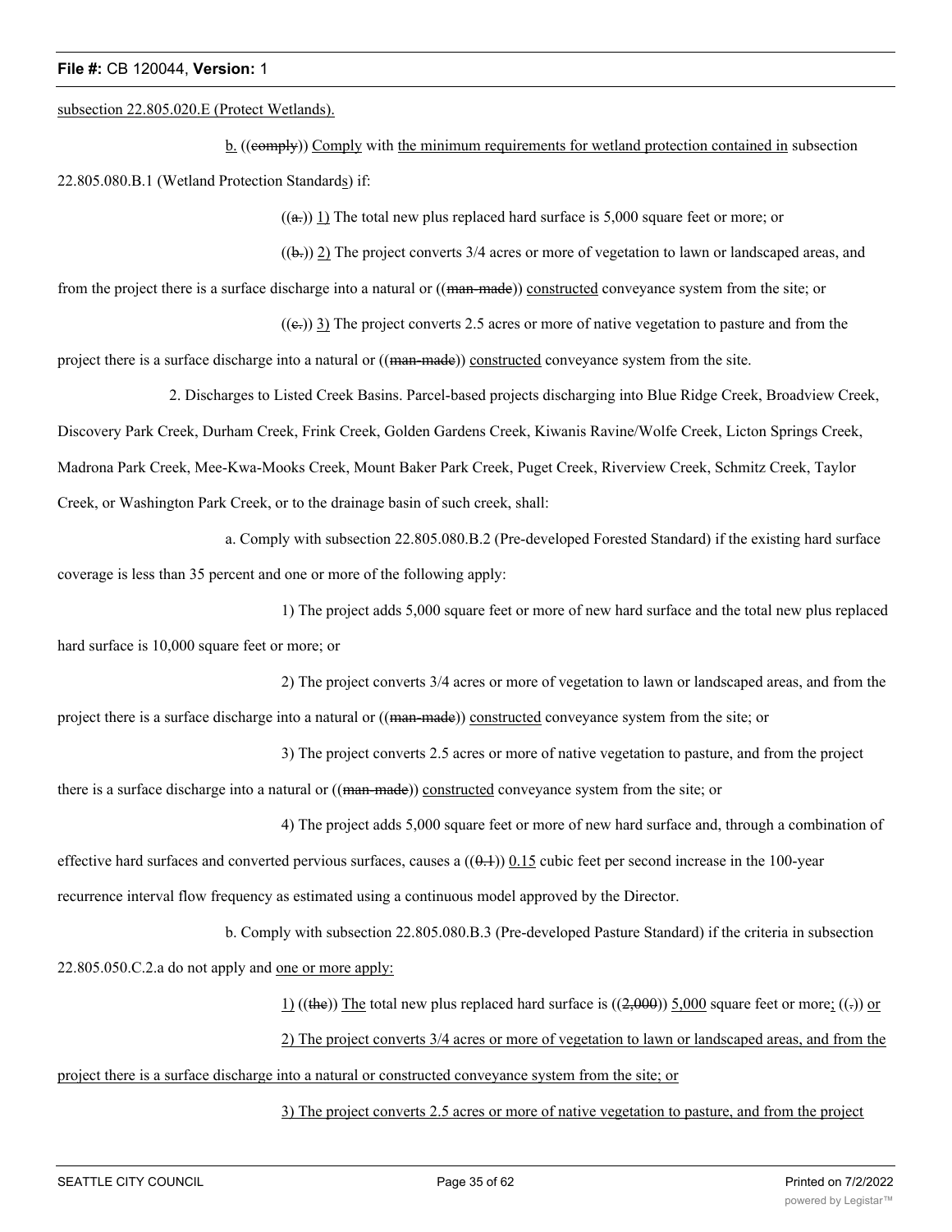subsection 22.805.020.E (Protect Wetlands).

b. ((comply)) Comply with the minimum requirements for wetland protection contained in subsection 22.805.080.B.1 (Wetland Protection Standards) if:

((a.)) 1) The total new plus replaced hard surface is 5,000 square feet or more; or

((b.)) 2) The project converts 3/4 acres or more of vegetation to lawn or landscaped areas, and from the project there is a surface discharge into a natural or ((man-made)) constructed conveyance system from the site; or

((c.)) 3) The project converts 2.5 acres or more of native vegetation to pasture and from the project there is a surface discharge into a natural or ((man-made)) constructed conveyance system from the site.

2. Discharges to Listed Creek Basins. Parcel-based projects discharging into Blue Ridge Creek, Broadview Creek, Discovery Park Creek, Durham Creek, Frink Creek, Golden Gardens Creek, Kiwanis Ravine/Wolfe Creek, Licton Springs Creek, Madrona Park Creek, Mee-Kwa-Mooks Creek, Mount Baker Park Creek, Puget Creek, Riverview Creek, Schmitz Creek, Taylor Creek, or Washington Park Creek, or to the drainage basin of such creek, shall:

a. Comply with subsection 22.805.080.B.2 (Pre-developed Forested Standard) if the existing hard surface coverage is less than 35 percent and one or more of the following apply:

1) The project adds 5,000 square feet or more of new hard surface and the total new plus replaced hard surface is 10,000 square feet or more; or

2) The project converts 3/4 acres or more of vegetation to lawn or landscaped areas, and from the project there is a surface discharge into a natural or ((man-made)) constructed conveyance system from the site; or

3) The project converts 2.5 acres or more of native vegetation to pasture, and from the project there is a surface discharge into a natural or ((man-made)) constructed conveyance system from the site; or

4) The project adds 5,000 square feet or more of new hard surface and, through a combination of effective hard surfaces and converted pervious surfaces, causes a ((0.1)) 0.15 cubic feet per second increase in the 100-year recurrence interval flow frequency as estimated using a continuous model approved by the Director.

b. Comply with subsection 22.805.080.B.3 (Pre-developed Pasture Standard) if the criteria in subsection 22.805.050.C.2.a do not apply and one or more apply:

1) ((the)) The total new plus replaced hard surface is ((2,000)) 5,000 square feet or more; ((.)) or

2) The project converts 3/4 acres or more of vegetation to lawn or landscaped areas, and from the project there is a surface discharge into a natural or constructed conveyance system from the site; or

3) The project converts 2.5 acres or more of native vegetation to pasture, and from the project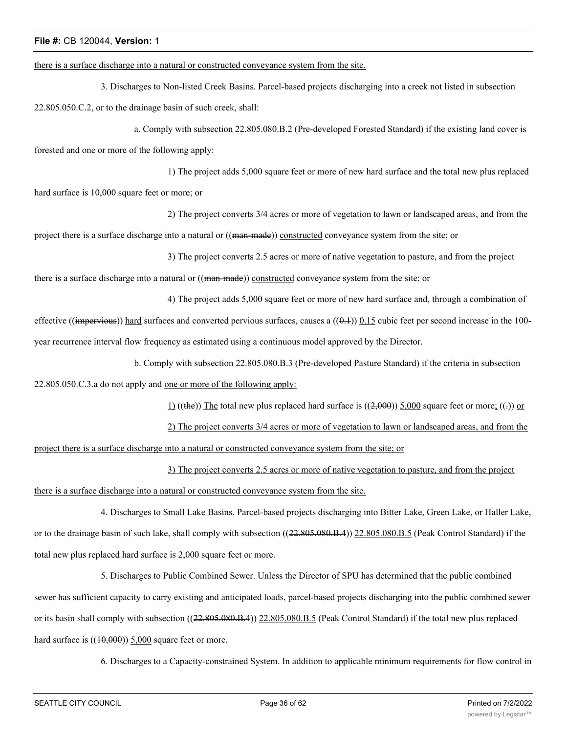there is a surface discharge into a natural or constructed conveyance system from the site.

3. Discharges to Non-listed Creek Basins. Parcel-based projects discharging into a creek not listed in subsection 22.805.050.C.2, or to the drainage basin of such creek, shall:

a. Comply with subsection 22.805.080.B.2 (Pre-developed Forested Standard) if the existing land cover is forested and one or more of the following apply:

1) The project adds 5,000 square feet or more of new hard surface and the total new plus replaced hard surface is 10,000 square feet or more; or

2) The project converts 3/4 acres or more of vegetation to lawn or landscaped areas, and from the project there is a surface discharge into a natural or ((~~man-made~~)) constructed conveyance system from the site; or

3) The project converts 2.5 acres or more of native vegetation to pasture, and from the project there is a surface discharge into a natural or ((~~man-made~~)) constructed conveyance system from the site; or

4) The project adds 5,000 square feet or more of new hard surface and, through a combination of effective ((~~impervious~~)) hard surfaces and converted pervious surfaces, causes a ((~~0.1~~)) 0.15 cubic feet per second increase in the 100-year recurrence interval flow frequency as estimated using a continuous model approved by the Director.

b. Comply with subsection 22.805.080.B.3 (Pre-developed Pasture Standard) if the criteria in subsection 22.805.050.C.3.a do not apply and one or more of the following apply:

1) ((~~the~~)) The total new plus replaced hard surface is ((~~2,000~~)) 5,000 square feet or more; ((~~.~~)) or

2) The project converts 3/4 acres or more of vegetation to lawn or landscaped areas, and from the project there is a surface discharge into a natural or constructed conveyance system from the site; or

3) The project converts 2.5 acres or more of native vegetation to pasture, and from the project there is a surface discharge into a natural or constructed conveyance system from the site.

4. Discharges to Small Lake Basins. Parcel-based projects discharging into Bitter Lake, Green Lake, or Haller Lake, or to the drainage basin of such lake, shall comply with subsection ((~~22.805.080.B.4~~)) 22.805.080.B.5 (Peak Control Standard) if the total new plus replaced hard surface is 2,000 square feet or more.

5. Discharges to Public Combined Sewer. Unless the Director of SPU has determined that the public combined sewer has sufficient capacity to carry existing and anticipated loads, parcel-based projects discharging into the public combined sewer or its basin shall comply with subsection ((~~22.805.080.B.4~~)) 22.805.080.B.5 (Peak Control Standard) if the total new plus replaced hard surface is ((~~10,000~~)) 5,000 square feet or more.

6. Discharges to a Capacity-constrained System. In addition to applicable minimum requirements for flow control in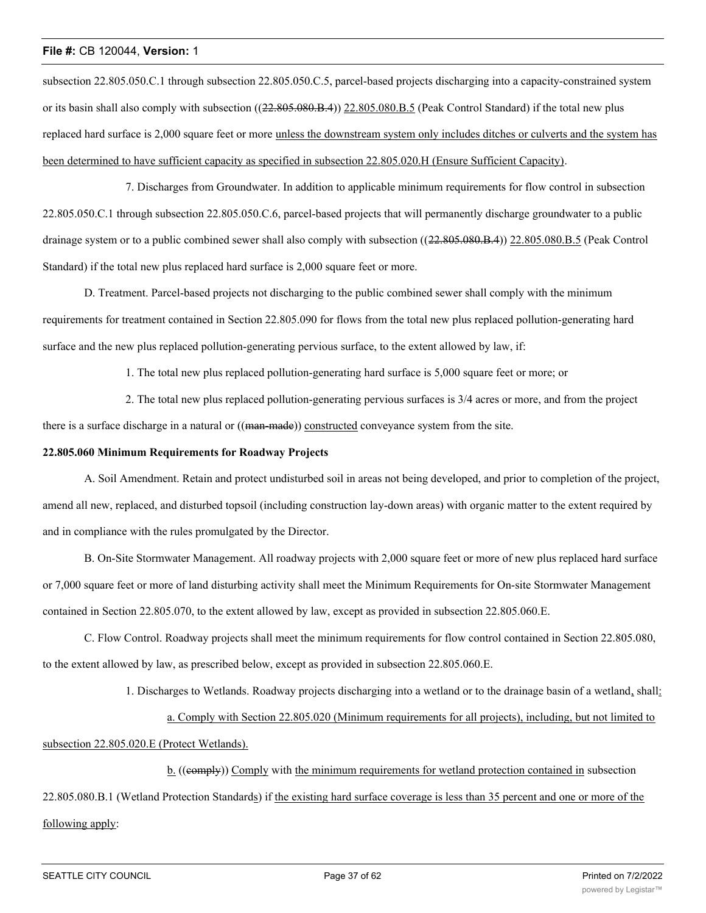subsection 22.805.050.C.1 through subsection 22.805.050.C.5, parcel-based projects discharging into a capacity-constrained system or its basin shall also comply with subsection ((~~22.805.080.B.4~~)) <u>22.805.080.B.5</u> (Peak Control Standard) if the total new plus replaced hard surface is 2,000 square feet or more <u>unless the downstream system only includes ditches or culverts and the system has been determined to have sufficient capacity as specified in subsection 22.805.020.H (Ensure Sufficient Capacity)</u>.

7. Discharges from Groundwater. In addition to applicable minimum requirements for flow control in subsection 22.805.050.C.1 through subsection 22.805.050.C.6, parcel-based projects that will permanently discharge groundwater to a public drainage system or to a public combined sewer shall also comply with subsection ((~~22.805.080.B.4~~)) <u>22.805.080.B.5</u> (Peak Control Standard) if the total new plus replaced hard surface is 2,000 square feet or more.

D. Treatment. Parcel-based projects not discharging to the public combined sewer shall comply with the minimum requirements for treatment contained in Section 22.805.090 for flows from the total new plus replaced pollution-generating hard surface and the new plus replaced pollution-generating pervious surface, to the extent allowed by law, if:

1. The total new plus replaced pollution-generating hard surface is 5,000 square feet or more; or

2. The total new plus replaced pollution-generating pervious surfaces is 3/4 acres or more, and from the project there is a surface discharge in a natural or ((~~man-made~~)) <u>constructed</u> conveyance system from the site.

**22.805.060 Minimum Requirements for Roadway Projects**

A. Soil Amendment. Retain and protect undisturbed soil in areas not being developed, and prior to completion of the project, amend all new, replaced, and disturbed topsoil (including construction lay-down areas) with organic matter to the extent required by and in compliance with the rules promulgated by the Director.

B. On-Site Stormwater Management. All roadway projects with 2,000 square feet or more of new plus replaced hard surface or 7,000 square feet or more of land disturbing activity shall meet the Minimum Requirements for On-site Stormwater Management contained in Section 22.805.070, to the extent allowed by law, except as provided in subsection 22.805.060.E.

C. Flow Control. Roadway projects shall meet the minimum requirements for flow control contained in Section 22.805.080, to the extent allowed by law, as prescribed below, except as provided in subsection 22.805.060.E.

1. Discharges to Wetlands. Roadway projects discharging into a wetland or to the drainage basin of a wetland<u>,</u> shall<u>:</u>

<u>a. Comply with Section 22.805.020 (Minimum requirements for all projects), including, but not limited to subsection 22.805.020.E (Protect Wetlands).</u>

<u>b.</u> ((~~comply~~)) <u>Comply</u> with <u>the minimum requirements for wetland protection contained in</u> subsection 22.805.080.B.1 (Wetland Protection Standard<u>s</u>) if <u>the existing hard surface coverage is less than 35 percent and one or more of the following apply</u>: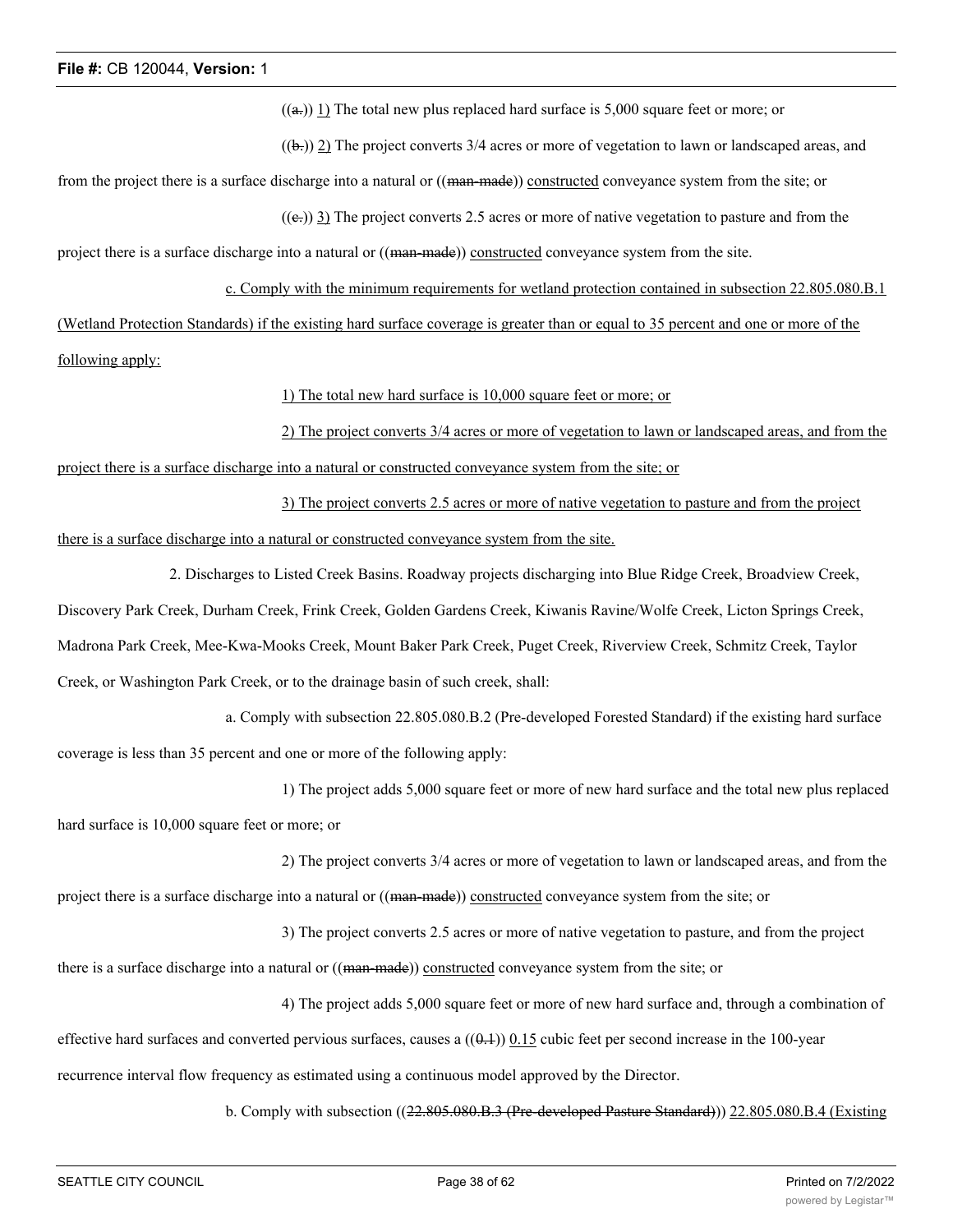((a.)) 1) The total new plus replaced hard surface is 5,000 square feet or more; or

((b.)) 2) The project converts 3/4 acres or more of vegetation to lawn or landscaped areas, and from the project there is a surface discharge into a natural or ((man-made)) constructed conveyance system from the site; or

((c.)) 3) The project converts 2.5 acres or more of native vegetation to pasture and from the project there is a surface discharge into a natural or ((man-made)) constructed conveyance system from the site.

c. Comply with the minimum requirements for wetland protection contained in subsection 22.805.080.B.1 (Wetland Protection Standards) if the existing hard surface coverage is greater than or equal to 35 percent and one or more of the following apply:

1) The total new hard surface is 10,000 square feet or more; or

2) The project converts 3/4 acres or more of vegetation to lawn or landscaped areas, and from the project there is a surface discharge into a natural or constructed conveyance system from the site; or

3) The project converts 2.5 acres or more of native vegetation to pasture and from the project there is a surface discharge into a natural or constructed conveyance system from the site.

2. Discharges to Listed Creek Basins. Roadway projects discharging into Blue Ridge Creek, Broadview Creek, Discovery Park Creek, Durham Creek, Frink Creek, Golden Gardens Creek, Kiwanis Ravine/Wolfe Creek, Licton Springs Creek, Madrona Park Creek, Mee-Kwa-Mooks Creek, Mount Baker Park Creek, Puget Creek, Riverview Creek, Schmitz Creek, Taylor Creek, or Washington Park Creek, or to the drainage basin of such creek, shall:

a. Comply with subsection 22.805.080.B.2 (Pre-developed Forested Standard) if the existing hard surface coverage is less than 35 percent and one or more of the following apply:

1) The project adds 5,000 square feet or more of new hard surface and the total new plus replaced hard surface is 10,000 square feet or more; or

2) The project converts 3/4 acres or more of vegetation to lawn or landscaped areas, and from the project there is a surface discharge into a natural or ((man-made)) constructed conveyance system from the site; or

3) The project converts 2.5 acres or more of native vegetation to pasture, and from the project there is a surface discharge into a natural or ((man-made)) constructed conveyance system from the site; or

4) The project adds 5,000 square feet or more of new hard surface and, through a combination of effective hard surfaces and converted pervious surfaces, causes a ((0.1)) 0.15 cubic feet per second increase in the 100-year recurrence interval flow frequency as estimated using a continuous model approved by the Director.

b. Comply with subsection ((22.805.080.B.3 (Pre-developed Pasture Standard))) 22.805.080.B.4 (Existing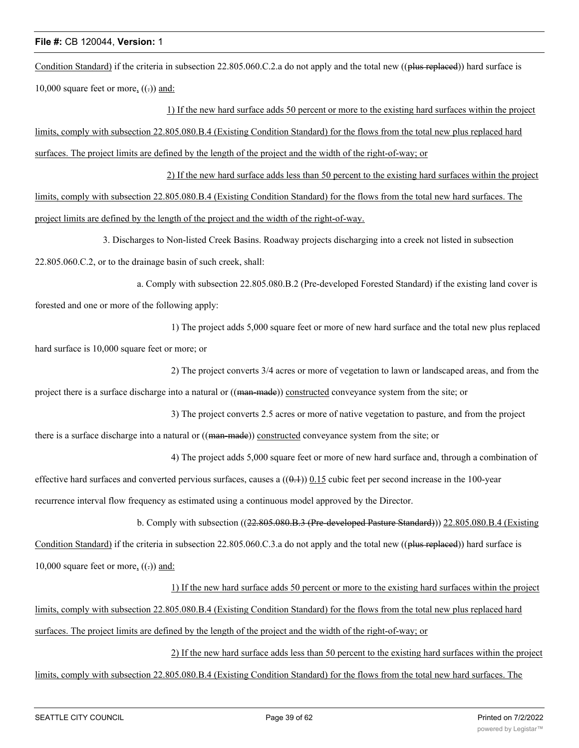Condition Standard) if the criteria in subsection 22.805.060.C.2.a do not apply and the total new ((~~plus replaced~~)) hard surface is 10,000 square feet or more, ((~~.~~)) and:

1) If the new hard surface adds 50 percent or more to the existing hard surfaces within the project limits, comply with subsection 22.805.080.B.4 (Existing Condition Standard) for the flows from the total new plus replaced hard surfaces. The project limits are defined by the length of the project and the width of the right-of-way; or

2) If the new hard surface adds less than 50 percent to the existing hard surfaces within the project limits, comply with subsection 22.805.080.B.4 (Existing Condition Standard) for the flows from the total new hard surfaces. The project limits are defined by the length of the project and the width of the right-of-way.

3. Discharges to Non-listed Creek Basins. Roadway projects discharging into a creek not listed in subsection 22.805.060.C.2, or to the drainage basin of such creek, shall:

a. Comply with subsection 22.805.080.B.2 (Pre-developed Forested Standard) if the existing land cover is forested and one or more of the following apply:

1) The project adds 5,000 square feet or more of new hard surface and the total new plus replaced hard surface is 10,000 square feet or more; or

2) The project converts 3/4 acres or more of vegetation to lawn or landscaped areas, and from the project there is a surface discharge into a natural or ((~~man-made~~)) constructed conveyance system from the site; or

3) The project converts 2.5 acres or more of native vegetation to pasture, and from the project there is a surface discharge into a natural or ((~~man-made~~)) constructed conveyance system from the site; or

4) The project adds 5,000 square feet or more of new hard surface and, through a combination of effective hard surfaces and converted pervious surfaces, causes a ((~~0.1~~)) 0.15 cubic feet per second increase in the 100-year recurrence interval flow frequency as estimated using a continuous model approved by the Director.

b. Comply with subsection ((~~22.805.080.B.3 (Pre-developed Pasture Standard)~~)) 22.805.080.B.4 (Existing Condition Standard) if the criteria in subsection 22.805.060.C.3.a do not apply and the total new ((~~plus replaced~~)) hard surface is 10,000 square feet or more, ((~~.~~)) and:

1) If the new hard surface adds 50 percent or more to the existing hard surfaces within the project limits, comply with subsection 22.805.080.B.4 (Existing Condition Standard) for the flows from the total new plus replaced hard surfaces. The project limits are defined by the length of the project and the width of the right-of-way; or

2) If the new hard surface adds less than 50 percent to the existing hard surfaces within the project limits, comply with subsection 22.805.080.B.4 (Existing Condition Standard) for the flows from the total new hard surfaces. The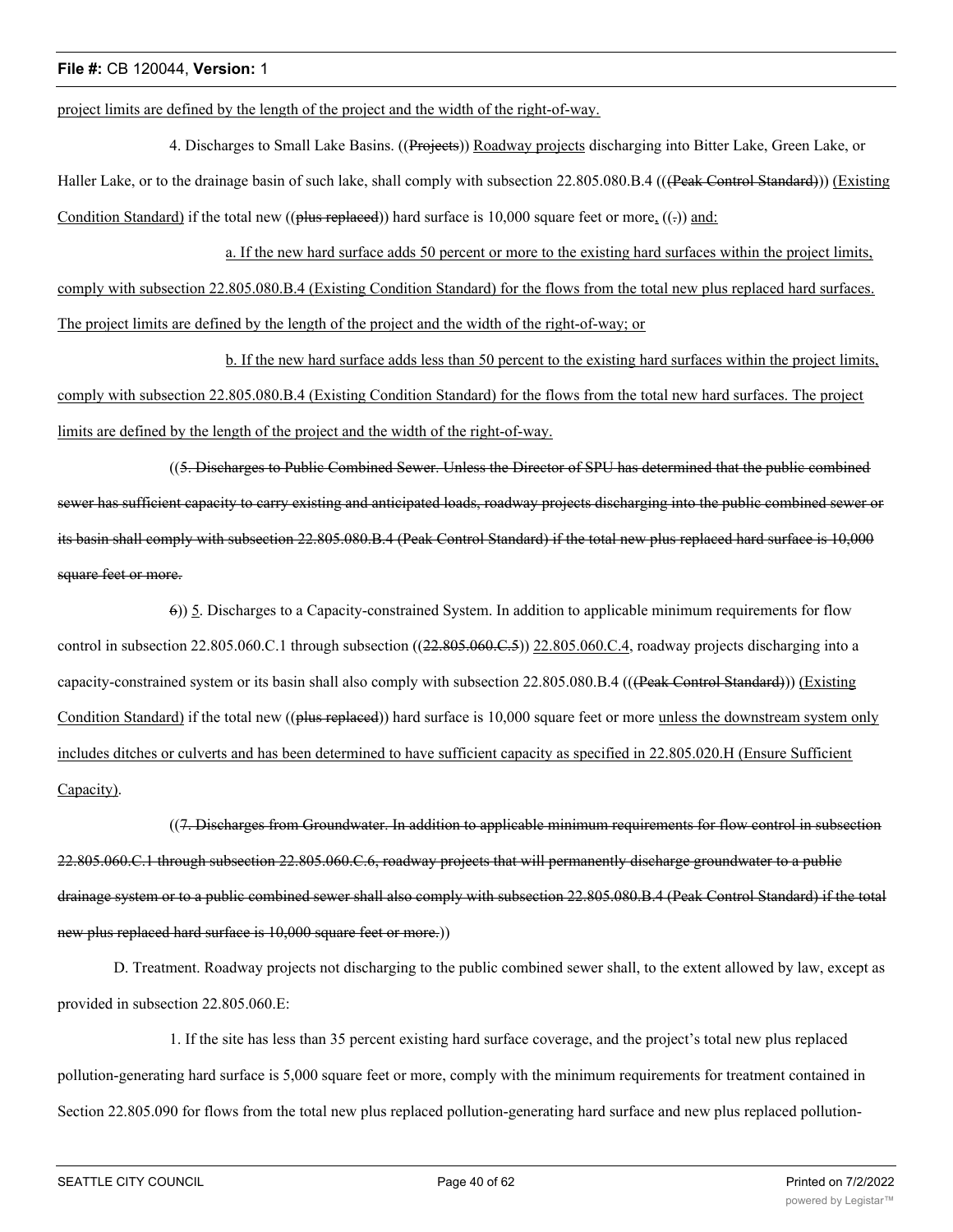project limits are defined by the length of the project and the width of the right-of-way.

4. Discharges to Small Lake Basins. ((Projects)) Roadway projects discharging into Bitter Lake, Green Lake, or Haller Lake, or to the drainage basin of such lake, shall comply with subsection 22.805.080.B.4 (((Peak Control Standard))) (Existing Condition Standard) if the total new ((plus replaced)) hard surface is 10,000 square feet or more, ((.)) and:

a. If the new hard surface adds 50 percent or more to the existing hard surfaces within the project limits, comply with subsection 22.805.080.B.4 (Existing Condition Standard) for the flows from the total new plus replaced hard surfaces. The project limits are defined by the length of the project and the width of the right-of-way; or

b. If the new hard surface adds less than 50 percent to the existing hard surfaces within the project limits, comply with subsection 22.805.080.B.4 (Existing Condition Standard) for the flows from the total new hard surfaces. The project limits are defined by the length of the project and the width of the right-of-way.

((5. Discharges to Public Combined Sewer. Unless the Director of SPU has determined that the public combined sewer has sufficient capacity to carry existing and anticipated loads, roadway projects discharging into the public combined sewer or its basin shall comply with subsection 22.805.080.B.4 (Peak Control Standard) if the total new plus replaced hard surface is 10,000 square feet or more.

6)) 5. Discharges to a Capacity-constrained System. In addition to applicable minimum requirements for flow control in subsection 22.805.060.C.1 through subsection ((22.805.060.C.5)) 22.805.060.C.4, roadway projects discharging into a capacity-constrained system or its basin shall also comply with subsection 22.805.080.B.4 (((Peak Control Standard))) (Existing Condition Standard) if the total new ((plus replaced)) hard surface is 10,000 square feet or more unless the downstream system only includes ditches or culverts and has been determined to have sufficient capacity as specified in 22.805.020.H (Ensure Sufficient Capacity).

((7. Discharges from Groundwater. In addition to applicable minimum requirements for flow control in subsection 22.805.060.C.1 through subsection 22.805.060.C.6, roadway projects that will permanently discharge groundwater to a public drainage system or to a public combined sewer shall also comply with subsection 22.805.080.B.4 (Peak Control Standard) if the total new plus replaced hard surface is 10,000 square feet or more.))

D. Treatment. Roadway projects not discharging to the public combined sewer shall, to the extent allowed by law, except as provided in subsection 22.805.060.E:

1. If the site has less than 35 percent existing hard surface coverage, and the project's total new plus replaced pollution-generating hard surface is 5,000 square feet or more, comply with the minimum requirements for treatment contained in Section 22.805.090 for flows from the total new plus replaced pollution-generating hard surface and new plus replaced pollution-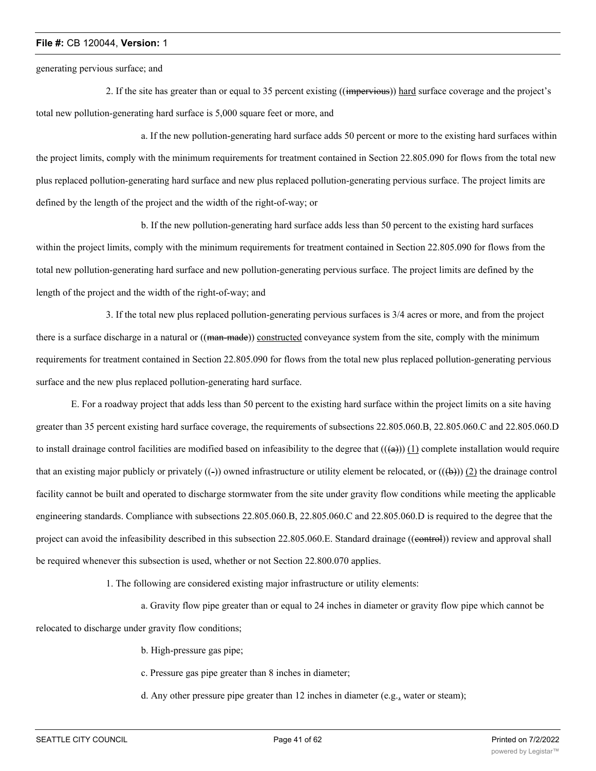generating pervious surface; and

2. If the site has greater than or equal to 35 percent existing ((~~impervious~~)) <u>hard</u> surface coverage and the project's total new pollution-generating hard surface is 5,000 square feet or more, and

a. If the new pollution-generating hard surface adds 50 percent or more to the existing hard surfaces within the project limits, comply with the minimum requirements for treatment contained in Section 22.805.090 for flows from the total new plus replaced pollution-generating hard surface and new plus replaced pollution-generating pervious surface. The project limits are defined by the length of the project and the width of the right-of-way; or

b. If the new pollution-generating hard surface adds less than 50 percent to the existing hard surfaces within the project limits, comply with the minimum requirements for treatment contained in Section 22.805.090 for flows from the total new pollution-generating hard surface and new pollution-generating pervious surface. The project limits are defined by the length of the project and the width of the right-of-way; and

3. If the total new plus replaced pollution-generating pervious surfaces is 3/4 acres or more, and from the project there is a surface discharge in a natural or ((~~man-made~~)) <u>constructed</u> conveyance system from the site, comply with the minimum requirements for treatment contained in Section 22.805.090 for flows from the total new plus replaced pollution-generating pervious surface and the new plus replaced pollution-generating hard surface.

E. For a roadway project that adds less than 50 percent to the existing hard surface within the project limits on a site having greater than 35 percent existing hard surface coverage, the requirements of subsections 22.805.060.B, 22.805.060.C and 22.805.060.D to install drainage control facilities are modified based on infeasibility to the degree that ((~~(a)~~)) <u>(1)</u> complete installation would require that an existing major publicly or privately ((~~-~~)) owned infrastructure or utility element be relocated, or ((~~(b)~~)) <u>(2)</u> the drainage control facility cannot be built and operated to discharge stormwater from the site under gravity flow conditions while meeting the applicable engineering standards. Compliance with subsections 22.805.060.B, 22.805.060.C and 22.805.060.D is required to the degree that the project can avoid the infeasibility described in this subsection 22.805.060.E. Standard drainage ((~~control~~)) review and approval shall be required whenever this subsection is used, whether or not Section 22.800.070 applies.

1. The following are considered existing major infrastructure or utility elements:

a. Gravity flow pipe greater than or equal to 24 inches in diameter or gravity flow pipe which cannot be relocated to discharge under gravity flow conditions;

b. High-pressure gas pipe;

c. Pressure gas pipe greater than 8 inches in diameter;

d. Any other pressure pipe greater than 12 inches in diameter (e.g.<u>,</u> water or steam);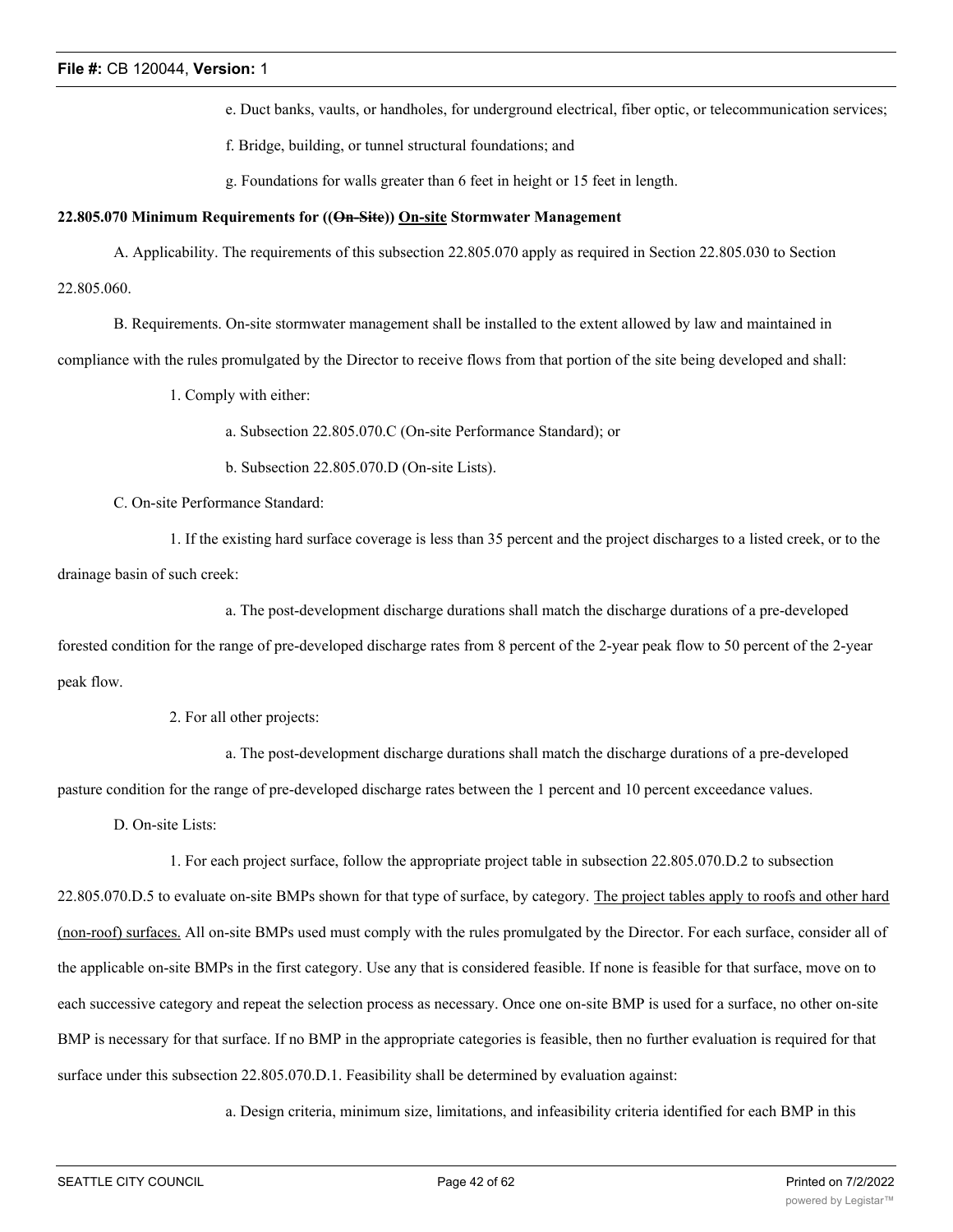e. Duct banks, vaults, or handholes, for underground electrical, fiber optic, or telecommunication services;

f. Bridge, building, or tunnel structural foundations; and

g. Foundations for walls greater than 6 feet in height or 15 feet in length.

**22.805.070 Minimum Requirements for ((~~On-Site~~)) <u>On-site</u> Stormwater Management**

A. Applicability. The requirements of this subsection 22.805.070 apply as required in Section 22.805.030 to Section 22.805.060.

B. Requirements. On-site stormwater management shall be installed to the extent allowed by law and maintained in compliance with the rules promulgated by the Director to receive flows from that portion of the site being developed and shall:

1. Comply with either:

a. Subsection 22.805.070.C (On-site Performance Standard); or

b. Subsection 22.805.070.D (On-site Lists).

C. On-site Performance Standard:

1. If the existing hard surface coverage is less than 35 percent and the project discharges to a listed creek, or to the drainage basin of such creek:

a. The post-development discharge durations shall match the discharge durations of a pre-developed forested condition for the range of pre-developed discharge rates from 8 percent of the 2-year peak flow to 50 percent of the 2-year peak flow.

2. For all other projects:

a. The post-development discharge durations shall match the discharge durations of a pre-developed pasture condition for the range of pre-developed discharge rates between the 1 percent and 10 percent exceedance values.

D. On-site Lists:

1. For each project surface, follow the appropriate project table in subsection 22.805.070.D.2 to subsection 22.805.070.D.5 to evaluate on-site BMPs shown for that type of surface, by category. <u>The project tables apply to roofs and other hard (non-roof) surfaces.</u> All on-site BMPs used must comply with the rules promulgated by the Director. For each surface, consider all of the applicable on-site BMPs in the first category. Use any that is considered feasible. If none is feasible for that surface, move on to each successive category and repeat the selection process as necessary. Once one on-site BMP is used for a surface, no other on-site BMP is necessary for that surface. If no BMP in the appropriate categories is feasible, then no further evaluation is required for that surface under this subsection 22.805.070.D.1. Feasibility shall be determined by evaluation against:

a. Design criteria, minimum size, limitations, and infeasibility criteria identified for each BMP in this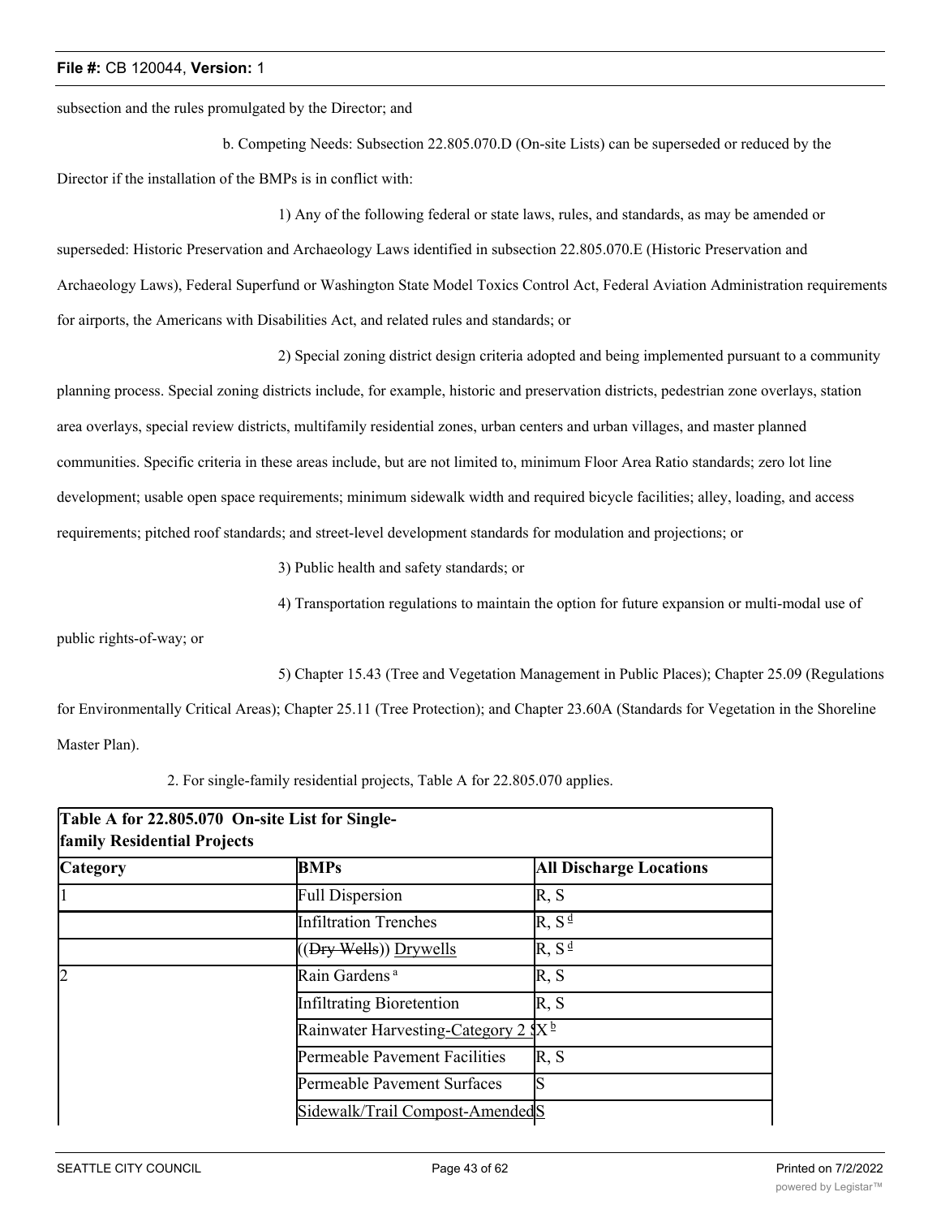subsection and the rules promulgated by the Director; and

b. Competing Needs: Subsection 22.805.070.D (On-site Lists) can be superseded or reduced by the Director if the installation of the BMPs is in conflict with:

1) Any of the following federal or state laws, rules, and standards, as may be amended or superseded: Historic Preservation and Archaeology Laws identified in subsection 22.805.070.E (Historic Preservation and Archaeology Laws), Federal Superfund or Washington State Model Toxics Control Act, Federal Aviation Administration requirements for airports, the Americans with Disabilities Act, and related rules and standards; or

2) Special zoning district design criteria adopted and being implemented pursuant to a community planning process. Special zoning districts include, for example, historic and preservation districts, pedestrian zone overlays, station area overlays, special review districts, multifamily residential zones, urban centers and urban villages, and master planned communities. Specific criteria in these areas include, but are not limited to, minimum Floor Area Ratio standards; zero lot line development; usable open space requirements; minimum sidewalk width and required bicycle facilities; alley, loading, and access requirements; pitched roof standards; and street-level development standards for modulation and projections; or

3) Public health and safety standards; or

4) Transportation regulations to maintain the option for future expansion or multi-modal use of public rights-of-way; or

5) Chapter 15.43 (Tree and Vegetation Management in Public Places); Chapter 25.09 (Regulations for Environmentally Critical Areas); Chapter 25.11 (Tree Protection); and Chapter 23.60A (Standards for Vegetation in the Shoreline Master Plan).

2. For single-family residential projects, Table A for 22.805.070 applies.

| **Table A for 22.805.070 On-site List for Single-family Residential Projects** | | |
|---|---|---|
| **Category** | **BMPs** | **All Discharge Locations** |
| 1 | Full Dispersion | R, S |
| | Infiltration Trenches | R, S [d] |
| | ((~~Dry Wells~~)) <u>Drywells</u> | R, S [d] |
| 2 | Rain Gardens [a] | R, S |
| | Infiltrating Bioretention | R, S |
| | Rainwater Harvesting<u>-Category 2</u> | X [b] |
| | Permeable Pavement Facilities | R, S |
| | Permeable Pavement Surfaces | S |
| | <u>Sidewalk/Trail Compost-Amended</u> | <u>S</u> |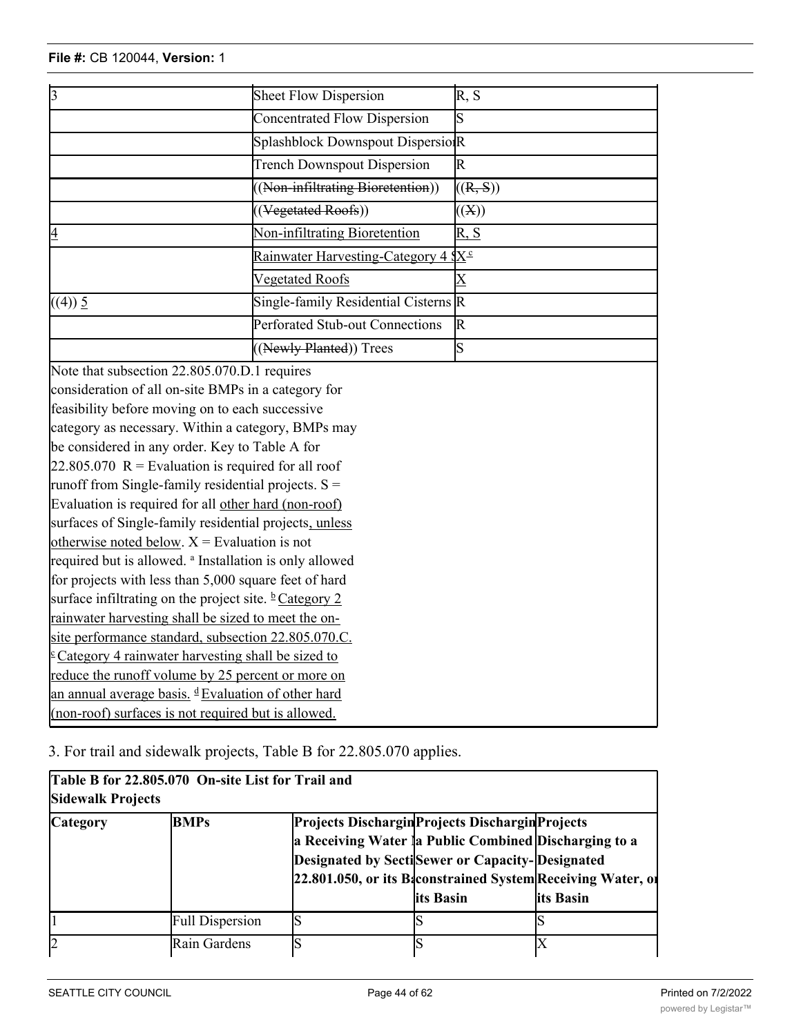| | | |
|---|---|---|
| 3 | Sheet Flow Dispersion | R, S |
| | Concentrated Flow Dispersion | S |
| | Splashblock Downspout Dispersion | R |
| | Trench Downspout Dispersion | R |
| | ((~~Non-infiltrating Bioretention~~)) | ((~~R, S~~)) |
| | ((~~Vegetated Roofs~~)) | ((~~X~~)) |
| 4 | Non-infiltrating Bioretention | R, S |
| | Rainwater Harvesting-Category 4 S | X[c] |
| | Vegetated Roofs | X |
| ((4)) 5 | Single-family Residential Cisterns | R |
| | Perforated Stub-out Connections | R |
| | ((~~Newly Planted~~)) Trees | S |

Note that subsection 22.805.070.D.1 requires consideration of all on-site BMPs in a category for feasibility before moving on to each successive category as necessary. Within a category, BMPs may be considered in any order. Key to Table A for 22.805.070 R = Evaluation is required for all roof runoff from Single-family residential projects. S = Evaluation is required for all other hard (non-roof) surfaces of Single-family residential projects, unless otherwise noted below. X = Evaluation is not required but is allowed. [a] Installation is only allowed for projects with less than 5,000 square feet of hard surface infiltrating on the project site. [b] Category 2 rainwater harvesting shall be sized to meet the on-site performance standard, subsection 22.805.070.C. [c] Category 4 rainwater harvesting shall be sized to reduce the runoff volume by 25 percent or more on an annual average basis. [d] Evaluation of other hard (non-roof) surfaces is not required but is allowed.

3. For trail and sidewalk projects, Table B for 22.805.070 applies.

| **Table B for 22.805.070 On-site List for Trail and Sidewalk Projects** | | | | |
|---|---|---|---|---|
| **Category** | **BMPs** | **Projects Discharging to a Receiving Water Designated by Section 22.801.050, or its Basin** | **Projects Discharging to a Public Combined Sewer or Capacity-constrained System its Basin** | **Projects Discharging to a Designated Receiving Water, or its Basin** |
| 1 | Full Dispersion | S | S | S |
| 2 | Rain Gardens | S | S | X |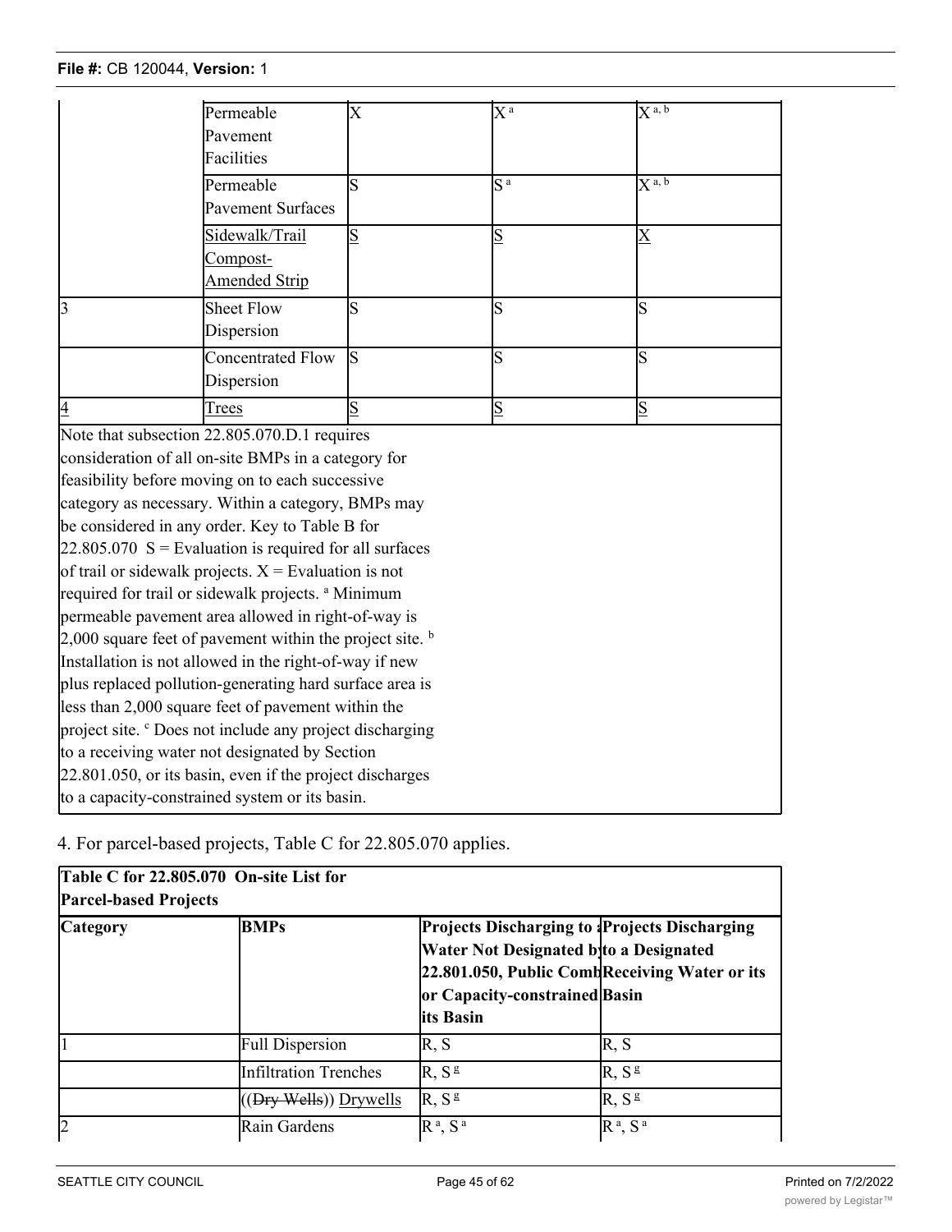| | Permeable Pavement Facilities | X | X [a] | X [a, b] |
|---|---|---|---|---|
| | Permeable Pavement Surfaces | S | S [a] | X [a, b] |
| | Sidewalk/Trail Compost-Amended Strip | S | S | X |
| 3 | Sheet Flow Dispersion | S | S | S |
| | Concentrated Flow Dispersion | S | S | S |
| 4 | Trees | S | S | S |

Note that subsection 22.805.070.D.1 requires consideration of all on-site BMPs in a category for feasibility before moving on to each successive category as necessary. Within a category, BMPs may be considered in any order. Key to Table B for 22.805.070 S = Evaluation is required for all surfaces of trail or sidewalk projects. X = Evaluation is not required for trail or sidewalk projects. [a] Minimum permeable pavement area allowed in right-of-way is 2,000 square feet of pavement within the project site. [b] Installation is not allowed in the right-of-way if new plus replaced pollution-generating hard surface area is less than 2,000 square feet of pavement within the project site. [c] Does not include any project discharging to a receiving water not designated by Section 22.801.050, or its basin, even if the project discharges to a capacity-constrained system or its basin.

4. For parcel-based projects, Table C for 22.805.070 applies.

**Table C for 22.805.070 On-site List for Parcel-based Projects**

| **Category** | **BMPs** | **Projects Discharging to a Water Not Designated by 22.801.050, Public Combined or Capacity-constrained or its Basin** | **Projects Discharging to a Designated Receiving Water or its Basin** |
|---|---|---|---|
| 1 | Full Dispersion | R, S | R, S |
| | Infiltration Trenches | R, S [g] | R, S [g] |
| | ((~~Dry Wells~~)) Drywells | R, S [g] | R, S [g] |
| 2 | Rain Gardens | R [a], S [a] | R [a], S [a] |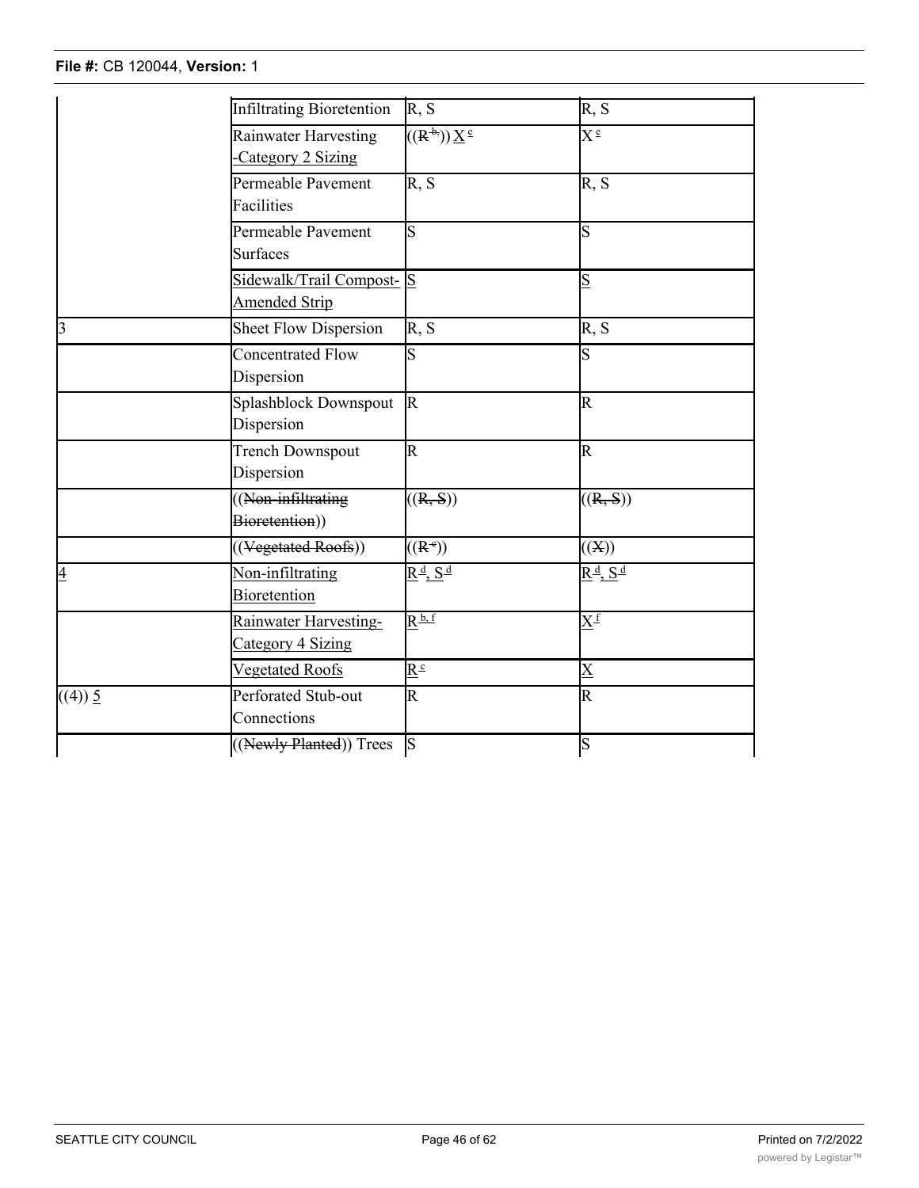| | Infiltrating Bioretention | R, S | R, S |
|---|---|---|---|
| | Rainwater Harvesting -Category 2 Sizing | ((R[b,])) X[e] | X[e] |
| | Permeable Pavement Facilities | R, S | R, S |
| | Permeable Pavement Surfaces | S | S |
| | Sidewalk/Trail Compost-Amended Strip | S | S |
| 3 | Sheet Flow Dispersion | R, S | R, S |
| | Concentrated Flow Dispersion | S | S |
| | Splashblock Downspout Dispersion | R | R |
| | Trench Downspout Dispersion | R | R |
| | ((~~Non-infiltrating Bioretention~~)) | ((~~R, S~~)) | ((~~R, S~~)) |
| | ((~~Vegetated Roofs~~)) | ((~~R[c]~~)) | ((~~X~~)) |
| 4 | Non-infiltrating Bioretention | R[d], S[d] | R[d], S[d] |
| | Rainwater Harvesting-Category 4 Sizing | R[b, f] | X[f] |
| | Vegetated Roofs | R[c] | X |
| ((4)) 5 | Perforated Stub-out Connections | R | R |
| | ((~~Newly Planted~~)) Trees | S | S |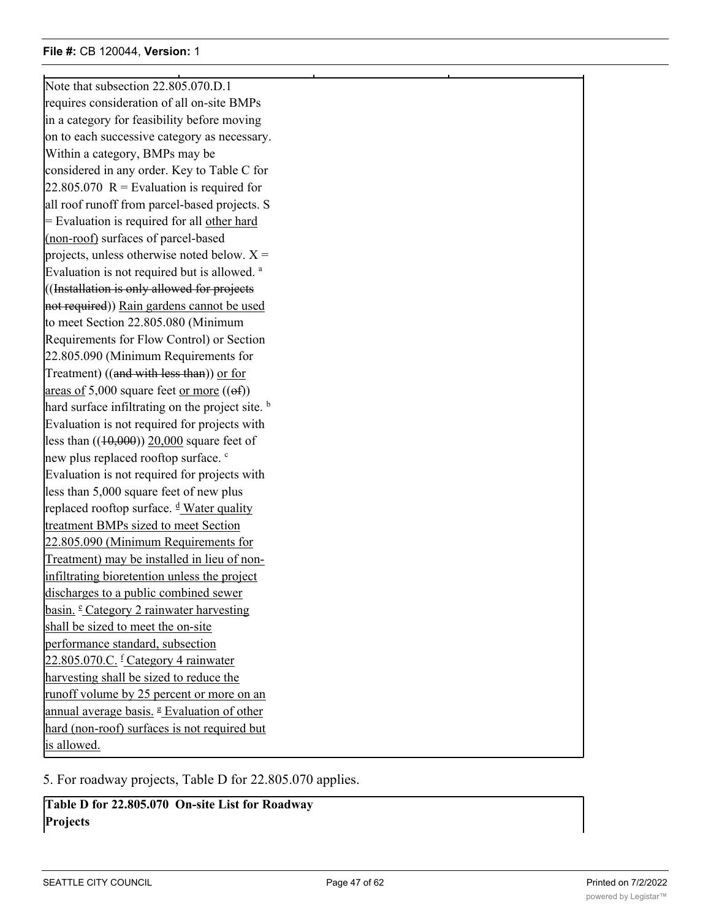| Note that subsection 22.805.070.D.1 requires consideration of all on-site BMPs in a category for feasibility before moving on to each successive category as necessary. Within a category, BMPs may be considered in any order. Key to Table C for 22.805.070 R = Evaluation is required for all roof runoff from parcel-based projects. S = Evaluation is required for all other hard (non-roof) surfaces of parcel-based projects, unless otherwise noted below. X = Evaluation is not required but is allowed. [a] ((~~Installation is only allowed for projects not required~~)) Rain gardens cannot be used to meet Section 22.805.080 (Minimum Requirements for Flow Control) or Section 22.805.090 (Minimum Requirements for Treatment) ((~~and with less than~~)) or for areas of 5,000 square feet or more ((~~of~~)) hard surface infiltrating on the project site. [b] Evaluation is not required for projects with less than ((~~10,000~~)) 20,000 square feet of new plus replaced rooftop surface. [c] Evaluation is not required for projects with less than 5,000 square feet of new plus replaced rooftop surface. [d] Water quality treatment BMPs sized to meet Section 22.805.090 (Minimum Requirements for Treatment) may be installed in lieu of non-infiltrating bioretention unless the project discharges to a public combined sewer basin. [e] Category 2 rainwater harvesting shall be sized to meet the on-site performance standard, subsection 22.805.070.C. [f] Category 4 rainwater harvesting shall be sized to reduce the runoff volume by 25 percent or more on an annual average basis. [g] Evaluation of other hard (non-roof) surfaces is not required but is allowed. |
|---|

5. For roadway projects, Table D for 22.805.070 applies.

| **Table D for 22.805.070 On-site List for Roadway Projects** |
|---|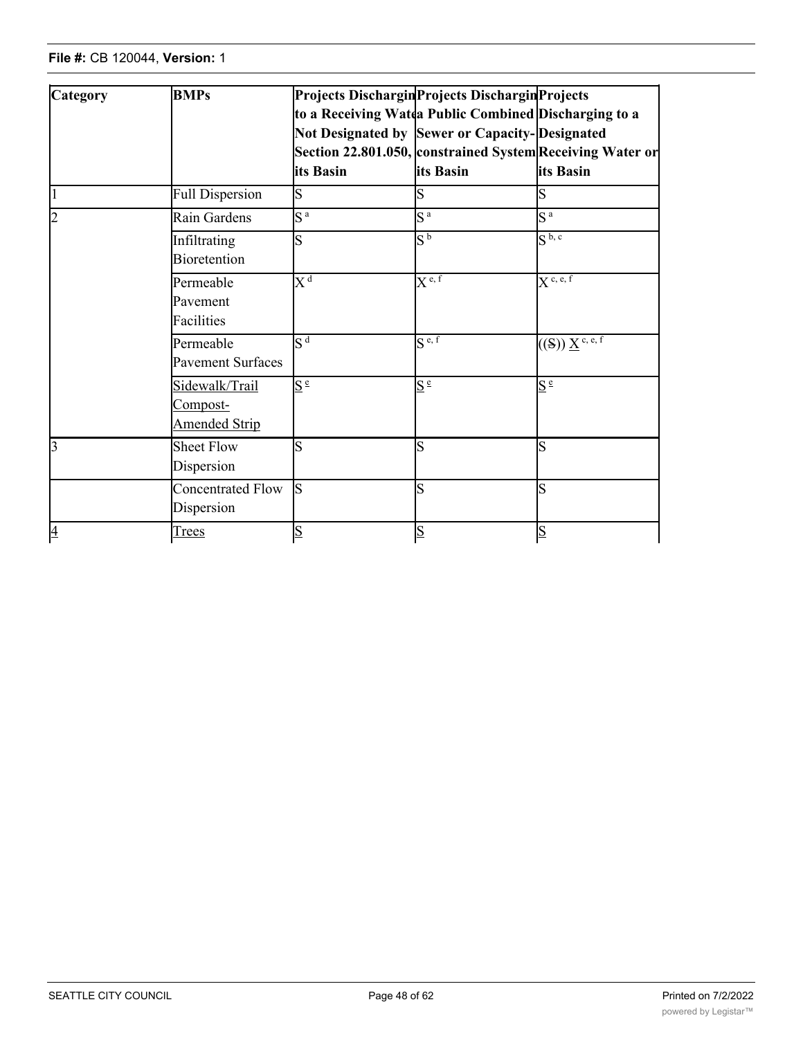| Category | BMPs | Projects Discharging to a Receiving Water Not Designated by Section 22.801.050, or its Basin | Projects Discharging to a Public Combined Sewer or Capacity-constrained System its Basin | Projects Discharging to a Designated Receiving Water or its Basin |
|---|---|---|---|---|
| 1 | Full Dispersion | S | S | S |
| 2 | Rain Gardens | S [a] | S [a] | S [a] |
| | Infiltrating Bioretention | S | S [b] | S [b, c] |
| | Permeable Pavement Facilities | X [d] | X [e, f] | X [c, e, f] |
| | Permeable Pavement Surfaces | S [d] | S [e, f] | ((S)) X [c, e, f] |
| | Sidewalk/Trail Compost-Amended Strip | S [e] | S [e] | S [e] |
| 3 | Sheet Flow Dispersion | S | S | S |
| | Concentrated Flow Dispersion | S | S | S |
| 4 | Trees | S | S | S |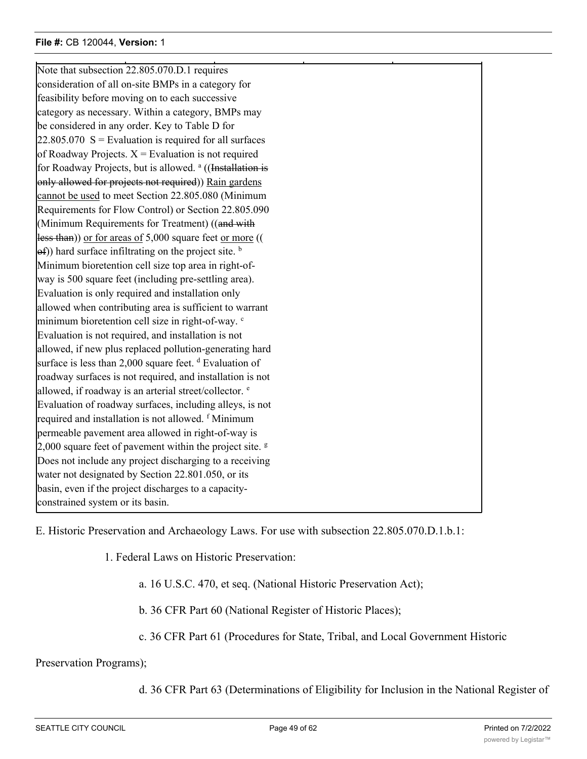| Note that subsection 22.805.070.D.1 requires consideration of all on-site BMPs in a category for feasibility before moving on to each successive category as necessary. Within a category, BMPs may be considered in any order. Key to Table D for 22.805.070 S = Evaluation is required for all surfaces of Roadway Projects. X = Evaluation is not required for Roadway Projects, but is allowed. [a] ((~~Installation is only allowed for projects not required~~)) <u>Rain gardens cannot be used</u> to meet Section 22.805.080 (Minimum Requirements for Flow Control) or Section 22.805.090 (Minimum Requirements for Treatment) ((~~and with less than~~)) <u>or for areas of</u> 5,000 square feet <u>or more</u> ((~~of~~)) hard surface infiltrating on the project site. [b] Minimum bioretention cell size top area in right-of-way is 500 square feet (including pre-settling area). Evaluation is only required and installation only allowed when contributing area is sufficient to warrant minimum bioretention cell size in right-of-way. [c] Evaluation is not required, and installation is not allowed, if new plus replaced pollution-generating hard surface is less than 2,000 square feet. [d] Evaluation of roadway surfaces is not required, and installation is not allowed, if roadway is an arterial street/collector. [e] Evaluation of roadway surfaces, including alleys, is not required and installation is not allowed. [f] Minimum permeable pavement area allowed in right-of-way is 2,000 square feet of pavement within the project site. [g] Does not include any project discharging to a receiving water not designated by Section 22.801.050, or its basin, even if the project discharges to a capacity-constrained system or its basin. |
|---|

E. Historic Preservation and Archaeology Laws. For use with subsection 22.805.070.D.1.b.1:

1. Federal Laws on Historic Preservation:

a. 16 U.S.C. 470, et seq. (National Historic Preservation Act);

b. 36 CFR Part 60 (National Register of Historic Places);

c. 36 CFR Part 61 (Procedures for State, Tribal, and Local Government Historic Preservation Programs);

d. 36 CFR Part 63 (Determinations of Eligibility for Inclusion in the National Register of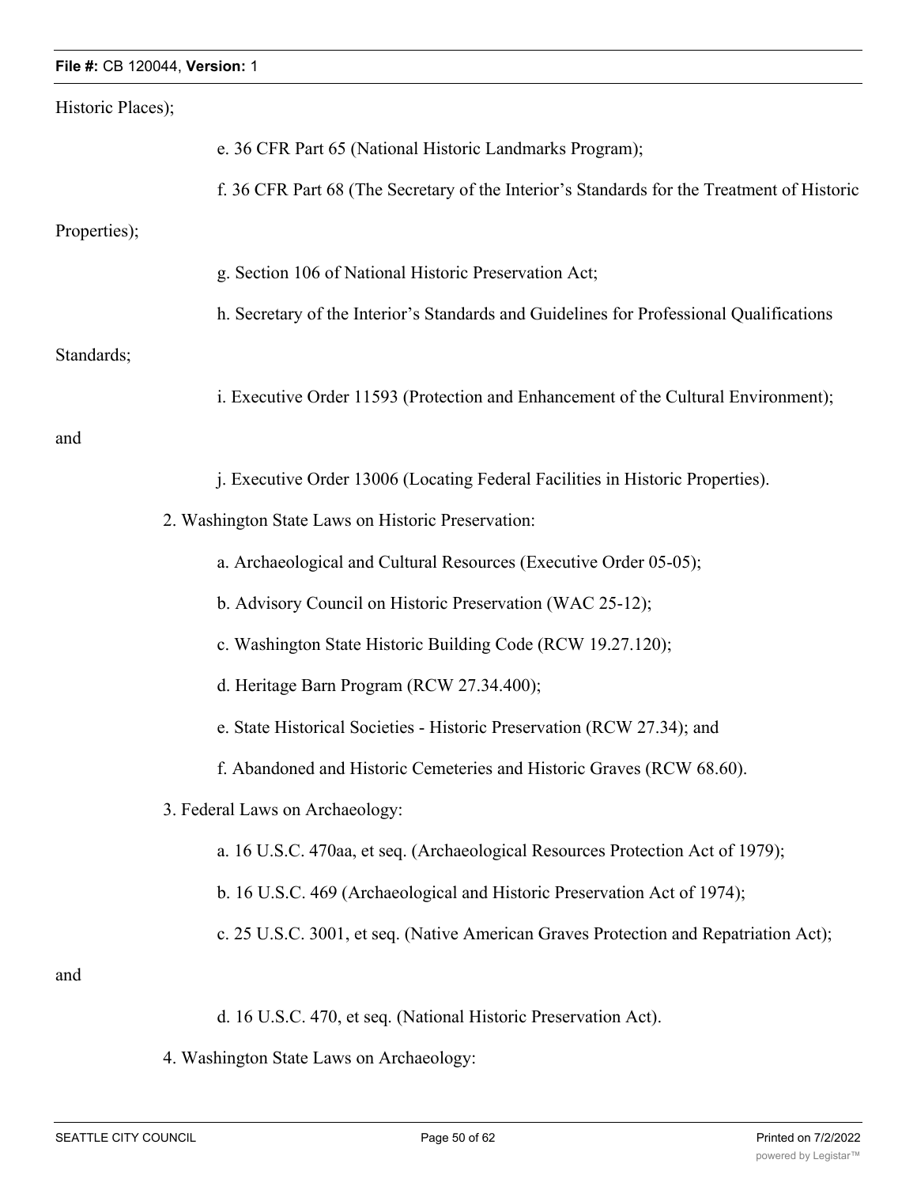Historic Places);

e. 36 CFR Part 65 (National Historic Landmarks Program);

f. 36 CFR Part 68 (The Secretary of the Interior's Standards for the Treatment of Historic Properties);

g. Section 106 of National Historic Preservation Act;

h. Secretary of the Interior's Standards and Guidelines for Professional Qualifications Standards;

i. Executive Order 11593 (Protection and Enhancement of the Cultural Environment); and

j. Executive Order 13006 (Locating Federal Facilities in Historic Properties).

2. Washington State Laws on Historic Preservation:

a. Archaeological and Cultural Resources (Executive Order 05-05);

b. Advisory Council on Historic Preservation (WAC 25-12);

c. Washington State Historic Building Code (RCW 19.27.120);

d. Heritage Barn Program (RCW 27.34.400);

e. State Historical Societies - Historic Preservation (RCW 27.34); and

f. Abandoned and Historic Cemeteries and Historic Graves (RCW 68.60).

3. Federal Laws on Archaeology:

a. 16 U.S.C. 470aa, et seq. (Archaeological Resources Protection Act of 1979);

b. 16 U.S.C. 469 (Archaeological and Historic Preservation Act of 1974);

c. 25 U.S.C. 3001, et seq. (Native American Graves Protection and Repatriation Act); and

d. 16 U.S.C. 470, et seq. (National Historic Preservation Act).

4. Washington State Laws on Archaeology: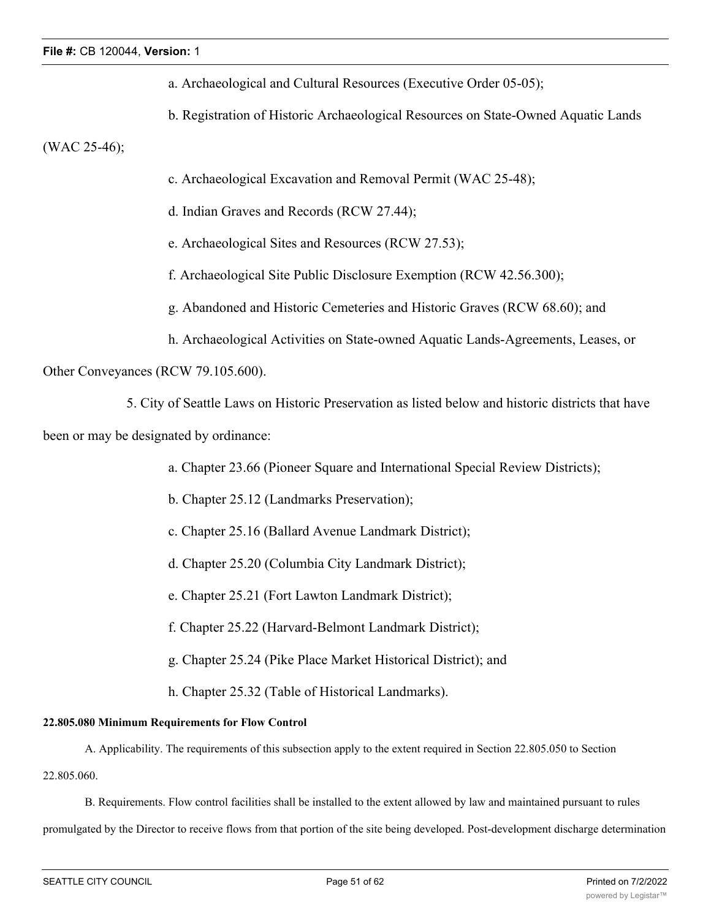a. Archaeological and Cultural Resources (Executive Order 05-05);

b. Registration of Historic Archaeological Resources on State-Owned Aquatic Lands (WAC 25-46);

c. Archaeological Excavation and Removal Permit (WAC 25-48);

d. Indian Graves and Records (RCW 27.44);

e. Archaeological Sites and Resources (RCW 27.53);

f. Archaeological Site Public Disclosure Exemption (RCW 42.56.300);

g. Abandoned and Historic Cemeteries and Historic Graves (RCW 68.60); and

h. Archaeological Activities on State-owned Aquatic Lands-Agreements, Leases, or Other Conveyances (RCW 79.105.600).

5. City of Seattle Laws on Historic Preservation as listed below and historic districts that have been or may be designated by ordinance:

a. Chapter 23.66 (Pioneer Square and International Special Review Districts);

b. Chapter 25.12 (Landmarks Preservation);

c. Chapter 25.16 (Ballard Avenue Landmark District);

d. Chapter 25.20 (Columbia City Landmark District);

e. Chapter 25.21 (Fort Lawton Landmark District);

f. Chapter 25.22 (Harvard-Belmont Landmark District);

g. Chapter 25.24 (Pike Place Market Historical District); and

h. Chapter 25.32 (Table of Historical Landmarks).

**22.805.080 Minimum Requirements for Flow Control**

A. Applicability. The requirements of this subsection apply to the extent required in Section 22.805.050 to Section 22.805.060.

B. Requirements. Flow control facilities shall be installed to the extent allowed by law and maintained pursuant to rules promulgated by the Director to receive flows from that portion of the site being developed. Post-development discharge determination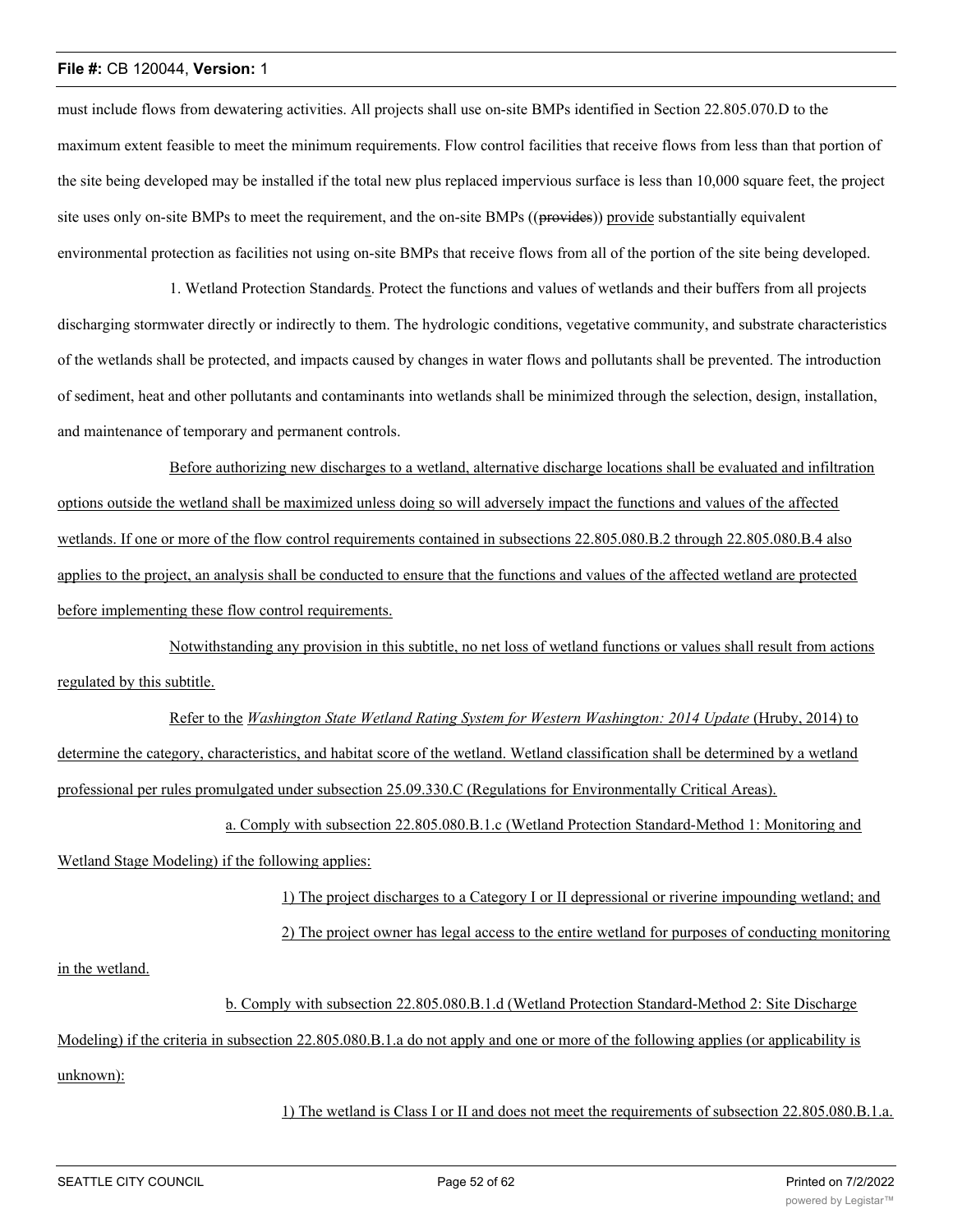must include flows from dewatering activities. All projects shall use on-site BMPs identified in Section 22.805.070.D to the maximum extent feasible to meet the minimum requirements. Flow control facilities that receive flows from less than that portion of the site being developed may be installed if the total new plus replaced impervious surface is less than 10,000 square feet, the project site uses only on-site BMPs to meet the requirement, and the on-site BMPs ((~~provides~~)) <u>provide</u> substantially equivalent environmental protection as facilities not using on-site BMPs that receive flows from all of the portion of the site being developed.

1. Wetland Protection Standard<u>s</u>. Protect the functions and values of wetlands and their buffers from all projects discharging stormwater directly or indirectly to them. The hydrologic conditions, vegetative community, and substrate characteristics of the wetlands shall be protected, and impacts caused by changes in water flows and pollutants shall be prevented. The introduction of sediment, heat and other pollutants and contaminants into wetlands shall be minimized through the selection, design, installation, and maintenance of temporary and permanent controls.

<u>Before authorizing new discharges to a wetland, alternative discharge locations shall be evaluated and infiltration options outside the wetland shall be maximized unless doing so will adversely impact the functions and values of the affected wetlands. If one or more of the flow control requirements contained in subsections 22.805.080.B.2 through 22.805.080.B.4 also applies to the project, an analysis shall be conducted to ensure that the functions and values of the affected wetland are protected before implementing these flow control requirements.</u>

<u>Notwithstanding any provision in this subtitle, no net loss of wetland functions or values shall result from actions regulated by this subtitle.</u>

<u>Refer to the *Washington State Wetland Rating System for Western Washington: 2014 Update* (Hruby, 2014) to determine the category, characteristics, and habitat score of the wetland. Wetland classification shall be determined by a wetland professional per rules promulgated under subsection 25.09.330.C (Regulations for Environmentally Critical Areas).</u>

<u>a. Comply with subsection 22.805.080.B.1.c (Wetland Protection Standard-Method 1: Monitoring and Wetland Stage Modeling) if the following applies:</u>

<u>1) The project discharges to a Category I or II depressional or riverine impounding wetland; and</u>

<u>2) The project owner has legal access to the entire wetland for purposes of conducting monitoring in the wetland.</u>

<u>b. Comply with subsection 22.805.080.B.1.d (Wetland Protection Standard-Method 2: Site Discharge Modeling) if the criteria in subsection 22.805.080.B.1.a do not apply and one or more of the following applies (or applicability is unknown):</u>

<u>1) The wetland is Class I or II and does not meet the requirements of subsection 22.805.080.B.1.a.</u>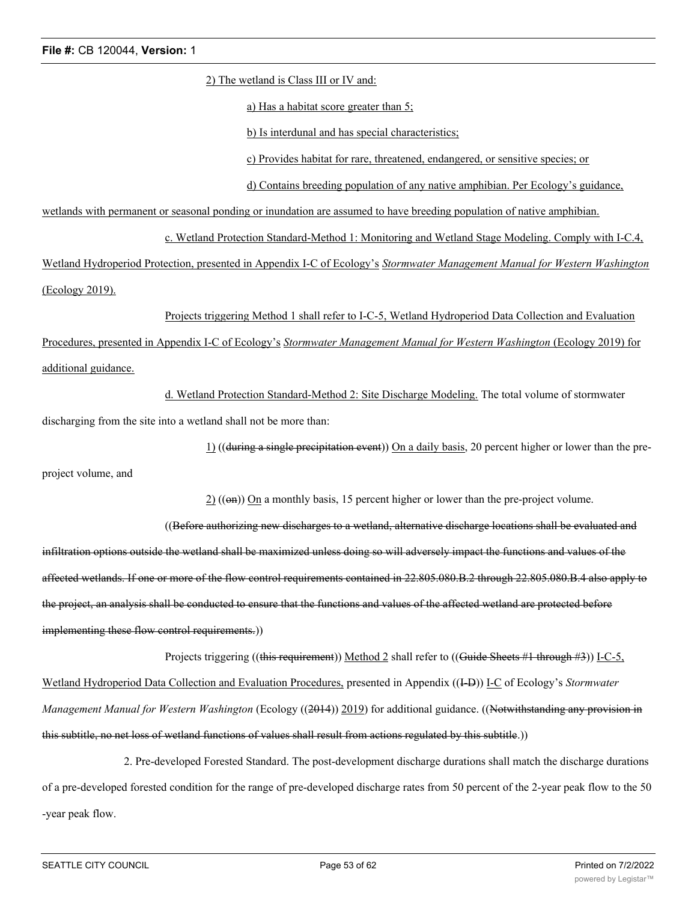2) The wetland is Class III or IV and:

a) Has a habitat score greater than 5;

b) Is interdunal and has special characteristics;

c) Provides habitat for rare, threatened, endangered, or sensitive species; or

d) Contains breeding population of any native amphibian. Per Ecology's guidance, wetlands with permanent or seasonal ponding or inundation are assumed to have breeding population of native amphibian.

c. Wetland Protection Standard-Method 1: Monitoring and Wetland Stage Modeling. Comply with I-C.4, Wetland Hydroperiod Protection, presented in Appendix I-C of Ecology's *Stormwater Management Manual for Western Washington* (Ecology 2019).

Projects triggering Method 1 shall refer to I-C-5, Wetland Hydroperiod Data Collection and Evaluation Procedures, presented in Appendix I-C of Ecology's *Stormwater Management Manual for Western Washington* (Ecology 2019) for additional guidance.

d. Wetland Protection Standard-Method 2: Site Discharge Modeling. The total volume of stormwater discharging from the site into a wetland shall not be more than:

1) ((~~during a single precipitation event~~)) On a daily basis, 20 percent higher or lower than the pre-project volume, and

2) ((~~on~~)) On a monthly basis, 15 percent higher or lower than the pre-project volume.

((~~Before authorizing new discharges to a wetland, alternative discharge locations shall be evaluated and infiltration options outside the wetland shall be maximized unless doing so will adversely impact the functions and values of the affected wetlands. If one or more of the flow control requirements contained in 22.805.080.B.2 through 22.805.080.B.4 also apply to the project, an analysis shall be conducted to ensure that the functions and values of the affected wetland are protected before implementing these flow control requirements.~~))

Projects triggering ((~~this requirement~~)) Method 2 shall refer to ((~~Guide Sheets #1 through #3~~)) I-C-5, Wetland Hydroperiod Data Collection and Evaluation Procedures, presented in Appendix ((~~I-D~~)) I-C of Ecology's *Stormwater Management Manual for Western Washington* (Ecology ((~~2014~~)) 2019) for additional guidance. ((~~Notwithstanding any provision in this subtitle, no net loss of wetland functions of values shall result from actions regulated by this subtitle~~.))

2. Pre-developed Forested Standard. The post-development discharge durations shall match the discharge durations of a pre-developed forested condition for the range of pre-developed discharge rates from 50 percent of the 2-year peak flow to the 50-year peak flow.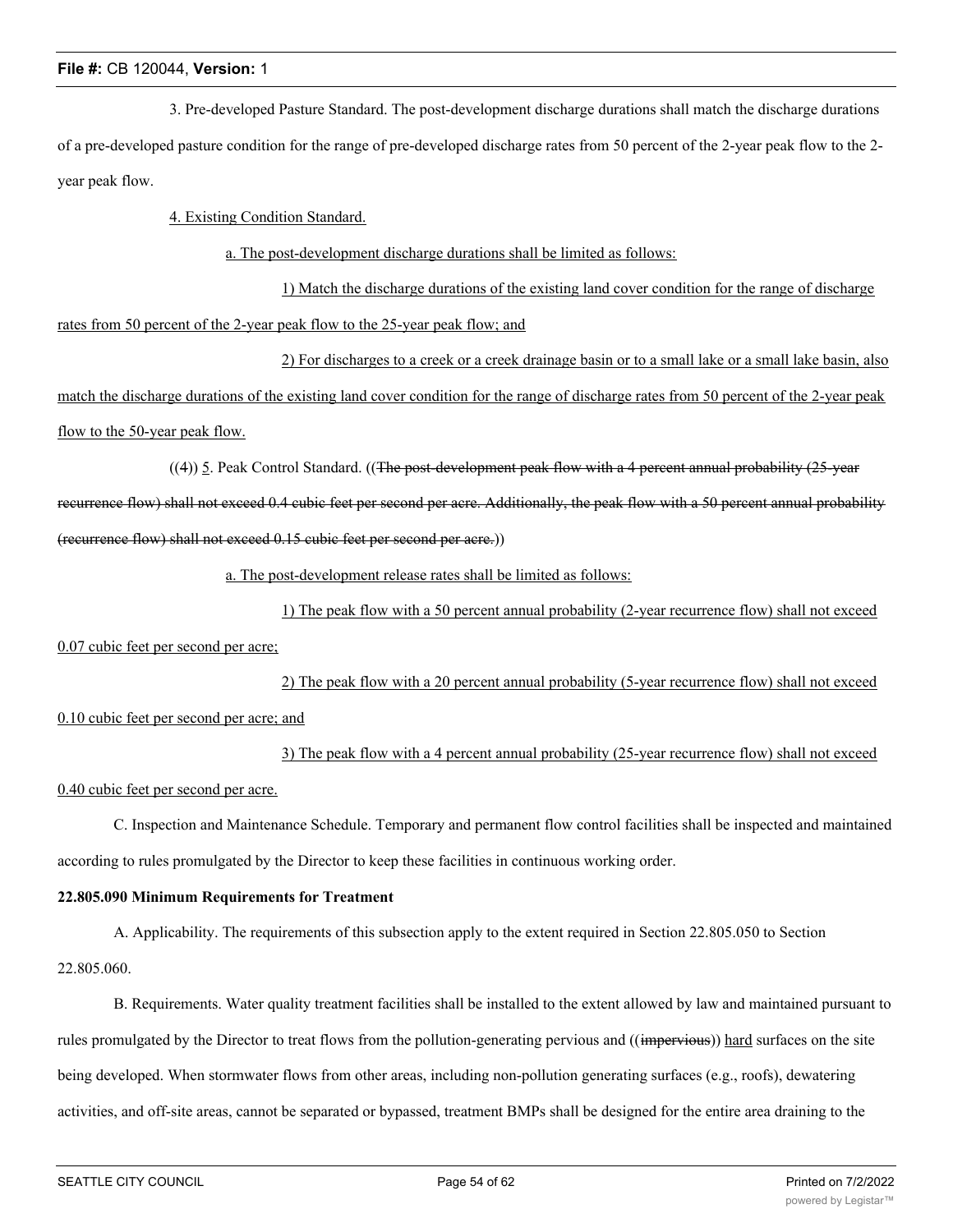3. Pre-developed Pasture Standard. The post-development discharge durations shall match the discharge durations of a pre-developed pasture condition for the range of pre-developed discharge rates from 50 percent of the 2-year peak flow to the 2-year peak flow.

4. Existing Condition Standard.

a. The post-development discharge durations shall be limited as follows:

1) Match the discharge durations of the existing land cover condition for the range of discharge rates from 50 percent of the 2-year peak flow to the 25-year peak flow; and

2) For discharges to a creek or a creek drainage basin or to a small lake or a small lake basin, also match the discharge durations of the existing land cover condition for the range of discharge rates from 50 percent of the 2-year peak flow to the 50-year peak flow.

((4)) 5. Peak Control Standard. ((~~The post-development peak flow with a 4 percent annual probability (25-year recurrence flow) shall not exceed 0.4 cubic feet per second per acre. Additionally, the peak flow with a 50 percent annual probability (recurrence flow) shall not exceed 0.15 cubic feet per second per acre.~~))

a. The post-development release rates shall be limited as follows:

1) The peak flow with a 50 percent annual probability (2-year recurrence flow) shall not exceed 0.07 cubic feet per second per acre;

2) The peak flow with a 20 percent annual probability (5-year recurrence flow) shall not exceed 0.10 cubic feet per second per acre; and

3) The peak flow with a 4 percent annual probability (25-year recurrence flow) shall not exceed 0.40 cubic feet per second per acre.

C. Inspection and Maintenance Schedule. Temporary and permanent flow control facilities shall be inspected and maintained according to rules promulgated by the Director to keep these facilities in continuous working order.

**22.805.090 Minimum Requirements for Treatment**

A. Applicability. The requirements of this subsection apply to the extent required in Section 22.805.050 to Section 22.805.060.

B. Requirements. Water quality treatment facilities shall be installed to the extent allowed by law and maintained pursuant to rules promulgated by the Director to treat flows from the pollution-generating pervious and ((~~impervious~~)) hard surfaces on the site being developed. When stormwater flows from other areas, including non-pollution generating surfaces (e.g., roofs), dewatering activities, and off-site areas, cannot be separated or bypassed, treatment BMPs shall be designed for the entire area draining to the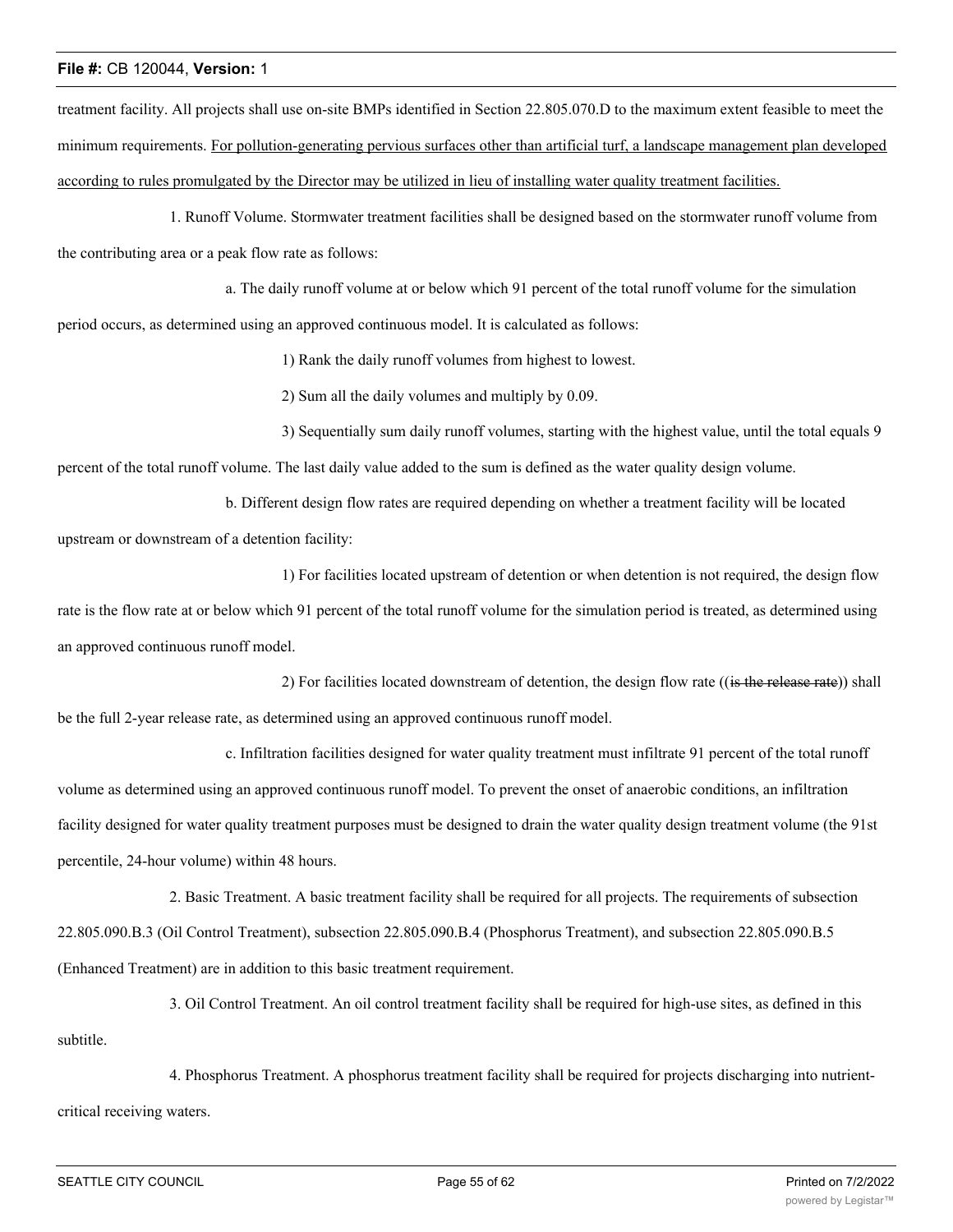treatment facility. All projects shall use on-site BMPs identified in Section 22.805.070.D to the maximum extent feasible to meet the minimum requirements. <u>For pollution-generating pervious surfaces other than artificial turf, a landscape management plan developed according to rules promulgated by the Director may be utilized in lieu of installing water quality treatment facilities.</u>

1. Runoff Volume. Stormwater treatment facilities shall be designed based on the stormwater runoff volume from the contributing area or a peak flow rate as follows:

a. The daily runoff volume at or below which 91 percent of the total runoff volume for the simulation period occurs, as determined using an approved continuous model. It is calculated as follows:

1) Rank the daily runoff volumes from highest to lowest.

2) Sum all the daily volumes and multiply by 0.09.

3) Sequentially sum daily runoff volumes, starting with the highest value, until the total equals 9 percent of the total runoff volume. The last daily value added to the sum is defined as the water quality design volume.

b. Different design flow rates are required depending on whether a treatment facility will be located upstream or downstream of a detention facility:

1) For facilities located upstream of detention or when detention is not required, the design flow rate is the flow rate at or below which 91 percent of the total runoff volume for the simulation period is treated, as determined using an approved continuous runoff model.

2) For facilities located downstream of detention, the design flow rate ((~~is the release rate~~)) shall be the full 2-year release rate, as determined using an approved continuous runoff model.

c. Infiltration facilities designed for water quality treatment must infiltrate 91 percent of the total runoff volume as determined using an approved continuous runoff model. To prevent the onset of anaerobic conditions, an infiltration facility designed for water quality treatment purposes must be designed to drain the water quality design treatment volume (the 91st percentile, 24-hour volume) within 48 hours.

2. Basic Treatment. A basic treatment facility shall be required for all projects. The requirements of subsection 22.805.090.B.3 (Oil Control Treatment), subsection 22.805.090.B.4 (Phosphorus Treatment), and subsection 22.805.090.B.5 (Enhanced Treatment) are in addition to this basic treatment requirement.

3. Oil Control Treatment. An oil control treatment facility shall be required for high-use sites, as defined in this subtitle.

4. Phosphorus Treatment. A phosphorus treatment facility shall be required for projects discharging into nutrient-critical receiving waters.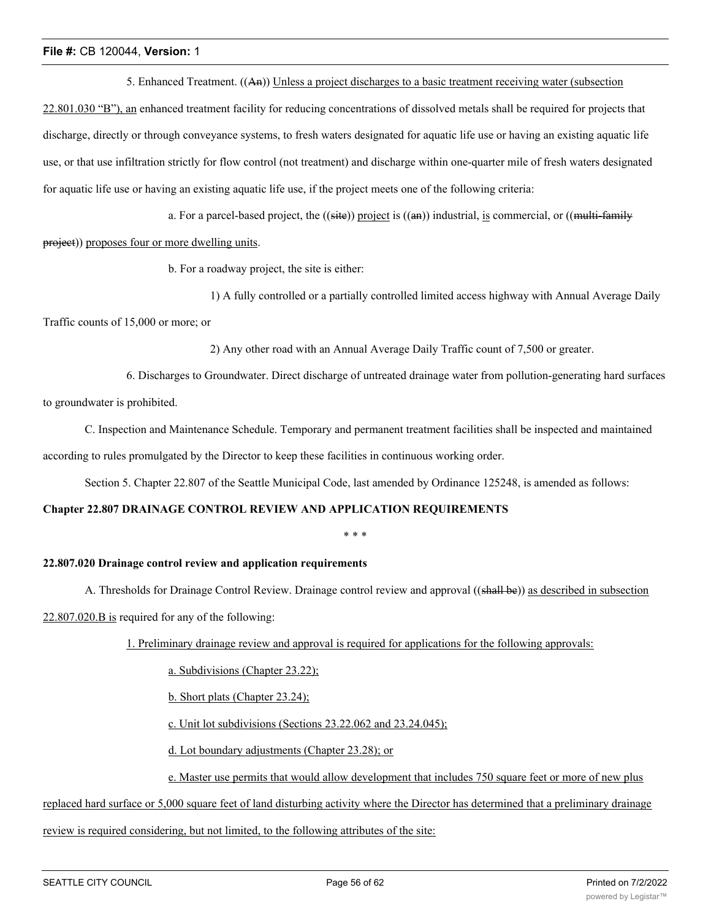5. Enhanced Treatment. ((An)) Unless a project discharges to a basic treatment receiving water (subsection 22.801.030 "B"), an enhanced treatment facility for reducing concentrations of dissolved metals shall be required for projects that discharge, directly or through conveyance systems, to fresh waters designated for aquatic life use or having an existing aquatic life use, or that use infiltration strictly for flow control (not treatment) and discharge within one-quarter mile of fresh waters designated for aquatic life use or having an existing aquatic life use, if the project meets one of the following criteria:

a. For a parcel-based project, the ((site)) project is ((an)) industrial, is commercial, or ((multi-family project)) proposes four or more dwelling units.

b. For a roadway project, the site is either:

1) A fully controlled or a partially controlled limited access highway with Annual Average Daily Traffic counts of 15,000 or more; or

2) Any other road with an Annual Average Daily Traffic count of 7,500 or greater.

6. Discharges to Groundwater. Direct discharge of untreated drainage water from pollution-generating hard surfaces to groundwater is prohibited.

C. Inspection and Maintenance Schedule. Temporary and permanent treatment facilities shall be inspected and maintained according to rules promulgated by the Director to keep these facilities in continuous working order.

Section 5. Chapter 22.807 of the Seattle Municipal Code, last amended by Ordinance 125248, is amended as follows:

**Chapter 22.807 DRAINAGE CONTROL REVIEW AND APPLICATION REQUIREMENTS**

\* \* \*

**22.807.020 Drainage control review and application requirements**

A. Thresholds for Drainage Control Review. Drainage control review and approval ((shall be)) as described in subsection 22.807.020.B is required for any of the following:

1. Preliminary drainage review and approval is required for applications for the following approvals:

a. Subdivisions (Chapter 23.22);

b. Short plats (Chapter 23.24);

c. Unit lot subdivisions (Sections 23.22.062 and 23.24.045);

d. Lot boundary adjustments (Chapter 23.28); or

e. Master use permits that would allow development that includes 750 square feet or more of new plus replaced hard surface or 5,000 square feet of land disturbing activity where the Director has determined that a preliminary drainage review is required considering, but not limited, to the following attributes of the site: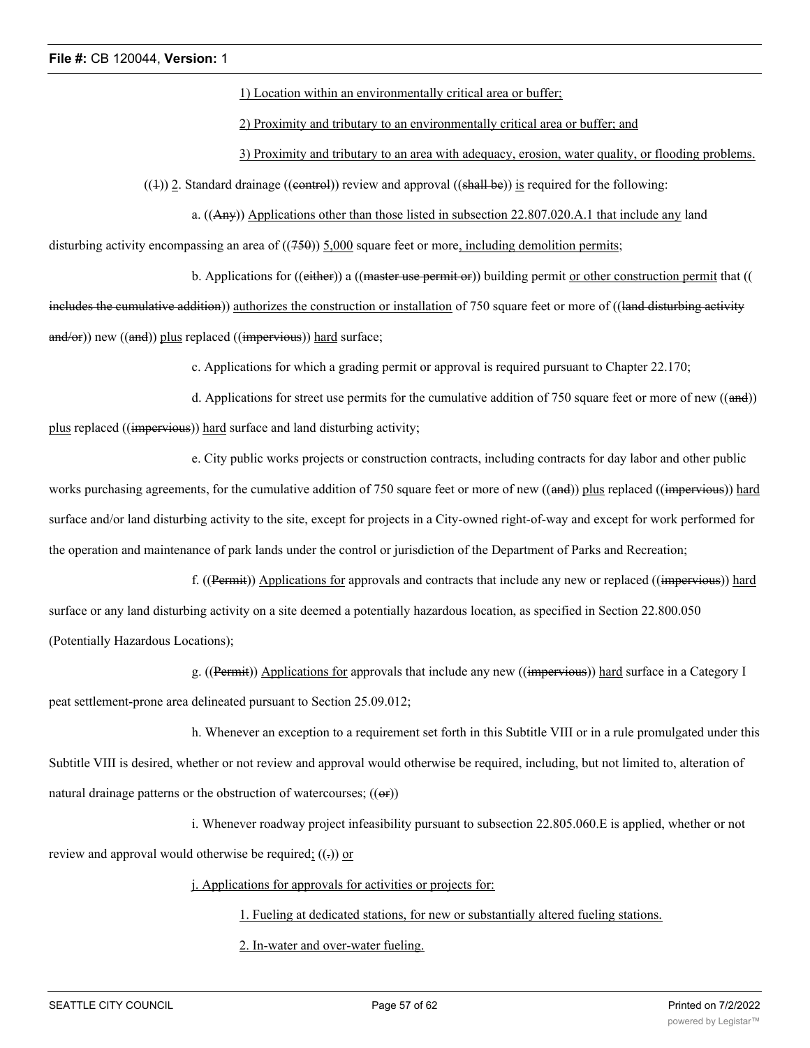1) Location within an environmentally critical area or buffer;

2) Proximity and tributary to an environmentally critical area or buffer; and

3) Proximity and tributary to an area with adequacy, erosion, water quality, or flooding problems.

((1)) 2. Standard drainage ((control)) review and approval ((shall be)) is required for the following:

a. ((Any)) Applications other than those listed in subsection 22.807.020.A.1 that include any land disturbing activity encompassing an area of ((750)) 5,000 square feet or more, including demolition permits;

b. Applications for ((either)) a ((master use permit or)) building permit or other construction permit that ((includes the cumulative addition)) authorizes the construction or installation of 750 square feet or more of ((land disturbing activity and/or)) new ((and)) plus replaced ((impervious)) hard surface;

c. Applications for which a grading permit or approval is required pursuant to Chapter 22.170;

d. Applications for street use permits for the cumulative addition of 750 square feet or more of new ((and)) plus replaced ((impervious)) hard surface and land disturbing activity;

e. City public works projects or construction contracts, including contracts for day labor and other public works purchasing agreements, for the cumulative addition of 750 square feet or more of new ((and)) plus replaced ((impervious)) hard surface and/or land disturbing activity to the site, except for projects in a City-owned right-of-way and except for work performed for the operation and maintenance of park lands under the control or jurisdiction of the Department of Parks and Recreation;

f. ((Permit)) Applications for approvals and contracts that include any new or replaced ((impervious)) hard surface or any land disturbing activity on a site deemed a potentially hazardous location, as specified in Section 22.800.050 (Potentially Hazardous Locations);

g. ((Permit)) Applications for approvals that include any new ((impervious)) hard surface in a Category I peat settlement-prone area delineated pursuant to Section 25.09.012;

h. Whenever an exception to a requirement set forth in this Subtitle VIII or in a rule promulgated under this Subtitle VIII is desired, whether or not review and approval would otherwise be required, including, but not limited to, alteration of natural drainage patterns or the obstruction of watercourses; ((or))

i. Whenever roadway project infeasibility pursuant to subsection 22.805.060.E is applied, whether or not review and approval would otherwise be required; ((.)) or

j. Applications for approvals for activities or projects for:

1. Fueling at dedicated stations, for new or substantially altered fueling stations.

2. In-water and over-water fueling.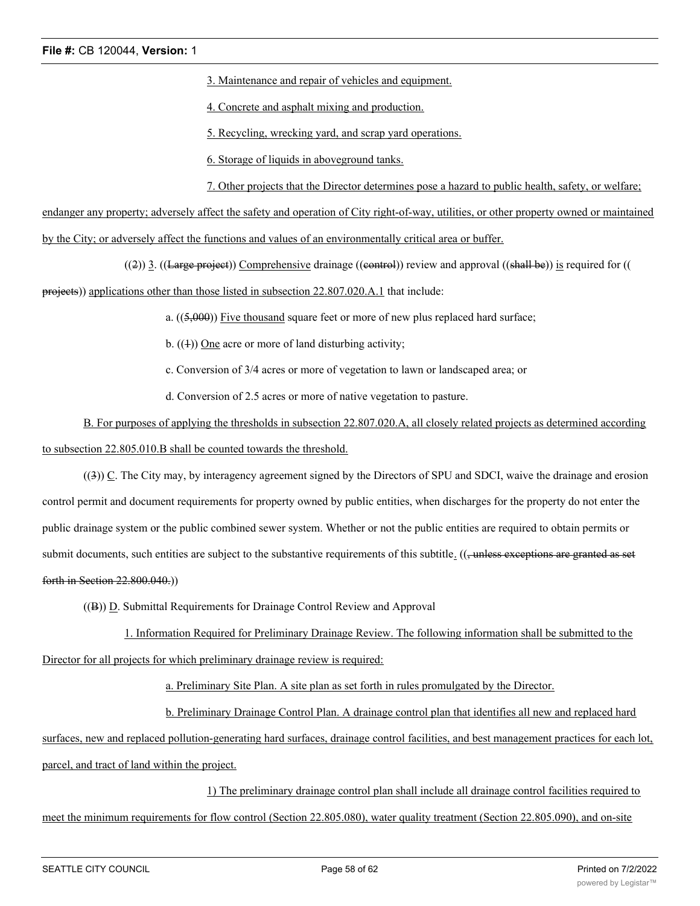3. Maintenance and repair of vehicles and equipment.

4. Concrete and asphalt mixing and production.

5. Recycling, wrecking yard, and scrap yard operations.

6. Storage of liquids in aboveground tanks.

7. Other projects that the Director determines pose a hazard to public health, safety, or welfare; endanger any property; adversely affect the safety and operation of City right-of-way, utilities, or other property owned or maintained by the City; or adversely affect the functions and values of an environmentally critical area or buffer.

((2)) 3. ((Large project)) Comprehensive drainage ((control)) review and approval ((shall be)) is required for ((projects)) applications other than those listed in subsection 22.807.020.A.1 that include:

a. ((5,000)) Five thousand square feet or more of new plus replaced hard surface;

b. ((1)) One acre or more of land disturbing activity;

c. Conversion of 3/4 acres or more of vegetation to lawn or landscaped area; or

d. Conversion of 2.5 acres or more of native vegetation to pasture.

B. For purposes of applying the thresholds in subsection 22.807.020.A, all closely related projects as determined according to subsection 22.805.010.B shall be counted towards the threshold.

((3)) C. The City may, by interagency agreement signed by the Directors of SPU and SDCI, waive the drainage and erosion control permit and document requirements for property owned by public entities, when discharges for the property do not enter the public drainage system or the public combined sewer system. Whether or not the public entities are required to obtain permits or submit documents, such entities are subject to the substantive requirements of this subtitle. ((, unless exceptions are granted as set forth in Section 22.800.040.))

((B)) D. Submittal Requirements for Drainage Control Review and Approval

1. Information Required for Preliminary Drainage Review. The following information shall be submitted to the Director for all projects for which preliminary drainage review is required:

a. Preliminary Site Plan. A site plan as set forth in rules promulgated by the Director.

b. Preliminary Drainage Control Plan. A drainage control plan that identifies all new and replaced hard surfaces, new and replaced pollution-generating hard surfaces, drainage control facilities, and best management practices for each lot, parcel, and tract of land within the project.

1) The preliminary drainage control plan shall include all drainage control facilities required to meet the minimum requirements for flow control (Section 22.805.080), water quality treatment (Section 22.805.090), and on-site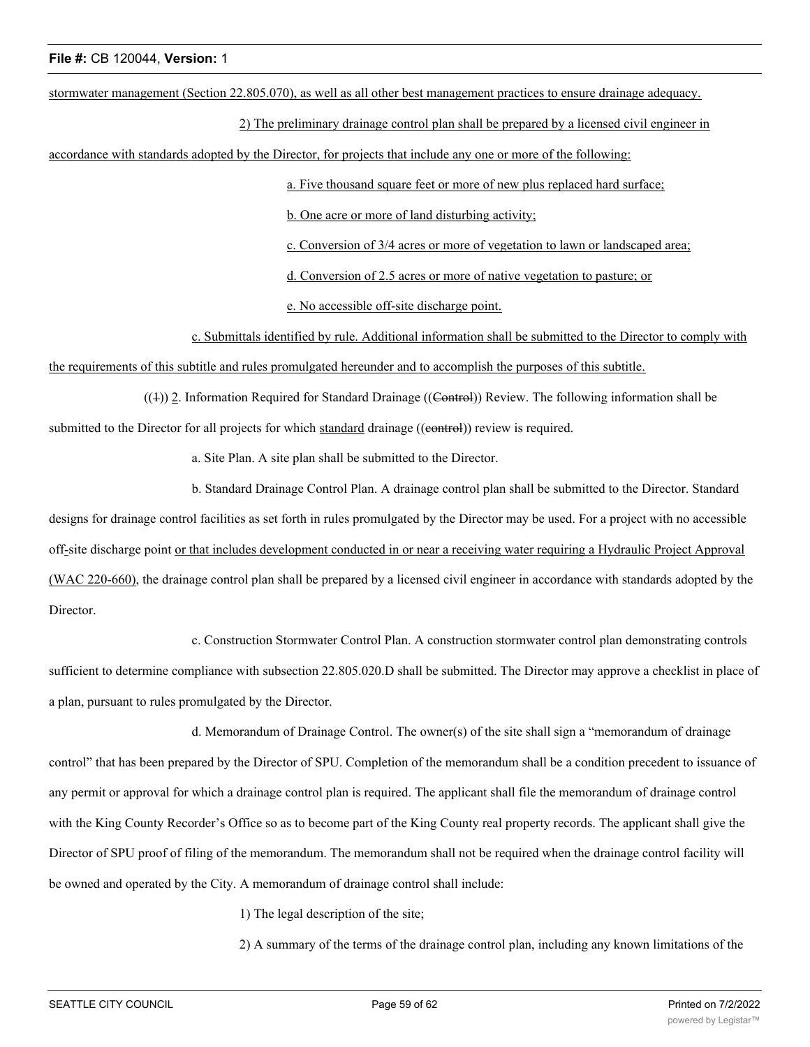stormwater management (Section 22.805.070), as well as all other best management practices to ensure drainage adequacy.

2) The preliminary drainage control plan shall be prepared by a licensed civil engineer in accordance with standards adopted by the Director, for projects that include any one or more of the following:

a. Five thousand square feet or more of new plus replaced hard surface;

b. One acre or more of land disturbing activity;

c. Conversion of 3/4 acres or more of vegetation to lawn or landscaped area;

d. Conversion of 2.5 acres or more of native vegetation to pasture; or

e. No accessible off-site discharge point.

c. Submittals identified by rule. Additional information shall be submitted to the Director to comply with the requirements of this subtitle and rules promulgated hereunder and to accomplish the purposes of this subtitle.

((~~1~~)) 2. Information Required for Standard Drainage ((~~Control~~)) Review. The following information shall be submitted to the Director for all projects for which standard drainage ((~~control~~)) review is required.

a. Site Plan. A site plan shall be submitted to the Director.

b. Standard Drainage Control Plan. A drainage control plan shall be submitted to the Director. Standard designs for drainage control facilities as set forth in rules promulgated by the Director may be used. For a project with no accessible off-site discharge point or that includes development conducted in or near a receiving water requiring a Hydraulic Project Approval (WAC 220-660), the drainage control plan shall be prepared by a licensed civil engineer in accordance with standards adopted by the Director.

c. Construction Stormwater Control Plan. A construction stormwater control plan demonstrating controls sufficient to determine compliance with subsection 22.805.020.D shall be submitted. The Director may approve a checklist in place of a plan, pursuant to rules promulgated by the Director.

d. Memorandum of Drainage Control. The owner(s) of the site shall sign a "memorandum of drainage control" that has been prepared by the Director of SPU. Completion of the memorandum shall be a condition precedent to issuance of any permit or approval for which a drainage control plan is required. The applicant shall file the memorandum of drainage control with the King County Recorder's Office so as to become part of the King County real property records. The applicant shall give the Director of SPU proof of filing of the memorandum. The memorandum shall not be required when the drainage control facility will be owned and operated by the City. A memorandum of drainage control shall include:

1) The legal description of the site;

2) A summary of the terms of the drainage control plan, including any known limitations of the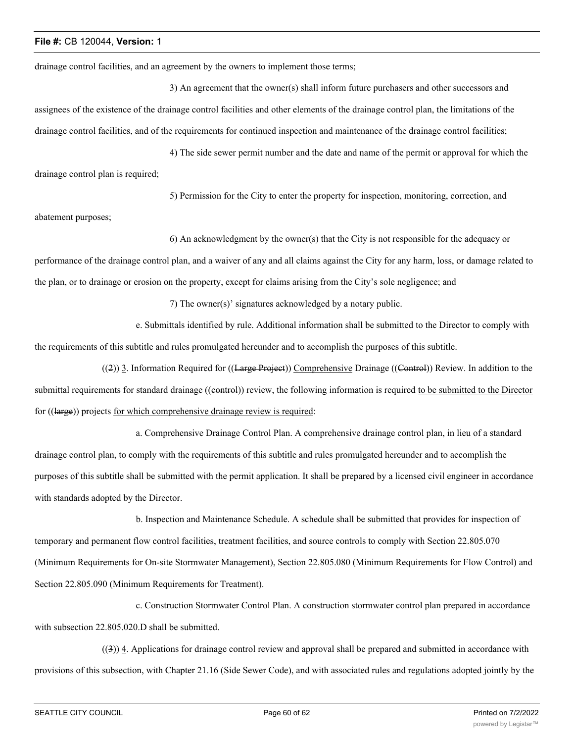drainage control facilities, and an agreement by the owners to implement those terms;

3) An agreement that the owner(s) shall inform future purchasers and other successors and assignees of the existence of the drainage control facilities and other elements of the drainage control plan, the limitations of the drainage control facilities, and of the requirements for continued inspection and maintenance of the drainage control facilities;

4) The side sewer permit number and the date and name of the permit or approval for which the drainage control plan is required;

5) Permission for the City to enter the property for inspection, monitoring, correction, and abatement purposes;

6) An acknowledgment by the owner(s) that the City is not responsible for the adequacy or performance of the drainage control plan, and a waiver of any and all claims against the City for any harm, loss, or damage related to the plan, or to drainage or erosion on the property, except for claims arising from the City's sole negligence; and

7) The owner(s)' signatures acknowledged by a notary public.

e. Submittals identified by rule. Additional information shall be submitted to the Director to comply with the requirements of this subtitle and rules promulgated hereunder and to accomplish the purposes of this subtitle.

((~~2~~)) <u>3</u>. Information Required for ((~~Large Project~~)) <u>Comprehensive</u> Drainage ((~~Control~~)) Review. In addition to the submittal requirements for standard drainage ((~~control~~)) review, the following information is required <u>to be submitted to the Director</u> for ((~~large~~)) projects <u>for which comprehensive drainage review is required</u>:

a. Comprehensive Drainage Control Plan. A comprehensive drainage control plan, in lieu of a standard drainage control plan, to comply with the requirements of this subtitle and rules promulgated hereunder and to accomplish the purposes of this subtitle shall be submitted with the permit application. It shall be prepared by a licensed civil engineer in accordance with standards adopted by the Director.

b. Inspection and Maintenance Schedule. A schedule shall be submitted that provides for inspection of temporary and permanent flow control facilities, treatment facilities, and source controls to comply with Section 22.805.070 (Minimum Requirements for On-site Stormwater Management), Section 22.805.080 (Minimum Requirements for Flow Control) and Section 22.805.090 (Minimum Requirements for Treatment).

c. Construction Stormwater Control Plan. A construction stormwater control plan prepared in accordance with subsection 22.805.020.D shall be submitted.

((~~3~~)) <u>4</u>. Applications for drainage control review and approval shall be prepared and submitted in accordance with provisions of this subsection, with Chapter 21.16 (Side Sewer Code), and with associated rules and regulations adopted jointly by the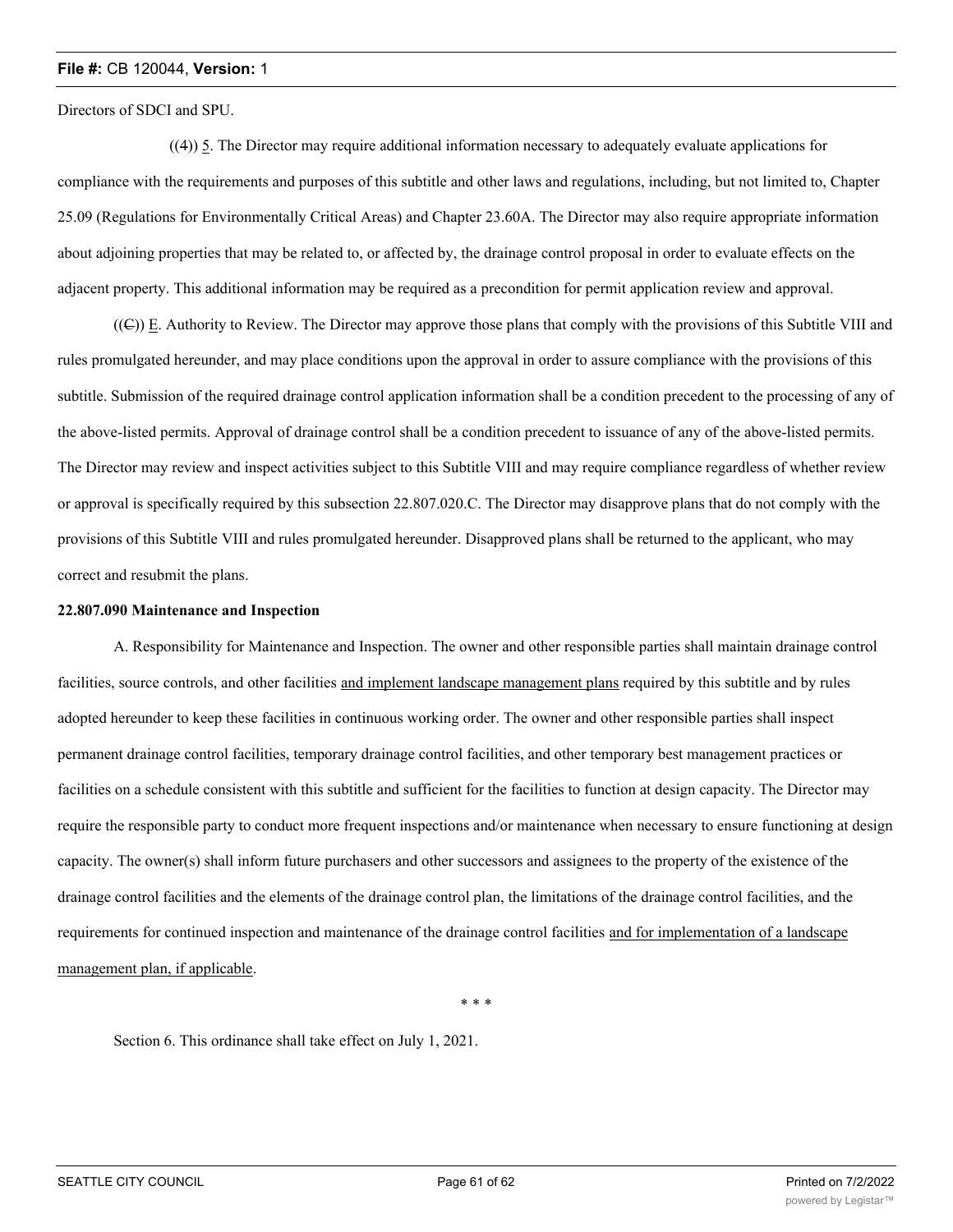Directors of SDCI and SPU.

((4)) 5. The Director may require additional information necessary to adequately evaluate applications for compliance with the requirements and purposes of this subtitle and other laws and regulations, including, but not limited to, Chapter 25.09 (Regulations for Environmentally Critical Areas) and Chapter 23.60A. The Director may also require appropriate information about adjoining properties that may be related to, or affected by, the drainage control proposal in order to evaluate effects on the adjacent property. This additional information may be required as a precondition for permit application review and approval.

((C)) E. Authority to Review. The Director may approve those plans that comply with the provisions of this Subtitle VIII and rules promulgated hereunder, and may place conditions upon the approval in order to assure compliance with the provisions of this subtitle. Submission of the required drainage control application information shall be a condition precedent to the processing of any of the above-listed permits. Approval of drainage control shall be a condition precedent to issuance of any of the above-listed permits. The Director may review and inspect activities subject to this Subtitle VIII and may require compliance regardless of whether review or approval is specifically required by this subsection 22.807.020.C. The Director may disapprove plans that do not comply with the provisions of this Subtitle VIII and rules promulgated hereunder. Disapproved plans shall be returned to the applicant, who may correct and resubmit the plans.

**22.807.090 Maintenance and Inspection**

A. Responsibility for Maintenance and Inspection. The owner and other responsible parties shall maintain drainage control facilities, source controls, and other facilities and implement landscape management plans required by this subtitle and by rules adopted hereunder to keep these facilities in continuous working order. The owner and other responsible parties shall inspect permanent drainage control facilities, temporary drainage control facilities, and other temporary best management practices or facilities on a schedule consistent with this subtitle and sufficient for the facilities to function at design capacity. The Director may require the responsible party to conduct more frequent inspections and/or maintenance when necessary to ensure functioning at design capacity. The owner(s) shall inform future purchasers and other successors and assignees to the property of the existence of the drainage control facilities and the elements of the drainage control plan, the limitations of the drainage control facilities, and the requirements for continued inspection and maintenance of the drainage control facilities and for implementation of a landscape management plan, if applicable.

\* \* \*

Section 6. This ordinance shall take effect on July 1, 2021.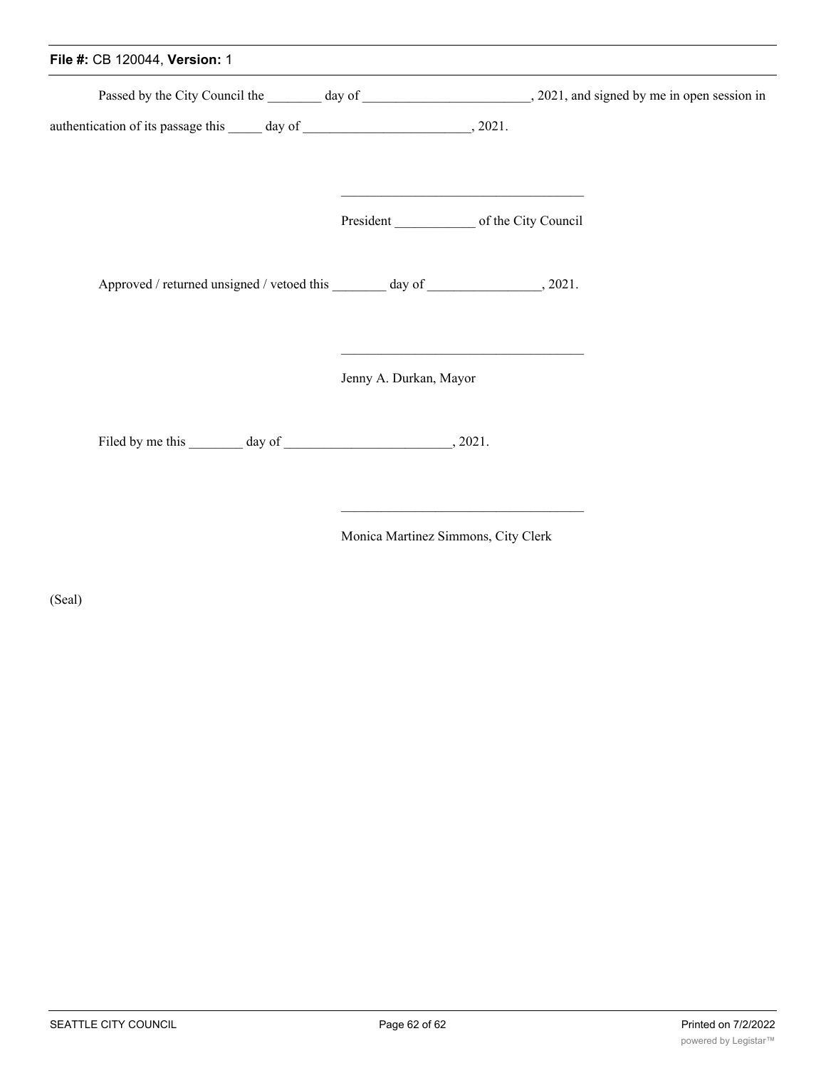File #: CB 120044, Version: 1

Passed by the City Council the ________ day of _________________________, 2021, and signed by me in open session in authentication of its passage this _____ day of _________________________, 2021.

____________________________________

President ____________ of the City Council

Approved / returned unsigned / vetoed this ________ day of _________________, 2021.

____________________________________

Jenny A. Durkan, Mayor

Filed by me this ________ day of _________________________, 2021.

____________________________________

Monica Martinez Simmons, City Clerk

(Seal)